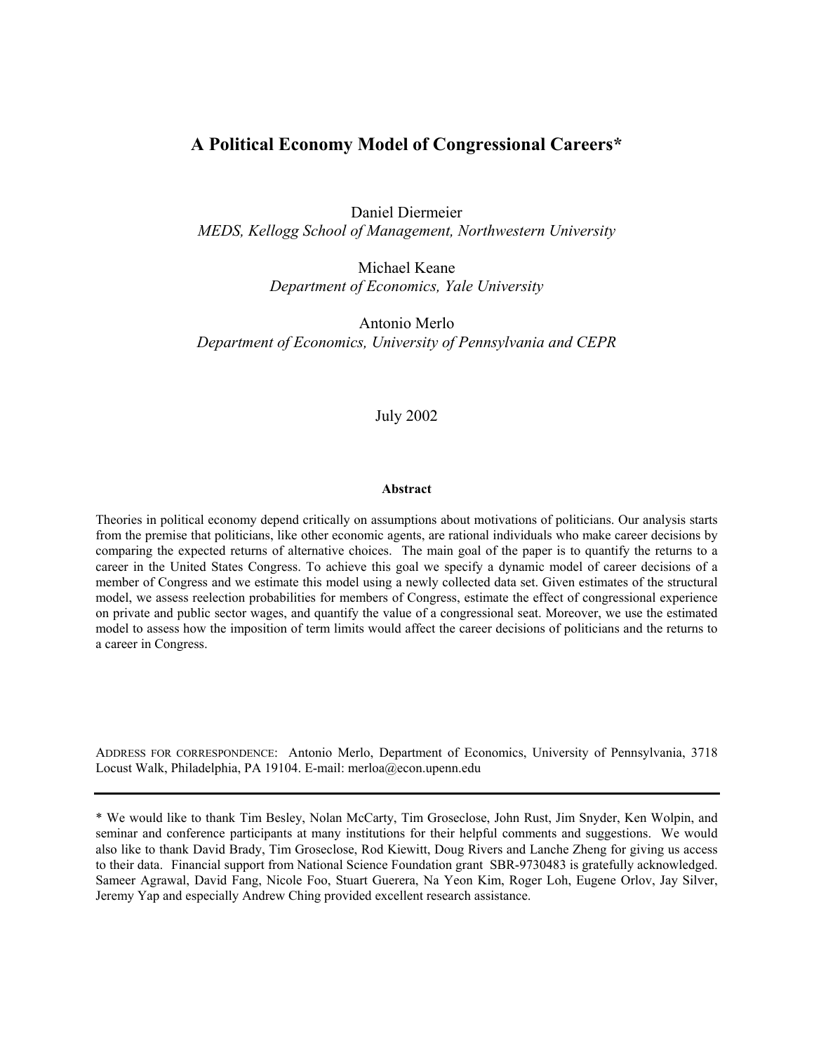# A Political Economy Model of Congressional Careers*

Daniel Diermeier
*MEDS, Kellogg School of Management, Northwestern University*

Michael Keane
*Department of Economics, Yale University*

Antonio Merlo
*Department of Economics, University of Pennsylvania and CEPR*

July 2002

**Abstract**

Theories in political economy depend critically on assumptions about motivations of politicians. Our analysis starts from the premise that politicians, like other economic agents, are rational individuals who make career decisions by comparing the expected returns of alternative choices. The main goal of the paper is to quantify the returns to a career in the United States Congress. To achieve this goal we specify a dynamic model of career decisions of a member of Congress and we estimate this model using a newly collected data set. Given estimates of the structural model, we assess reelection probabilities for members of Congress, estimate the effect of congressional experience on private and public sector wages, and quantify the value of a congressional seat. Moreover, we use the estimated model to assess how the imposition of term limits would affect the career decisions of politicians and the returns to a career in Congress.

ADDRESS FOR CORRESPONDENCE: Antonio Merlo, Department of Economics, University of Pennsylvania, 3718 Locust Walk, Philadelphia, PA 19104. E-mail: merloa@econ.upenn.edu

---

* We would like to thank Tim Besley, Nolan McCarty, Tim Groseclose, John Rust, Jim Snyder, Ken Wolpin, and seminar and conference participants at many institutions for their helpful comments and suggestions. We would also like to thank David Brady, Tim Groseclose, Rod Kiewitt, Doug Rivers and Lanche Zheng for giving us access to their data. Financial support from National Science Foundation grant SBR-9730483 is gratefully acknowledged. Sameer Agrawal, David Fang, Nicole Foo, Stuart Guerera, Na Yeon Kim, Roger Loh, Eugene Orlov, Jay Silver, Jeremy Yap and especially Andrew Ching provided excellent research assistance.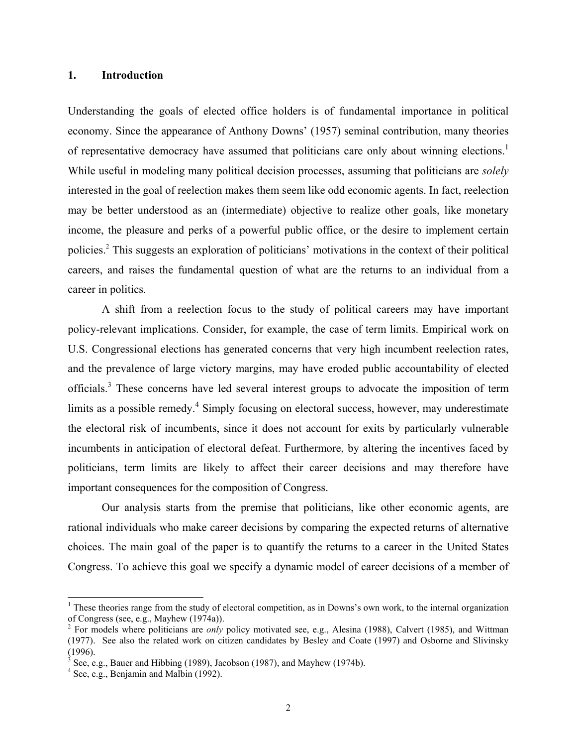## 1. Introduction

Understanding the goals of elected office holders is of fundamental importance in political economy. Since the appearance of Anthony Downs' (1957) seminal contribution, many theories of representative democracy have assumed that politicians care only about winning elections.[1] While useful in modeling many political decision processes, assuming that politicians are *solely* interested in the goal of reelection makes them seem like odd economic agents. In fact, reelection may be better understood as an (intermediate) objective to realize other goals, like monetary income, the pleasure and perks of a powerful public office, or the desire to implement certain policies.[2] This suggests an exploration of politicians' motivations in the context of their political careers, and raises the fundamental question of what are the returns to an individual from a career in politics.

A shift from a reelection focus to the study of political careers may have important policy-relevant implications. Consider, for example, the case of term limits. Empirical work on U.S. Congressional elections has generated concerns that very high incumbent reelection rates, and the prevalence of large victory margins, may have eroded public accountability of elected officials.[3] These concerns have led several interest groups to advocate the imposition of term limits as a possible remedy.[4] Simply focusing on electoral success, however, may underestimate the electoral risk of incumbents, since it does not account for exits by particularly vulnerable incumbents in anticipation of electoral defeat. Furthermore, by altering the incentives faced by politicians, term limits are likely to affect their career decisions and may therefore have important consequences for the composition of Congress.

Our analysis starts from the premise that politicians, like other economic agents, are rational individuals who make career decisions by comparing the expected returns of alternative choices. The main goal of the paper is to quantify the returns to a career in the United States Congress. To achieve this goal we specify a dynamic model of career decisions of a member of

---

[1] These theories range from the study of electoral competition, as in Downs's own work, to the internal organization of Congress (see, e.g., Mayhew (1974a)).

[2] For models where politicians are *only* policy motivated see, e.g., Alesina (1988), Calvert (1985), and Wittman (1977). See also the related work on citizen candidates by Besley and Coate (1997) and Osborne and Slivinsky (1996).

[3] See, e.g., Bauer and Hibbing (1989), Jacobson (1987), and Mayhew (1974b).

[4] See, e.g., Benjamin and Malbin (1992).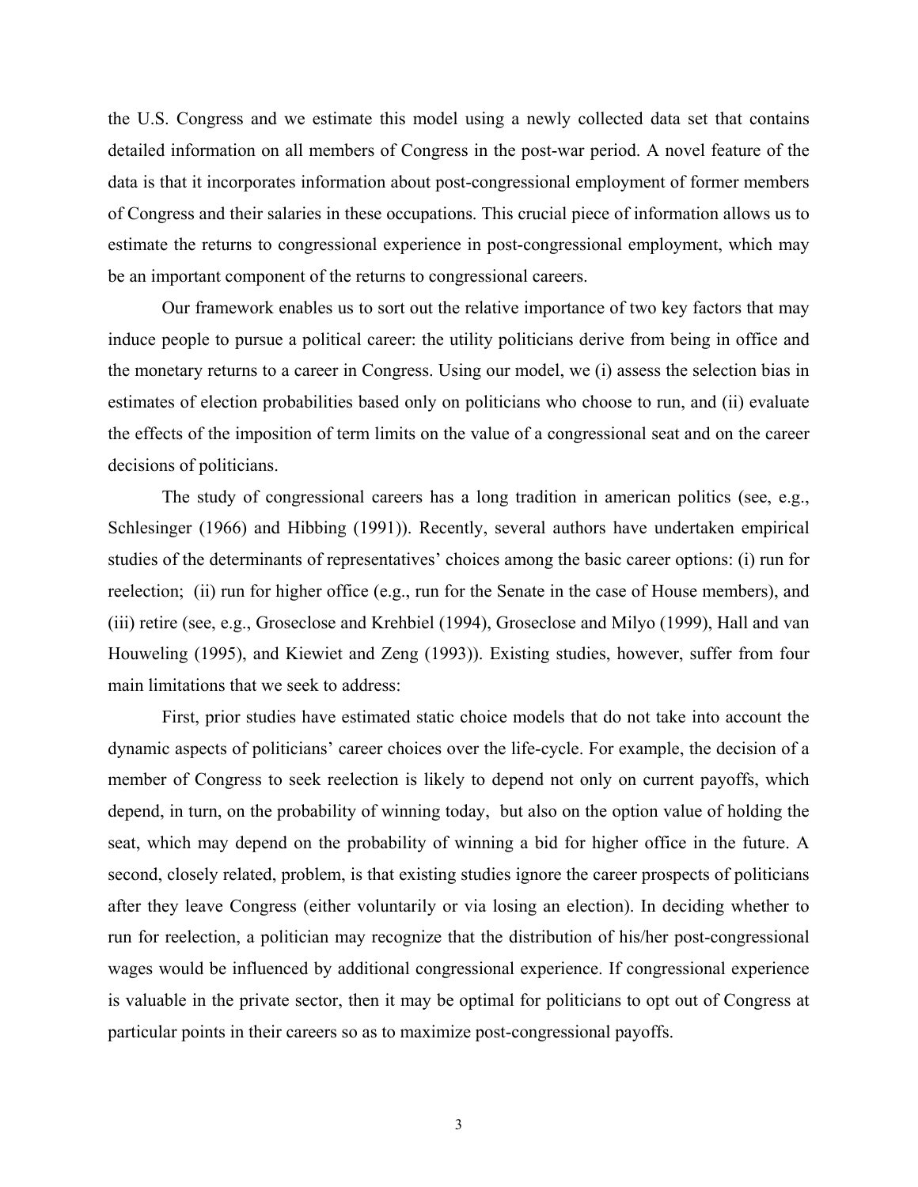the U.S. Congress and we estimate this model using a newly collected data set that contains detailed information on all members of Congress in the post-war period. A novel feature of the data is that it incorporates information about post-congressional employment of former members of Congress and their salaries in these occupations. This crucial piece of information allows us to estimate the returns to congressional experience in post-congressional employment, which may be an important component of the returns to congressional careers.

Our framework enables us to sort out the relative importance of two key factors that may induce people to pursue a political career: the utility politicians derive from being in office and the monetary returns to a career in Congress. Using our model, we (i) assess the selection bias in estimates of election probabilities based only on politicians who choose to run, and (ii) evaluate the effects of the imposition of term limits on the value of a congressional seat and on the career decisions of politicians.

The study of congressional careers has a long tradition in american politics (see, e.g., Schlesinger (1966) and Hibbing (1991)). Recently, several authors have undertaken empirical studies of the determinants of representatives' choices among the basic career options: (i) run for reelection; (ii) run for higher office (e.g., run for the Senate in the case of House members), and (iii) retire (see, e.g., Groseclose and Krehbiel (1994), Groseclose and Milyo (1999), Hall and van Houweling (1995), and Kiewiet and Zeng (1993)). Existing studies, however, suffer from four main limitations that we seek to address:

First, prior studies have estimated static choice models that do not take into account the dynamic aspects of politicians' career choices over the life-cycle. For example, the decision of a member of Congress to seek reelection is likely to depend not only on current payoffs, which depend, in turn, on the probability of winning today, but also on the option value of holding the seat, which may depend on the probability of winning a bid for higher office in the future. A second, closely related, problem, is that existing studies ignore the career prospects of politicians after they leave Congress (either voluntarily or via losing an election). In deciding whether to run for reelection, a politician may recognize that the distribution of his/her post-congressional wages would be influenced by additional congressional experience. If congressional experience is valuable in the private sector, then it may be optimal for politicians to opt out of Congress at particular points in their careers so as to maximize post-congressional payoffs.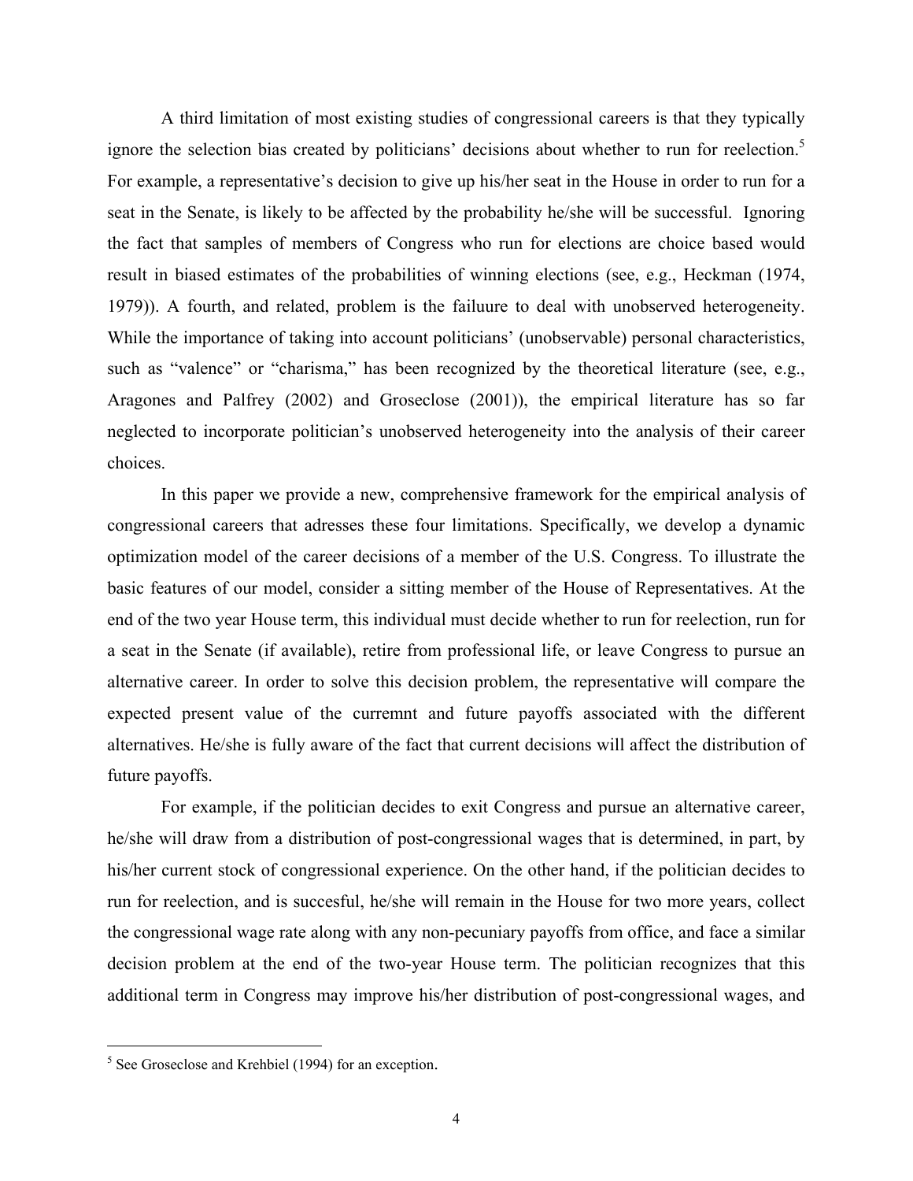A third limitation of most existing studies of congressional careers is that they typically ignore the selection bias created by politicians' decisions about whether to run for reelection.[5] For example, a representative's decision to give up his/her seat in the House in order to run for a seat in the Senate, is likely to be affected by the probability he/she will be successful. Ignoring the fact that samples of members of Congress who run for elections are choice based would result in biased estimates of the probabilities of winning elections (see, e.g., Heckman (1974, 1979)). A fourth, and related, problem is the failuure to deal with unobserved heterogeneity. While the importance of taking into account politicians' (unobservable) personal characteristics, such as "valence" or "charisma," has been recognized by the theoretical literature (see, e.g., Aragones and Palfrey (2002) and Groseclose (2001)), the empirical literature has so far neglected to incorporate politician's unobserved heterogeneity into the analysis of their career choices.

In this paper we provide a new, comprehensive framework for the empirical analysis of congressional careers that adresses these four limitations. Specifically, we develop a dynamic optimization model of the career decisions of a member of the U.S. Congress. To illustrate the basic features of our model, consider a sitting member of the House of Representatives. At the end of the two year House term, this individual must decide whether to run for reelection, run for a seat in the Senate (if available), retire from professional life, or leave Congress to pursue an alternative career. In order to solve this decision problem, the representative will compare the expected present value of the curremnt and future payoffs associated with the different alternatives. He/she is fully aware of the fact that current decisions will affect the distribution of future payoffs.

For example, if the politician decides to exit Congress and pursue an alternative career, he/she will draw from a distribution of post-congressional wages that is determined, in part, by his/her current stock of congressional experience. On the other hand, if the politician decides to run for reelection, and is succesful, he/she will remain in the House for two more years, collect the congressional wage rate along with any non-pecuniary payoffs from office, and face a similar decision problem at the end of the two-year House term. The politician recognizes that this additional term in Congress may improve his/her distribution of post-congressional wages, and

[5] See Groseclose and Krehbiel (1994) for an exception.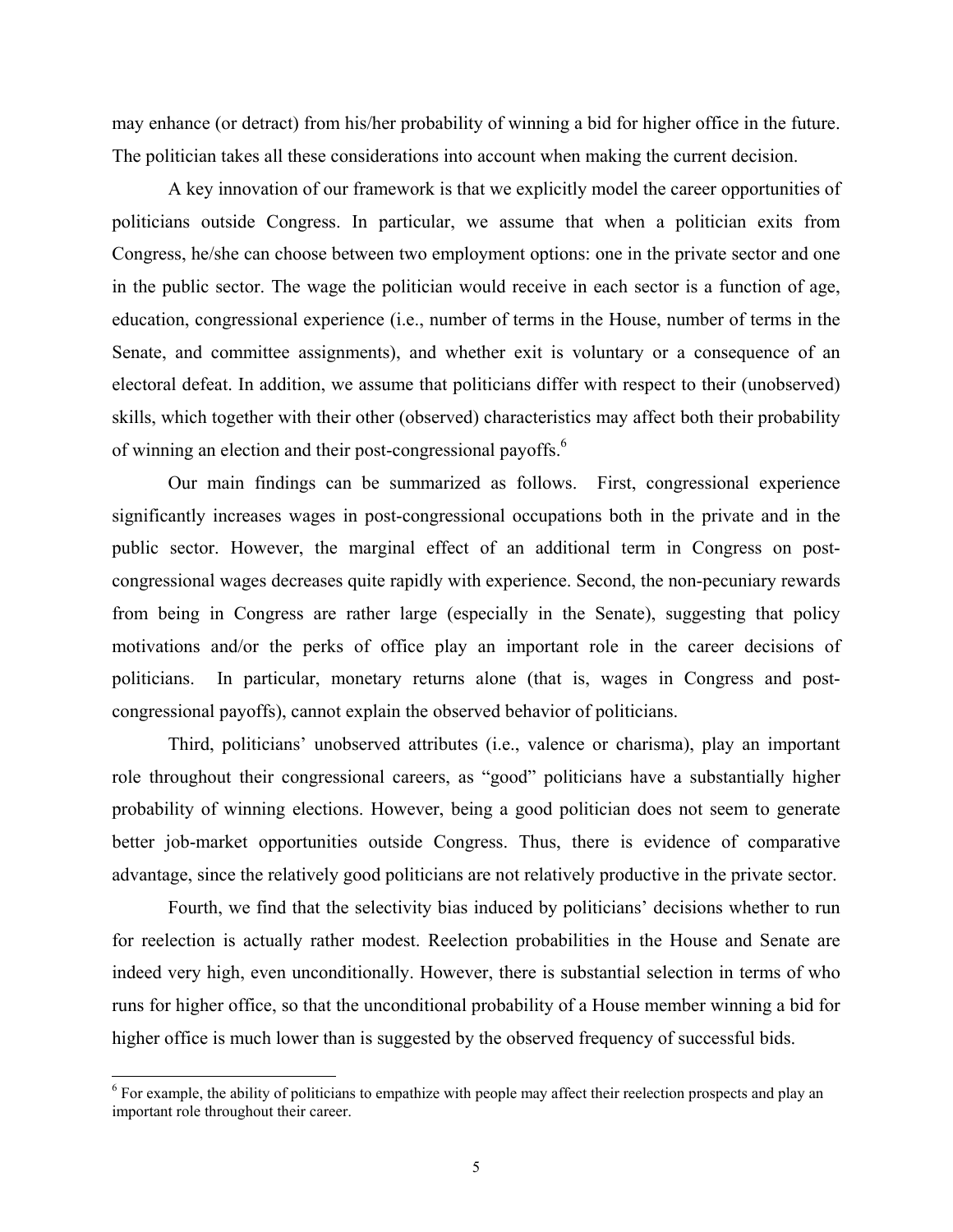may enhance (or detract) from his/her probability of winning a bid for higher office in the future. The politician takes all these considerations into account when making the current decision.

A key innovation of our framework is that we explicitly model the career opportunities of politicians outside Congress. In particular, we assume that when a politician exits from Congress, he/she can choose between two employment options: one in the private sector and one in the public sector. The wage the politician would receive in each sector is a function of age, education, congressional experience (i.e., number of terms in the House, number of terms in the Senate, and committee assignments), and whether exit is voluntary or a consequence of an electoral defeat. In addition, we assume that politicians differ with respect to their (unobserved) skills, which together with their other (observed) characteristics may affect both their probability of winning an election and their post-congressional payoffs.[6]

Our main findings can be summarized as follows. First, congressional experience significantly increases wages in post-congressional occupations both in the private and in the public sector. However, the marginal effect of an additional term in Congress on post-congressional wages decreases quite rapidly with experience. Second, the non-pecuniary rewards from being in Congress are rather large (especially in the Senate), suggesting that policy motivations and/or the perks of office play an important role in the career decisions of politicians. In particular, monetary returns alone (that is, wages in Congress and post-congressional payoffs), cannot explain the observed behavior of politicians.

Third, politicians' unobserved attributes (i.e., valence or charisma), play an important role throughout their congressional careers, as "good" politicians have a substantially higher probability of winning elections. However, being a good politician does not seem to generate better job-market opportunities outside Congress. Thus, there is evidence of comparative advantage, since the relatively good politicians are not relatively productive in the private sector.

Fourth, we find that the selectivity bias induced by politicians' decisions whether to run for reelection is actually rather modest. Reelection probabilities in the House and Senate are indeed very high, even unconditionally. However, there is substantial selection in terms of who runs for higher office, so that the unconditional probability of a House member winning a bid for higher office is much lower than is suggested by the observed frequency of successful bids.

[6] For example, the ability of politicians to empathize with people may affect their reelection prospects and play an important role throughout their career.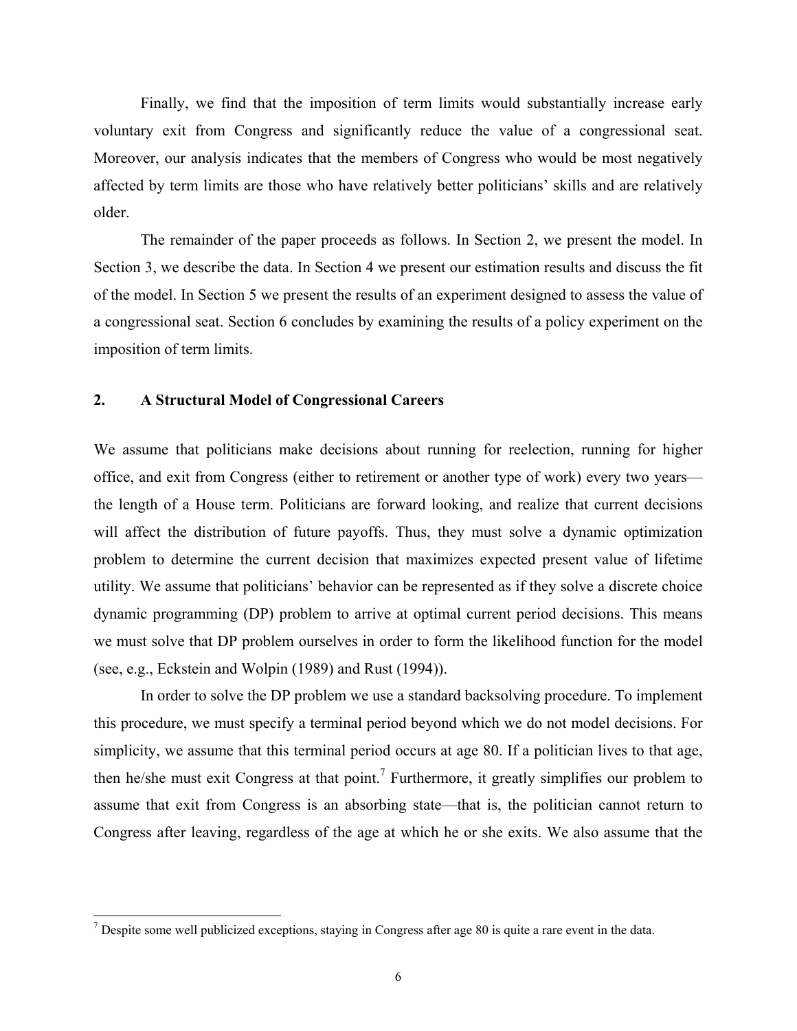Finally, we find that the imposition of term limits would substantially increase early voluntary exit from Congress and significantly reduce the value of a congressional seat. Moreover, our analysis indicates that the members of Congress who would be most negatively affected by term limits are those who have relatively better politicians' skills and are relatively older.

The remainder of the paper proceeds as follows. In Section 2, we present the model. In Section 3, we describe the data. In Section 4 we present our estimation results and discuss the fit of the model. In Section 5 we present the results of an experiment designed to assess the value of a congressional seat. Section 6 concludes by examining the results of a policy experiment on the imposition of term limits.

## 2. A Structural Model of Congressional Careers

We assume that politicians make decisions about running for reelection, running for higher office, and exit from Congress (either to retirement or another type of work) every two years—the length of a House term. Politicians are forward looking, and realize that current decisions will affect the distribution of future payoffs. Thus, they must solve a dynamic optimization problem to determine the current decision that maximizes expected present value of lifetime utility. We assume that politicians' behavior can be represented as if they solve a discrete choice dynamic programming (DP) problem to arrive at optimal current period decisions. This means we must solve that DP problem ourselves in order to form the likelihood function for the model (see, e.g., Eckstein and Wolpin (1989) and Rust (1994)).

In order to solve the DP problem we use a standard backsolving procedure. To implement this procedure, we must specify a terminal period beyond which we do not model decisions. For simplicity, we assume that this terminal period occurs at age 80. If a politician lives to that age, then he/she must exit Congress at that point.[7] Furthermore, it greatly simplifies our problem to assume that exit from Congress is an absorbing state—that is, the politician cannot return to Congress after leaving, regardless of the age at which he or she exits. We also assume that the

[7] Despite some well publicized exceptions, staying in Congress after age 80 is quite a rare event in the data.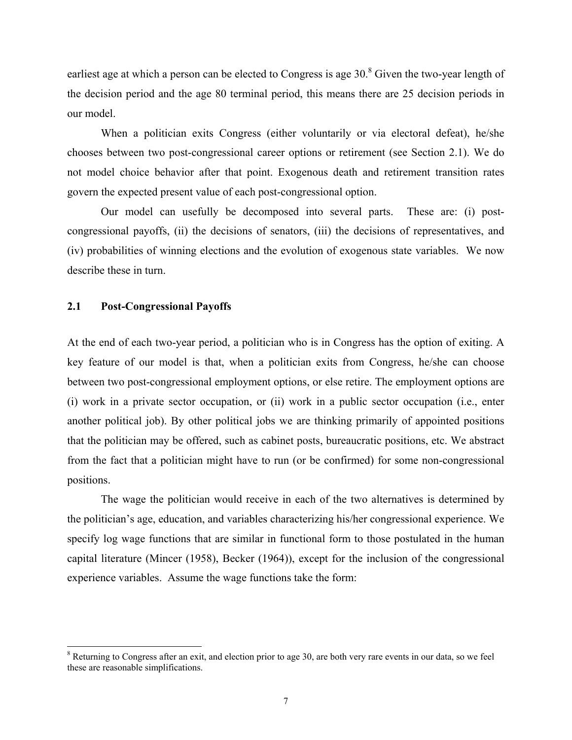earliest age at which a person can be elected to Congress is age 30.[8] Given the two-year length of the decision period and the age 80 terminal period, this means there are 25 decision periods in our model.

When a politician exits Congress (either voluntarily or via electoral defeat), he/she chooses between two post-congressional career options or retirement (see Section 2.1). We do not model choice behavior after that point. Exogenous death and retirement transition rates govern the expected present value of each post-congressional option.

Our model can usefully be decomposed into several parts. These are: (i) post-congressional payoffs, (ii) the decisions of senators, (iii) the decisions of representatives, and (iv) probabilities of winning elections and the evolution of exogenous state variables. We now describe these in turn.

## 2.1 Post-Congressional Payoffs

At the end of each two-year period, a politician who is in Congress has the option of exiting. A key feature of our model is that, when a politician exits from Congress, he/she can choose between two post-congressional employment options, or else retire. The employment options are (i) work in a private sector occupation, or (ii) work in a public sector occupation (i.e., enter another political job). By other political jobs we are thinking primarily of appointed positions that the politician may be offered, such as cabinet posts, bureaucratic positions, etc. We abstract from the fact that a politician might have to run (or be confirmed) for some non-congressional positions.

The wage the politician would receive in each of the two alternatives is determined by the politician's age, education, and variables characterizing his/her congressional experience. We specify log wage functions that are similar in functional form to those postulated in the human capital literature (Mincer (1958), Becker (1964)), except for the inclusion of the congressional experience variables. Assume the wage functions take the form:

[8] Returning to Congress after an exit, and election prior to age 30, are both very rare events in our data, so we feel these are reasonable simplifications.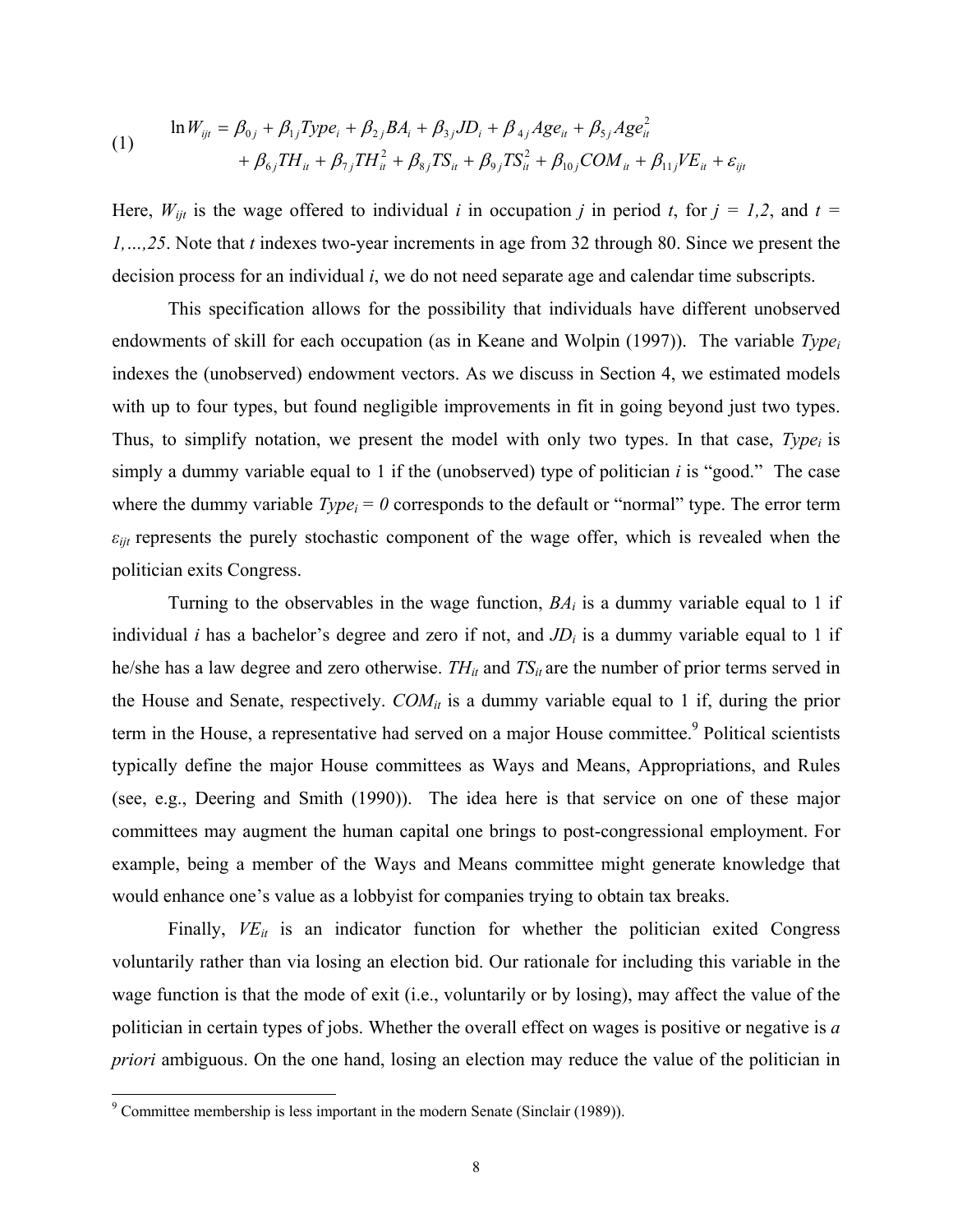$$\ln W_{ijt} = \beta_{0j} + \beta_{1j} Type_i + \beta_{2j} BA_i + \beta_{3j} JD_i + \beta_{4j} Age_{it} + \beta_{5j} Age_{it}^2 + \beta_{6j} TH_{it} + \beta_{7j} TH_{it}^2 + \beta_{8j} TS_{it} + \beta_{9j} TS_{it}^2 + \beta_{10j} COM_{it} + \beta_{11j} VE_{it} + \varepsilon_{ijt} \quad (1)$$

Here, $W_{ijt}$ is the wage offered to individual $i$ in occupation $j$ in period $t$, for $j = 1,2$, and $t = 1,\ldots,25$. Note that $t$ indexes two-year increments in age from 32 through 80. Since we present the decision process for an individual $i$, we do not need separate age and calendar time subscripts.

This specification allows for the possibility that individuals have different unobserved endowments of skill for each occupation (as in Keane and Wolpin (1997)). The variable $Type_i$ indexes the (unobserved) endowment vectors. As we discuss in Section 4, we estimated models with up to four types, but found negligible improvements in fit in going beyond just two types. Thus, to simplify notation, we present the model with only two types. In that case, $Type_i$ is simply a dummy variable equal to 1 if the (unobserved) type of politician $i$ is "good." The case where the dummy variable $Type_i = 0$ corresponds to the default or "normal" type. The error term $\varepsilon_{ijt}$ represents the purely stochastic component of the wage offer, which is revealed when the politician exits Congress.

Turning to the observables in the wage function, $BA_i$ is a dummy variable equal to 1 if individual $i$ has a bachelor's degree and zero if not, and $JD_i$ is a dummy variable equal to 1 if he/she has a law degree and zero otherwise. $TH_{it}$ and $TS_{it}$ are the number of prior terms served in the House and Senate, respectively. $COM_{it}$ is a dummy variable equal to 1 if, during the prior term in the House, a representative had served on a major House committee.[9] Political scientists typically define the major House committees as Ways and Means, Appropriations, and Rules (see, e.g., Deering and Smith (1990)). The idea here is that service on one of these major committees may augment the human capital one brings to post-congressional employment. For example, being a member of the Ways and Means committee might generate knowledge that would enhance one's value as a lobbyist for companies trying to obtain tax breaks.

Finally, $VE_{it}$ is an indicator function for whether the politician exited Congress voluntarily rather than via losing an election bid. Our rationale for including this variable in the wage function is that the mode of exit (i.e., voluntarily or by losing), may affect the value of the politician in certain types of jobs. Whether the overall effect on wages is positive or negative is *a priori* ambiguous. On the one hand, losing an election may reduce the value of the politician in

[9] Committee membership is less important in the modern Senate (Sinclair (1989)).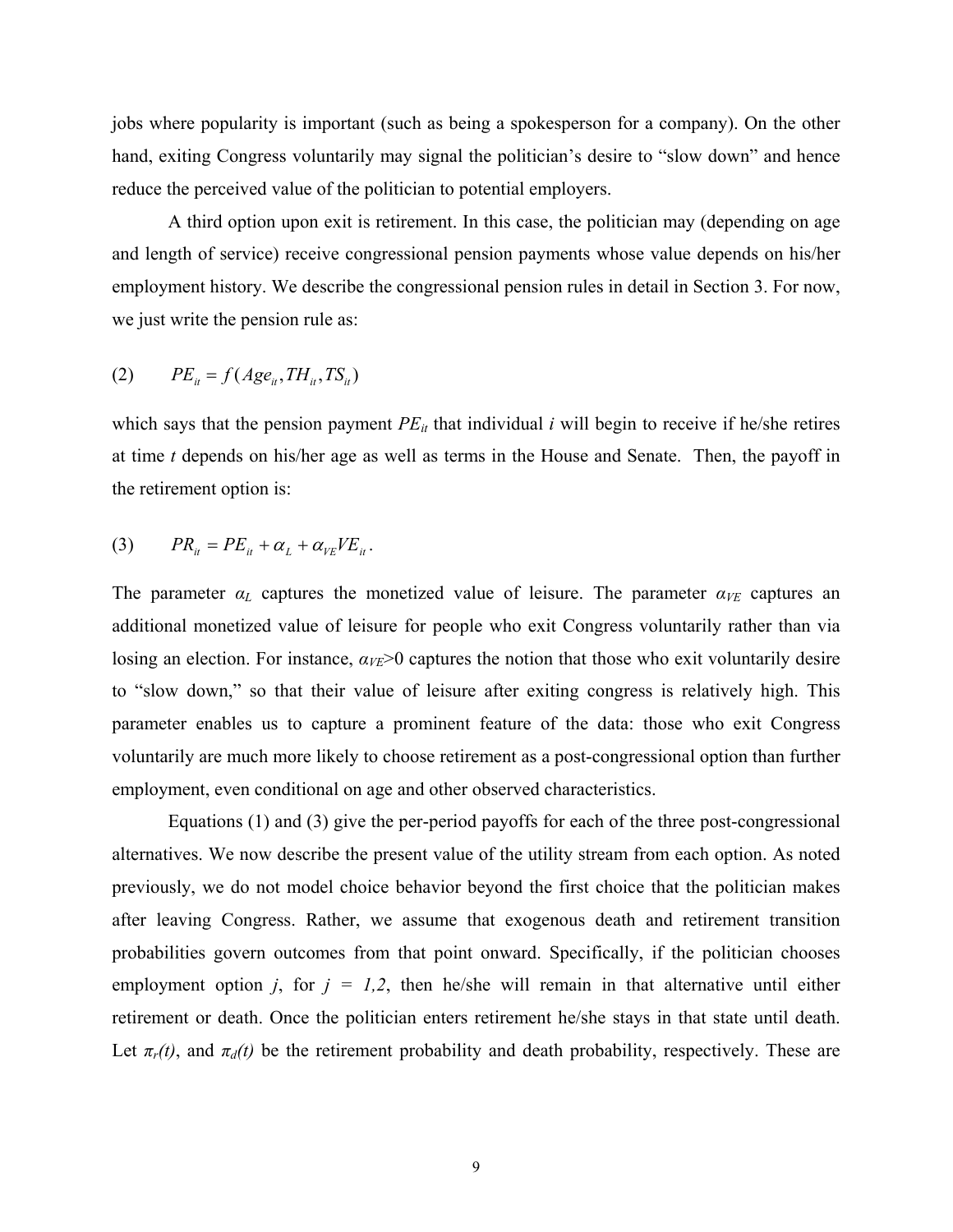jobs where popularity is important (such as being a spokesperson for a company). On the other hand, exiting Congress voluntarily may signal the politician's desire to "slow down" and hence reduce the perceived value of the politician to potential employers.

A third option upon exit is retirement. In this case, the politician may (depending on age and length of service) receive congressional pension payments whose value depends on his/her employment history. We describe the congressional pension rules in detail in Section 3. For now, we just write the pension rule as:

$$(2) \qquad PE_{it} = f(Age_{it}, TH_{it}, TS_{it})$$

which says that the pension payment $PE_{it}$ that individual $i$ will begin to receive if he/she retires at time $t$ depends on his/her age as well as terms in the House and Senate. Then, the payoff in the retirement option is:

$$(3) \qquad PR_{it} = PE_{it} + \alpha_L + \alpha_{VE} VE_{it}.$$

The parameter $\alpha_L$ captures the monetized value of leisure. The parameter $\alpha_{VE}$ captures an additional monetized value of leisure for people who exit Congress voluntarily rather than via losing an election. For instance, $\alpha_{VE}>0$ captures the notion that those who exit voluntarily desire to "slow down," so that their value of leisure after exiting congress is relatively high. This parameter enables us to capture a prominent feature of the data: those who exit Congress voluntarily are much more likely to choose retirement as a post-congressional option than further employment, even conditional on age and other observed characteristics.

Equations (1) and (3) give the per-period payoffs for each of the three post-congressional alternatives. We now describe the present value of the utility stream from each option. As noted previously, we do not model choice behavior beyond the first choice that the politician makes after leaving Congress. Rather, we assume that exogenous death and retirement transition probabilities govern outcomes from that point onward. Specifically, if the politician chooses employment option $j$, for $j = 1,2$, then he/she will remain in that alternative until either retirement or death. Once the politician enters retirement he/she stays in that state until death. Let $\pi_r(t)$, and $\pi_d(t)$ be the retirement probability and death probability, respectively. These are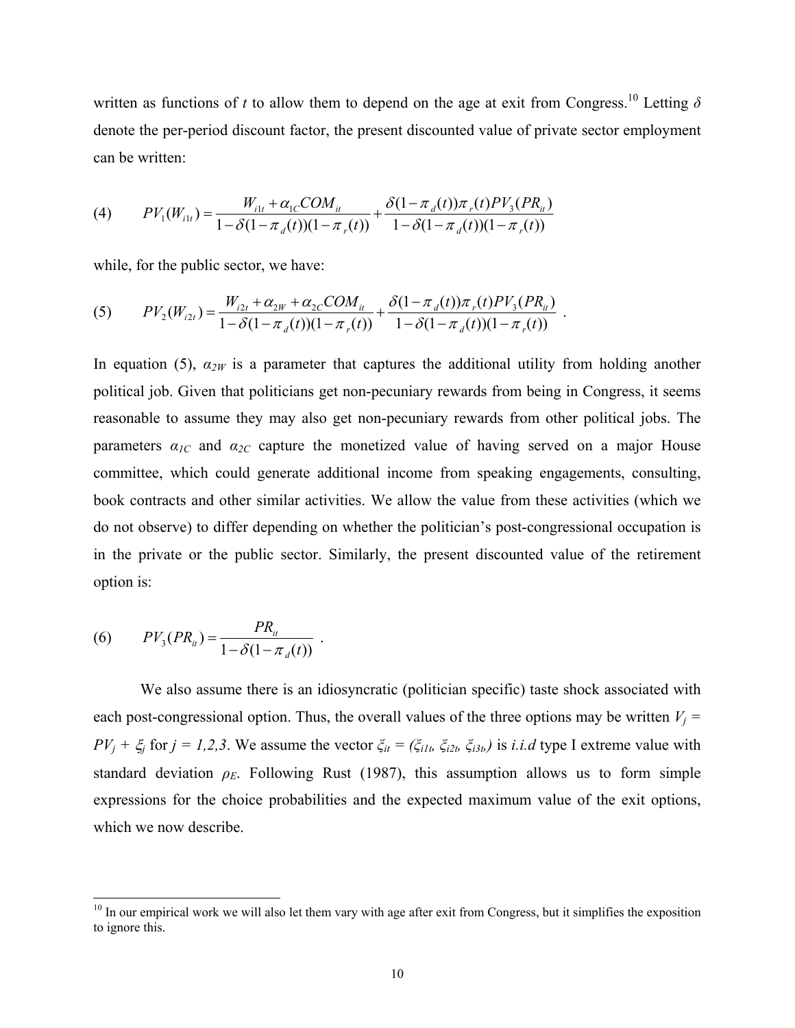written as functions of $t$ to allow them to depend on the age at exit from Congress.[10] Letting $\delta$ denote the per-period discount factor, the present discounted value of private sector employment can be written:

$$(4) \qquad PV_1(W_{i1t}) = \frac{W_{i1t} + \alpha_{1C}COM_{it}}{1-\delta(1-\pi_d(t))(1-\pi_r(t))} + \frac{\delta(1-\pi_d(t))\pi_r(t)PV_3(PR_{it})}{1-\delta(1-\pi_d(t))(1-\pi_r(t))}$$

while, for the public sector, we have:

$$(5) \qquad PV_2(W_{i2t}) = \frac{W_{i2t} + \alpha_{2W} + \alpha_{2C}COM_{it}}{1-\delta(1-\pi_d(t))(1-\pi_r(t))} + \frac{\delta(1-\pi_d(t))\pi_r(t)PV_3(PR_{it})}{1-\delta(1-\pi_d(t))(1-\pi_r(t))} \ .$$

In equation (5), $\alpha_{2W}$ is a parameter that captures the additional utility from holding another political job. Given that politicians get non-pecuniary rewards from being in Congress, it seems reasonable to assume they may also get non-pecuniary rewards from other political jobs. The parameters $\alpha_{1C}$ and $\alpha_{2C}$ capture the monetized value of having served on a major House committee, which could generate additional income from speaking engagements, consulting, book contracts and other similar activities. We allow the value from these activities (which we do not observe) to differ depending on whether the politician's post-congressional occupation is in the private or the public sector. Similarly, the present discounted value of the retirement option is:

$$(6) \qquad PV_3(PR_{it}) = \frac{PR_{it}}{1-\delta(1-\pi_d(t))} \ .$$

We also assume there is an idiosyncratic (politician specific) taste shock associated with each post-congressional option. Thus, the overall values of the three options may be written $V_j = PV_j + \xi_j$ for $j = 1,2,3$. We assume the vector $\xi_{it} = (\xi_{i1t}, \xi_{i2t}, \xi_{i3t})$ is *i.i.d* type I extreme value with standard deviation $\rho_E$. Following Rust (1987), this assumption allows us to form simple expressions for the choice probabilities and the expected maximum value of the exit options, which we now describe.

---

[10] In our empirical work we will also let them vary with age after exit from Congress, but it simplifies the exposition to ignore this.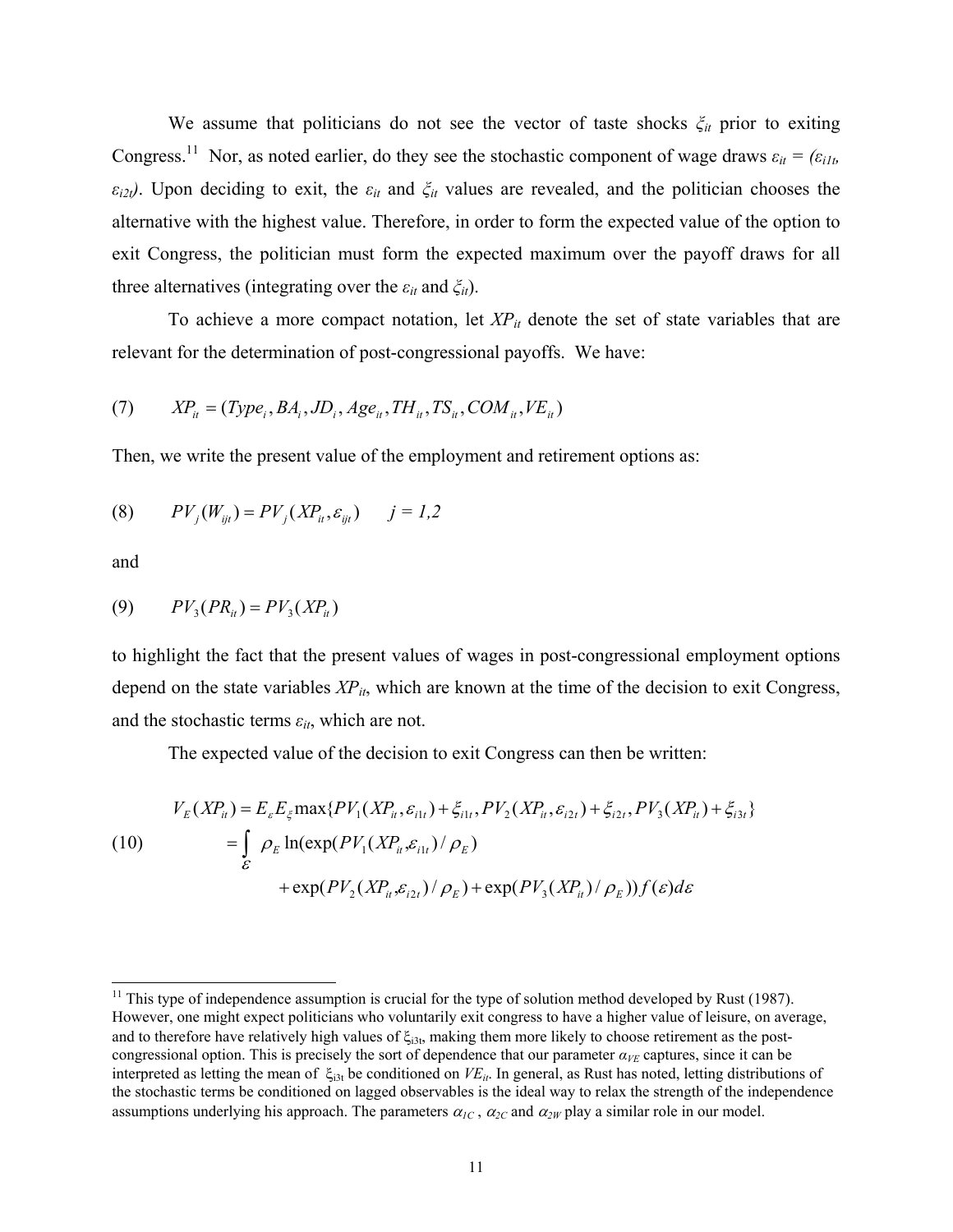We assume that politicians do not see the vector of taste shocks $\xi_{it}$ prior to exiting Congress.[11] Nor, as noted earlier, do they see the stochastic component of wage draws $\varepsilon_{it} = (\varepsilon_{i1t}, \varepsilon_{i2t})$. Upon deciding to exit, the $\varepsilon_{it}$ and $\xi_{it}$ values are revealed, and the politician chooses the alternative with the highest value. Therefore, in order to form the expected value of the option to exit Congress, the politician must form the expected maximum over the payoff draws for all three alternatives (integrating over the $\varepsilon_{it}$ and $\xi_{it}$).

To achieve a more compact notation, let $XP_{it}$ denote the set of state variables that are relevant for the determination of post-congressional payoffs. We have:

$$(7) \qquad XP_{it} = (Type_i, BA_i, JD_i, Age_{it}, TH_{it}, TS_{it}, COM_{it}, VE_{it})$$

Then, we write the present value of the employment and retirement options as:

$$(8) \qquad PV_j(W_{ijt}) = PV_j(XP_{it}, \varepsilon_{ijt}) \qquad j = 1,2$$

and

$$(9) \qquad PV_3(PR_{it}) = PV_3(XP_{it})$$

to highlight the fact that the present values of wages in post-congressional employment options depend on the state variables $XP_{it}$, which are known at the time of the decision to exit Congress, and the stochastic terms $\varepsilon_{it}$, which are not.

The expected value of the decision to exit Congress can then be written:

$$(10) \qquad \begin{aligned} V_E(XP_{it}) &= E_\varepsilon E_\xi \max\{PV_1(XP_{it}, \varepsilon_{i1t}) + \xi_{i1t}, PV_2(XP_{it}, \varepsilon_{i2t}) + \xi_{i2t}, PV_3(XP_{it}) + \xi_{i3t}\} \\ &= \int_{\varepsilon} \rho_E \ln(\exp(PV_1(XP_{it}, \varepsilon_{i1t}) / \rho_E) \\ &\qquad + \exp(PV_2(XP_{it}, \varepsilon_{i2t}) / \rho_E) + \exp(PV_3(XP_{it}) / \rho_E)) f(\varepsilon) d\varepsilon \end{aligned}$$

---

[11] This type of independence assumption is crucial for the type of solution method developed by Rust (1987). However, one might expect politicians who voluntarily exit congress to have a higher value of leisure, on average, and to therefore have relatively high values of $\xi_{i3t}$, making them more likely to choose retirement as the post-congressional option. This is precisely the sort of dependence that our parameter $\alpha_{VE}$ captures, since it can be interpreted as letting the mean of $\xi_{i3t}$ be conditioned on $VE_{it}$. In general, as Rust has noted, letting distributions of the stochastic terms be conditioned on lagged observables is the ideal way to relax the strength of the independence assumptions underlying his approach. The parameters $\alpha_{1C}$, $\alpha_{2C}$ and $\alpha_{2W}$ play a similar role in our model.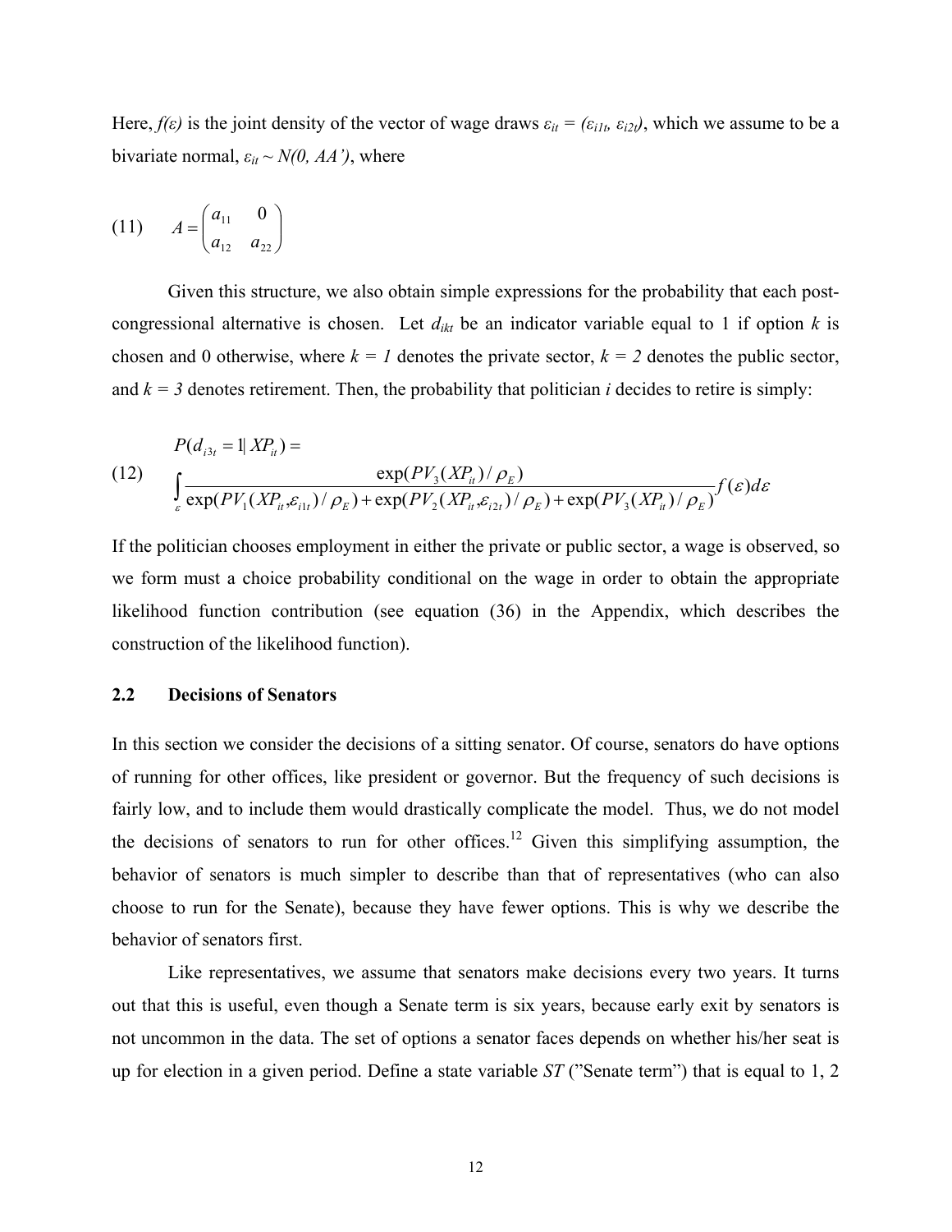Here, $f(\varepsilon)$ is the joint density of the vector of wage draws $\varepsilon_{it} = (\varepsilon_{i1t}, \varepsilon_{i2t})$, which we assume to be a bivariate normal, $\varepsilon_{it} \sim N(0, AA')$, where

$$(11) \qquad A = \begin{pmatrix} a_{11} & 0 \\ a_{12} & a_{22} \end{pmatrix}$$

Given this structure, we also obtain simple expressions for the probability that each post-congressional alternative is chosen. Let $d_{ikt}$ be an indicator variable equal to 1 if option $k$ is chosen and 0 otherwise, where $k = 1$ denotes the private sector, $k = 2$ denotes the public sector, and $k = 3$ denotes retirement. Then, the probability that politician $i$ decides to retire is simply:

$$(12) \qquad \begin{aligned} &P(d_{i3t} = 1 | XP_{it}) = \\ &\int_{\varepsilon} \frac{\exp(PV_3(XP_{it})/\rho_E)}{\exp(PV_1(XP_{it},\varepsilon_{i1t})/\rho_E) + \exp(PV_2(XP_{it},\varepsilon_{i2t})/\rho_E) + \exp(PV_3(XP_{it})/\rho_E)} f(\varepsilon) d\varepsilon \end{aligned}$$

If the politician chooses employment in either the private or public sector, a wage is observed, so we form must a choice probability conditional on the wage in order to obtain the appropriate likelihood function contribution (see equation (36) in the Appendix, which describes the construction of the likelihood function).

## 2.2 Decisions of Senators

In this section we consider the decisions of a sitting senator. Of course, senators do have options of running for other offices, like president or governor. But the frequency of such decisions is fairly low, and to include them would drastically complicate the model. Thus, we do not model the decisions of senators to run for other offices.[12] Given this simplifying assumption, the behavior of senators is much simpler to describe than that of representatives (who can also choose to run for the Senate), because they have fewer options. This is why we describe the behavior of senators first.

Like representatives, we assume that senators make decisions every two years. It turns out that this is useful, even though a Senate term is six years, because early exit by senators is not uncommon in the data. The set of options a senator faces depends on whether his/her seat is up for election in a given period. Define a state variable $ST$ ("Senate term") that is equal to 1, 2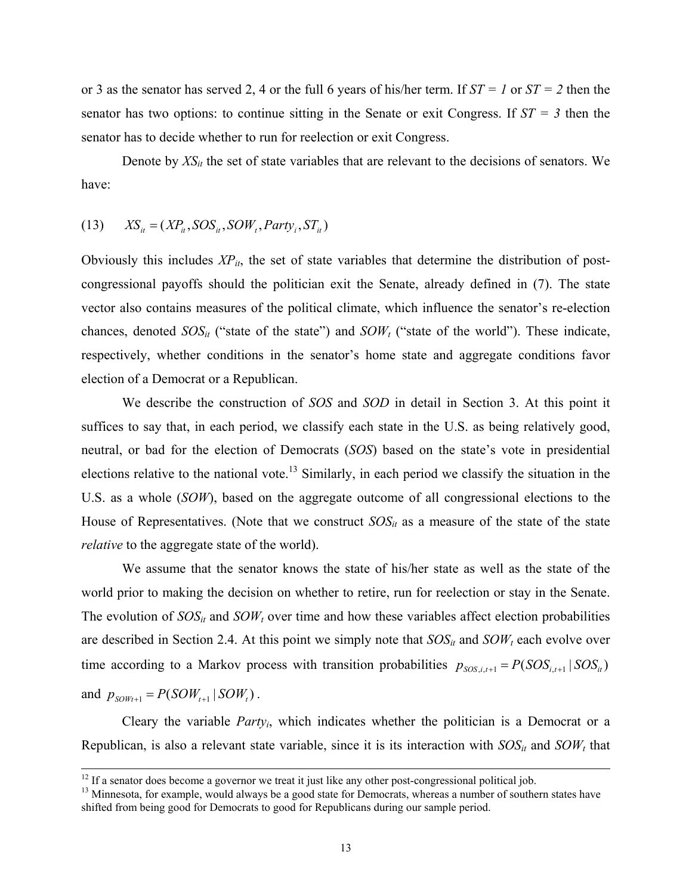or 3 as the senator has served 2, 4 or the full 6 years of his/her term. If *ST = 1* or *ST = 2* then the senator has two options: to continue sitting in the Senate or exit Congress. If *ST = 3* then the senator has to decide whether to run for reelection or exit Congress.

Denote by $XS_{it}$ the set of state variables that are relevant to the decisions of senators. We have:

$$(13) \qquad XS_{it} = (XP_{it}, SOS_{it}, SOW_t, Party_i, ST_{it})$$

Obviously this includes $XP_{it}$, the set of state variables that determine the distribution of post-congressional payoffs should the politician exit the Senate, already defined in (7). The state vector also contains measures of the political climate, which influence the senator's re-election chances, denoted $SOS_{it}$ ("state of the state") and $SOW_t$ ("state of the world"). These indicate, respectively, whether conditions in the senator's home state and aggregate conditions favor election of a Democrat or a Republican.

We describe the construction of *SOS* and *SOD* in detail in Section 3. At this point it suffices to say that, in each period, we classify each state in the U.S. as being relatively good, neutral, or bad for the election of Democrats (*SOS*) based on the state's vote in presidential elections relative to the national vote.[13] Similarly, in each period we classify the situation in the U.S. as a whole (*SOW*), based on the aggregate outcome of all congressional elections to the House of Representatives. (Note that we construct $SOS_{it}$ as a measure of the state of the state *relative* to the aggregate state of the world).

We assume that the senator knows the state of his/her state as well as the state of the world prior to making the decision on whether to retire, run for reelection or stay in the Senate. The evolution of $SOS_{it}$ and $SOW_t$ over time and how these variables affect election probabilities are described in Section 2.4. At this point we simply note that $SOS_{it}$ and $SOW_t$ each evolve over time according to a Markov process with transition probabilities $p_{SOS,i,t+1} = P(SOS_{i,t+1} \mid SOS_{it})$ and $p_{SOWt+1} = P(SOW_{t+1} \mid SOW_t)$.

Cleary the variable $Party_i$, which indicates whether the politician is a Democrat or a Republican, is also a relevant state variable, since it is its interaction with $SOS_{it}$ and $SOW_t$ that

---

[12] If a senator does become a governor we treat it just like any other post-congressional political job.

[13] Minnesota, for example, would always be a good state for Democrats, whereas a number of southern states have shifted from being good for Democrats to good for Republicans during our sample period.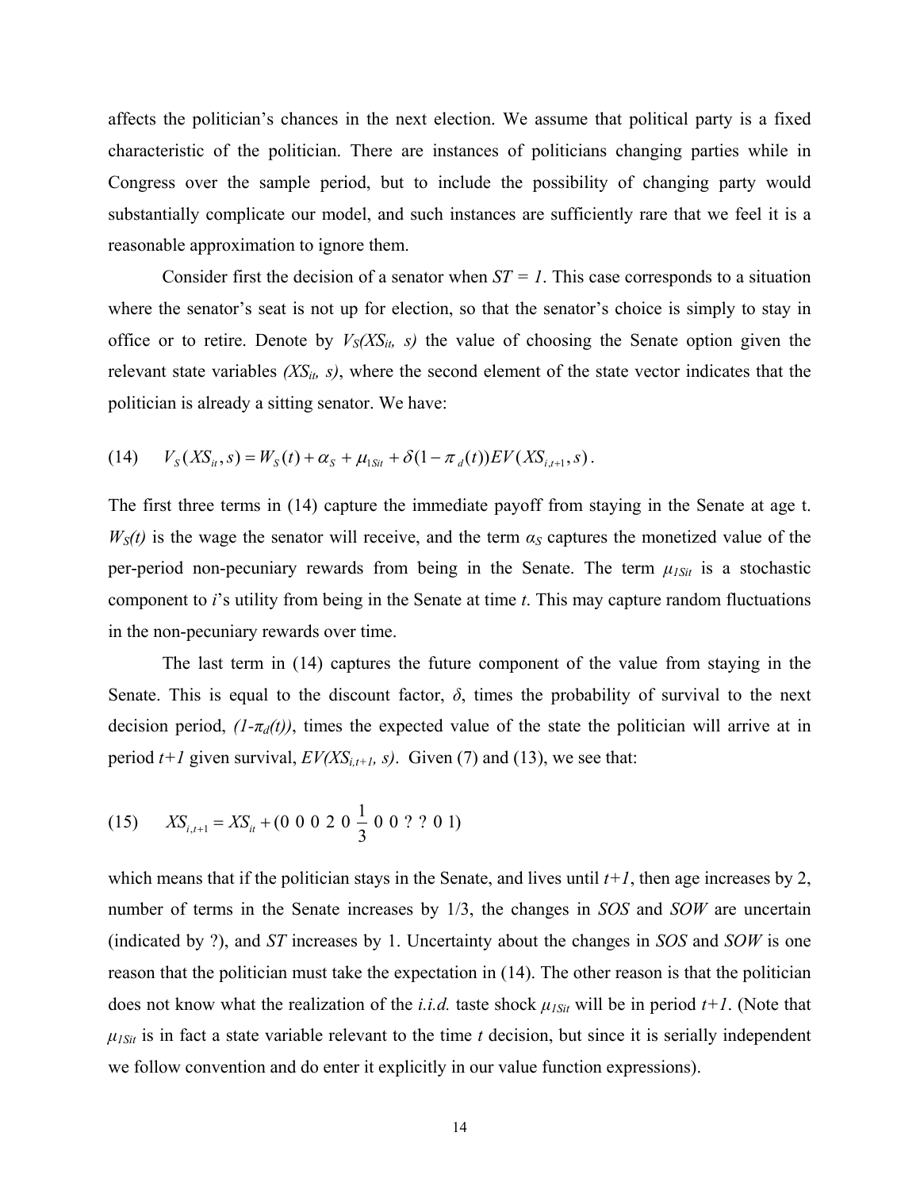affects the politician's chances in the next election. We assume that political party is a fixed characteristic of the politician. There are instances of politicians changing parties while in Congress over the sample period, but to include the possibility of changing party would substantially complicate our model, and such instances are sufficiently rare that we feel it is a reasonable approximation to ignore them.

Consider first the decision of a senator when $ST = 1$. This case corresponds to a situation where the senator's seat is not up for election, so that the senator's choice is simply to stay in office or to retire. Denote by $V_S(XS_{it}, s)$ the value of choosing the Senate option given the relevant state variables $(XS_{it}, s)$, where the second element of the state vector indicates that the politician is already a sitting senator. We have:

$$(14) \qquad V_S(XS_{it}, s) = W_S(t) + \alpha_S + \mu_{1Sit} + \delta(1 - \pi_d(t))EV(XS_{i,t+1}, s).$$

The first three terms in (14) capture the immediate payoff from staying in the Senate at age t. $W_S(t)$ is the wage the senator will receive, and the term $\alpha_S$ captures the monetized value of the per-period non-pecuniary rewards from being in the Senate. The term $\mu_{1Sit}$ is a stochastic component to $i$'s utility from being in the Senate at time $t$. This may capture random fluctuations in the non-pecuniary rewards over time.

The last term in (14) captures the future component of the value from staying in the Senate. This is equal to the discount factor, $\delta$, times the probability of survival to the next decision period, $(1\text{-}\pi_d(t))$, times the expected value of the state the politician will arrive at in period $t+1$ given survival, $EV(XS_{i,t+1}, s)$. Given (7) and (13), we see that:

$$(15) \qquad XS_{i,t+1} = XS_{it} + (0 \;\; 0 \;\; 0 \;\; 2 \;\; 0 \;\; \tfrac{1}{3} \;\; 0 \;\; 0 \;\; ? \;\; ? \;\; 0 \;\; 1)$$

which means that if the politician stays in the Senate, and lives until $t+1$, then age increases by 2, number of terms in the Senate increases by 1/3, the changes in *SOS* and *SOW* are uncertain (indicated by ?), and *ST* increases by 1. Uncertainty about the changes in *SOS* and *SOW* is one reason that the politician must take the expectation in (14). The other reason is that the politician does not know what the realization of the *i.i.d.* taste shock $\mu_{1Sit}$ will be in period $t+1$. (Note that $\mu_{1Sit}$ is in fact a state variable relevant to the time $t$ decision, but since it is serially independent we follow convention and do enter it explicitly in our value function expressions).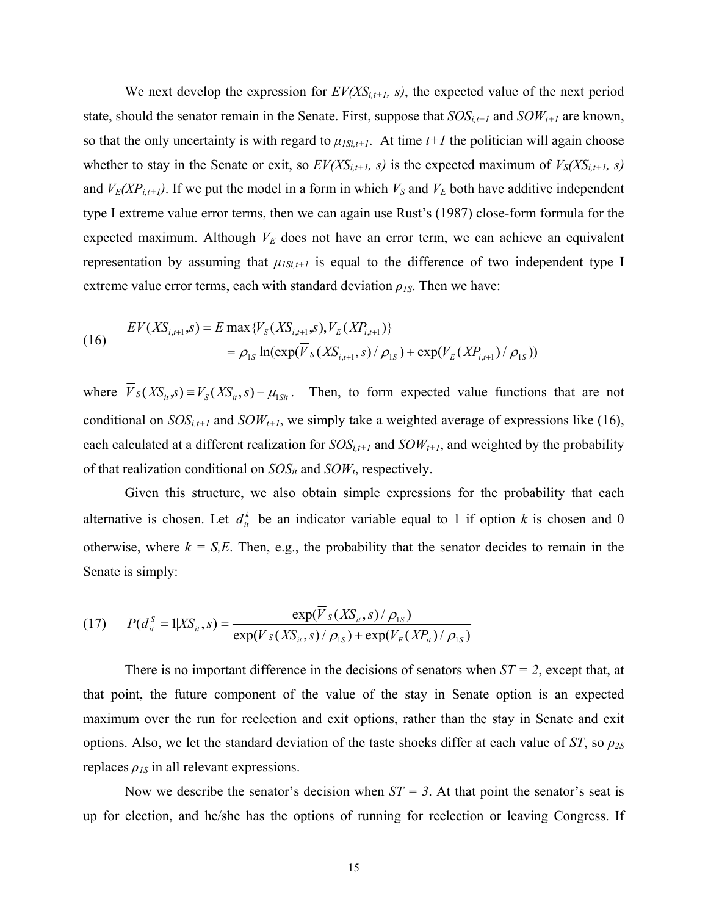We next develop the expression for $EV(XS_{i,t+1}, s)$, the expected value of the next period state, should the senator remain in the Senate. First, suppose that $SOS_{i,t+1}$ and $SOW_{t+1}$ are known, so that the only uncertainty is with regard to $\mu_{1Si,t+1}$. At time $t+1$ the politician will again choose whether to stay in the Senate or exit, so $EV(XS_{i,t+1}, s)$ is the expected maximum of $V_S(XS_{i,t+1}, s)$ and $V_E(XP_{i,t+1})$. If we put the model in a form in which $V_S$ and $V_E$ both have additive independent type I extreme value error terms, then we can again use Rust's (1987) close-form formula for the expected maximum. Although $V_E$ does not have an error term, we can achieve an equivalent representation by assuming that $\mu_{1Si,t+1}$ is equal to the difference of two independent type I extreme value error terms, each with standard deviation $\rho_{1S}$. Then we have:

$$
\begin{aligned}
(16) \qquad EV(XS_{i,t+1}, s) &= E \max\{V_S(XS_{i,t+1}, s), V_E(XP_{i,t+1})\} \\
&= \rho_{1S} \ln(\exp(\overline{V}_S(XS_{i,t+1}, s)/\rho_{1S}) + \exp(V_E(XP_{i,t+1})/\rho_{1S}))
\end{aligned}
$$

where $\overline{V}_S(XS_{it}, s) \equiv V_S(XS_{it}, s) - \mu_{1Sit}$. Then, to form expected value functions that are not conditional on $SOS_{i,t+1}$ and $SOW_{t+1}$, we simply take a weighted average of expressions like (16), each calculated at a different realization for $SOS_{i,t+1}$ and $SOW_{t+1}$, and weighted by the probability of that realization conditional on $SOS_{it}$ and $SOW_t$, respectively.

Given this structure, we also obtain simple expressions for the probability that each alternative is chosen. Let $d_{it}^k$ be an indicator variable equal to 1 if option $k$ is chosen and 0 otherwise, where $k = S,E$. Then, e.g., the probability that the senator decides to remain in the Senate is simply:

$$
(17) \qquad P(d_{it}^S = 1 | XS_{it}, s) = \frac{\exp(\overline{V}_S(XS_{it}, s)/\rho_{1S})}{\exp(\overline{V}_S(XS_{it}, s)/\rho_{1S}) + \exp(V_E(XP_{it})/\rho_{1S})}
$$

There is no important difference in the decisions of senators when $ST = 2$, except that, at that point, the future component of the value of the stay in Senate option is an expected maximum over the run for reelection and exit options, rather than the stay in Senate and exit options. Also, we let the standard deviation of the taste shocks differ at each value of $ST$, so $\rho_{2S}$ replaces $\rho_{1S}$ in all relevant expressions.

Now we describe the senator's decision when $ST = 3$. At that point the senator's seat is up for election, and he/she has the options of running for reelection or leaving Congress. If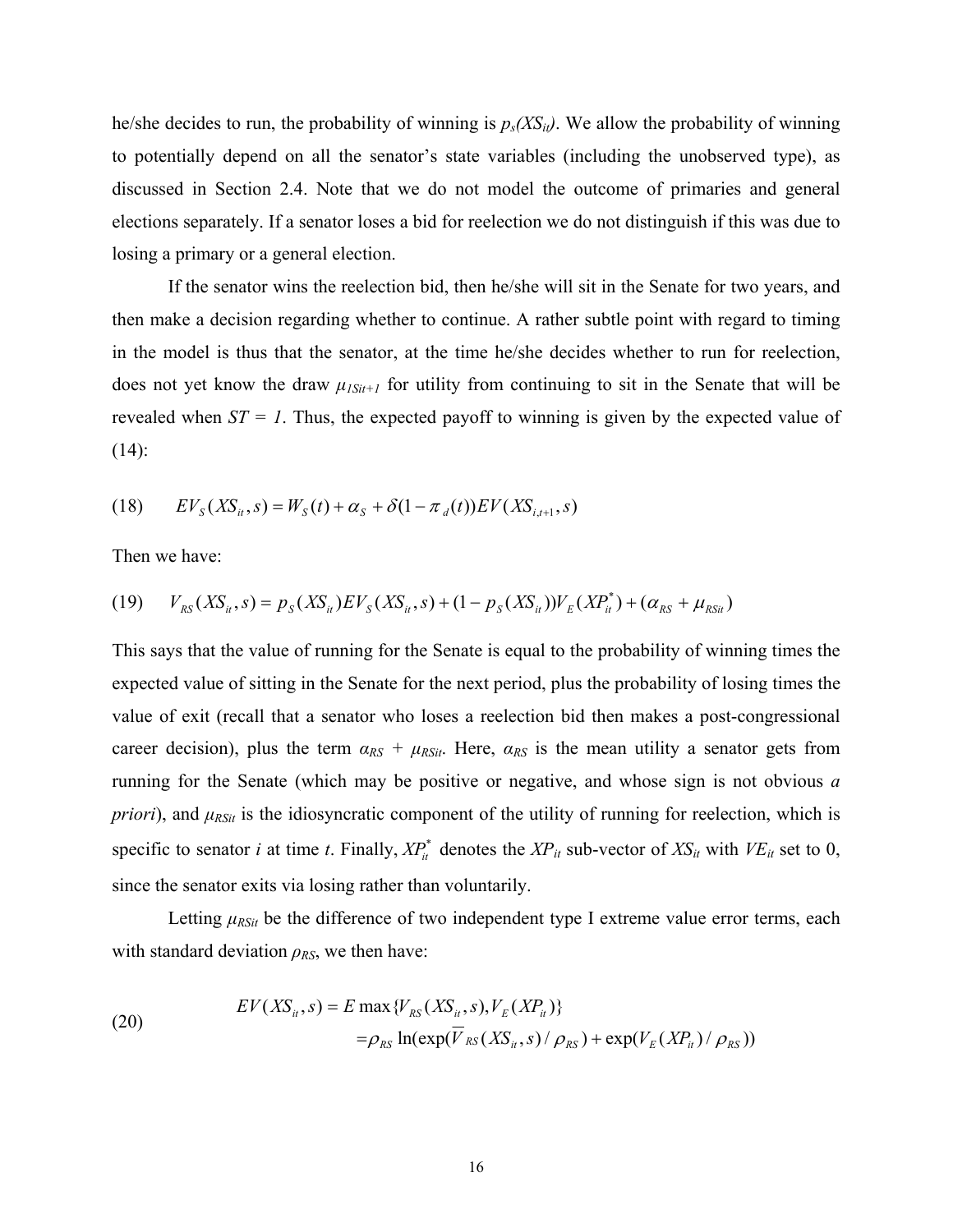he/she decides to run, the probability of winning is $p_s(XS_{it})$. We allow the probability of winning to potentially depend on all the senator's state variables (including the unobserved type), as discussed in Section 2.4. Note that we do not model the outcome of primaries and general elections separately. If a senator loses a bid for reelection we do not distinguish if this was due to losing a primary or a general election.

If the senator wins the reelection bid, then he/she will sit in the Senate for two years, and then make a decision regarding whether to continue. A rather subtle point with regard to timing in the model is thus that the senator, at the time he/she decides whether to run for reelection, does not yet know the draw $\mu_{1Sit+1}$ for utility from continuing to sit in the Senate that will be revealed when $ST = 1$. Thus, the expected payoff to winning is given by the expected value of (14):

$$EV_S(XS_{it}, s) = W_S(t) + \alpha_S + \delta(1 - \pi_d(t))EV(XS_{i,t+1}, s) \tag{18}$$

Then we have:

$$V_{RS}(XS_{it}, s) = p_S(XS_{it})EV_S(XS_{it}, s) + (1 - p_S(XS_{it}))V_E(XP_{it}^*) + (\alpha_{RS} + \mu_{RSit}) \tag{19}$$

This says that the value of running for the Senate is equal to the probability of winning times the expected value of sitting in the Senate for the next period, plus the probability of losing times the value of exit (recall that a senator who loses a reelection bid then makes a post-congressional career decision), plus the term $\alpha_{RS} + \mu_{RSit}$. Here, $\alpha_{RS}$ is the mean utility a senator gets from running for the Senate (which may be positive or negative, and whose sign is not obvious *a priori*), and $\mu_{RSit}$ is the idiosyncratic component of the utility of running for reelection, which is specific to senator $i$ at time $t$. Finally, $XP_{it}^*$ denotes the $XP_{it}$ sub-vector of $XS_{it}$ with $VE_{it}$ set to 0, since the senator exits via losing rather than voluntarily.

Letting $\mu_{RSit}$ be the difference of two independent type I extreme value error terms, each with standard deviation $\rho_{RS}$, we then have:

$$\begin{aligned} EV(XS_{it}, s) &= E\max\{V_{RS}(XS_{it}, s), V_E(XP_{it})\} \\ &= \rho_{RS}\ln(\exp(\overline{V}_{RS}(XS_{it}, s)/\rho_{RS}) + \exp(V_E(XP_{it})/\rho_{RS})) \end{aligned} \tag{20}$$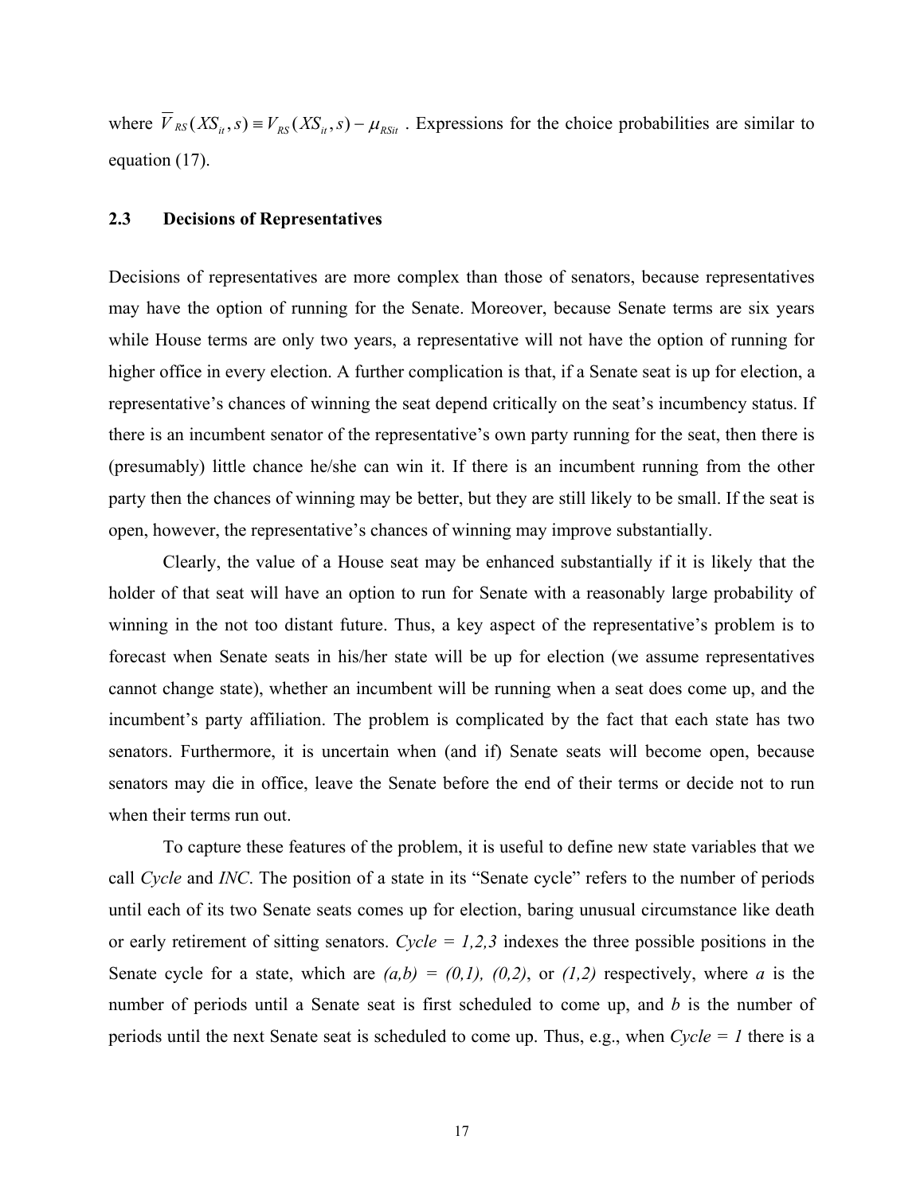where $\overline{V}_{RS}(XS_{it}, s) \equiv V_{RS}(XS_{it}, s) - \mu_{RSit}$ . Expressions for the choice probabilities are similar to equation (17).

## 2.3 Decisions of Representatives

Decisions of representatives are more complex than those of senators, because representatives may have the option of running for the Senate. Moreover, because Senate terms are six years while House terms are only two years, a representative will not have the option of running for higher office in every election. A further complication is that, if a Senate seat is up for election, a representative's chances of winning the seat depend critically on the seat's incumbency status. If there is an incumbent senator of the representative's own party running for the seat, then there is (presumably) little chance he/she can win it. If there is an incumbent running from the other party then the chances of winning may be better, but they are still likely to be small. If the seat is open, however, the representative's chances of winning may improve substantially.

Clearly, the value of a House seat may be enhanced substantially if it is likely that the holder of that seat will have an option to run for Senate with a reasonably large probability of winning in the not too distant future. Thus, a key aspect of the representative's problem is to forecast when Senate seats in his/her state will be up for election (we assume representatives cannot change state), whether an incumbent will be running when a seat does come up, and the incumbent's party affiliation. The problem is complicated by the fact that each state has two senators. Furthermore, it is uncertain when (and if) Senate seats will become open, because senators may die in office, leave the Senate before the end of their terms or decide not to run when their terms run out.

To capture these features of the problem, it is useful to define new state variables that we call *Cycle* and *INC*. The position of a state in its "Senate cycle" refers to the number of periods until each of its two Senate seats comes up for election, baring unusual circumstance like death or early retirement of sitting senators. *Cycle = 1,2,3* indexes the three possible positions in the Senate cycle for a state, which are *(a,b) = (0,1), (0,2)*, or *(1,2)* respectively, where *a* is the number of periods until a Senate seat is first scheduled to come up, and *b* is the number of periods until the next Senate seat is scheduled to come up. Thus, e.g., when *Cycle = 1* there is a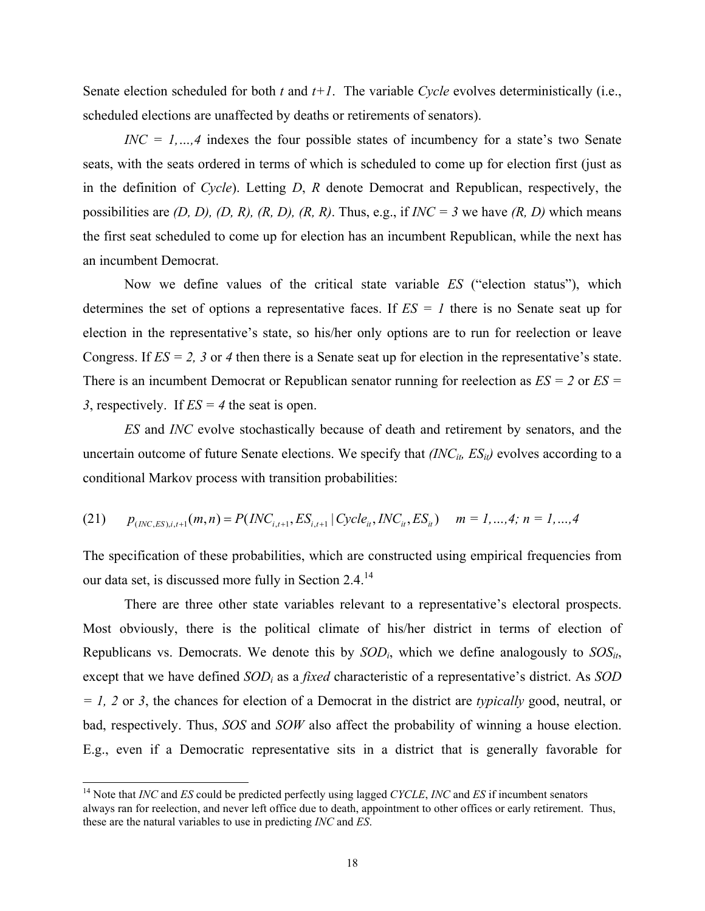Senate election scheduled for both $t$ and $t+1$. The variable *Cycle* evolves deterministically (i.e., scheduled elections are unaffected by deaths or retirements of senators).

*INC = 1,…,4* indexes the four possible states of incumbency for a state's two Senate seats, with the seats ordered in terms of which is scheduled to come up for election first (just as in the definition of *Cycle*). Letting *D*, *R* denote Democrat and Republican, respectively, the possibilities are *(D, D), (D, R), (R, D), (R, R)*. Thus, e.g., if *INC = 3* we have *(R, D)* which means the first seat scheduled to come up for election has an incumbent Republican, while the next has an incumbent Democrat.

Now we define values of the critical state variable *ES* ("election status"), which determines the set of options a representative faces. If *ES = 1* there is no Senate seat up for election in the representative's state, so his/her only options are to run for reelection or leave Congress. If *ES = 2, 3* or *4* then there is a Senate seat up for election in the representative's state. There is an incumbent Democrat or Republican senator running for reelection as *ES = 2* or *ES = 3*, respectively. If *ES = 4* the seat is open.

*ES* and *INC* evolve stochastically because of death and retirement by senators, and the uncertain outcome of future Senate elections. We specify that $(INC_{it}, ES_{it})$ evolves according to a conditional Markov process with transition probabilities:

$$(21) \qquad p_{(INC,ES),i,t+1}(m,n) = P(INC_{i,t+1}, ES_{i,t+1} \mid Cycle_{it}, INC_{it}, ES_{it}) \qquad m = 1,\ldots,4;\ n = 1,\ldots,4$$

The specification of these probabilities, which are constructed using empirical frequencies from our data set, is discussed more fully in Section 2.4.[14]

There are three other state variables relevant to a representative's electoral prospects. Most obviously, there is the political climate of his/her district in terms of election of Republicans vs. Democrats. We denote this by $SOD_i$, which we define analogously to $SOS_{it}$, except that we have defined $SOD_i$ as a *fixed* characteristic of a representative's district. As *SOD = 1, 2* or *3*, the chances for election of a Democrat in the district are *typically* good, neutral, or bad, respectively. Thus, *SOS* and *SOW* also affect the probability of winning a house election. E.g., even if a Democratic representative sits in a district that is generally favorable for

[14] Note that *INC* and *ES* could be predicted perfectly using lagged *CYCLE*, *INC* and *ES* if incumbent senators always ran for reelection, and never left office due to death, appointment to other offices or early retirement. Thus, these are the natural variables to use in predicting *INC* and *ES*.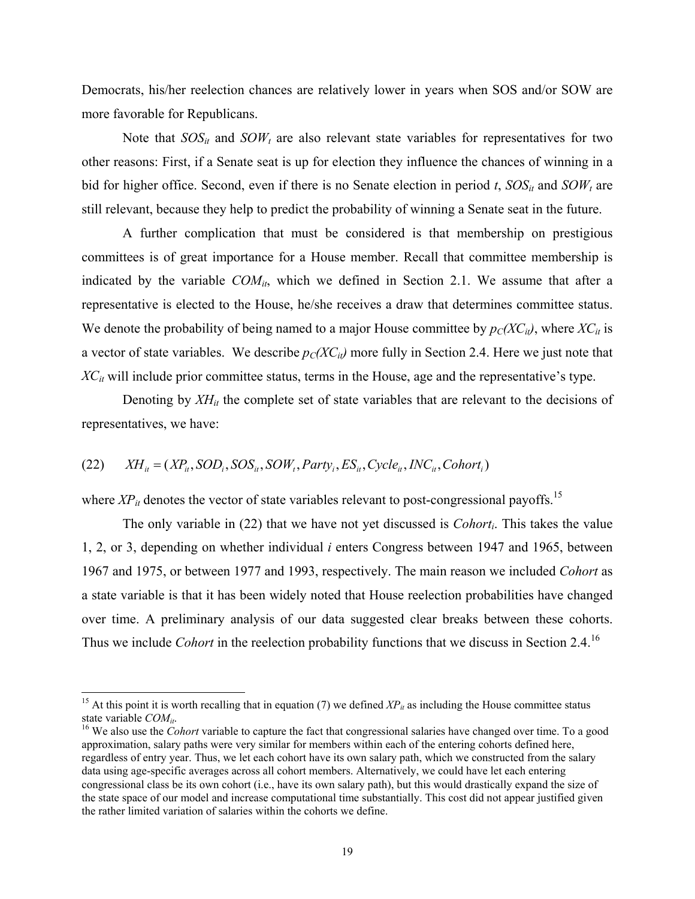Democrats, his/her reelection chances are relatively lower in years when SOS and/or SOW are more favorable for Republicans.

Note that $SOS_{it}$ and $SOW_t$ are also relevant state variables for representatives for two other reasons: First, if a Senate seat is up for election they influence the chances of winning in a bid for higher office. Second, even if there is no Senate election in period $t$, $SOS_{it}$ and $SOW_t$ are still relevant, because they help to predict the probability of winning a Senate seat in the future.

A further complication that must be considered is that membership on prestigious committees is of great importance for a House member. Recall that committee membership is indicated by the variable $COM_{it}$, which we defined in Section 2.1. We assume that after a representative is elected to the House, he/she receives a draw that determines committee status. We denote the probability of being named to a major House committee by $p_C(XC_{it})$, where $XC_{it}$ is a vector of state variables. We describe $p_C(XC_{it})$ more fully in Section 2.4. Here we just note that $XC_{it}$ will include prior committee status, terms in the House, age and the representative's type.

Denoting by $XH_{it}$ the complete set of state variables that are relevant to the decisions of representatives, we have:

$$(22) \qquad XH_{it} = (XP_{it}, SOD_i, SOS_{it}, SOW_t, Party_i, ES_{it}, Cycle_{it}, INC_{it}, Cohort_i)$$

where $XP_{it}$ denotes the vector of state variables relevant to post-congressional payoffs.[15]

The only variable in (22) that we have not yet discussed is $Cohort_i$. This takes the value 1, 2, or 3, depending on whether individual $i$ enters Congress between 1947 and 1965, between 1967 and 1975, or between 1977 and 1993, respectively. The main reason we included *Cohort* as a state variable is that it has been widely noted that House reelection probabilities have changed over time. A preliminary analysis of our data suggested clear breaks between these cohorts. Thus we include *Cohort* in the reelection probability functions that we discuss in Section 2.4.[16]

---

[15] At this point it is worth recalling that in equation (7) we defined $XP_{it}$ as including the House committee status state variable $COM_{it}$.

[16] We also use the *Cohort* variable to capture the fact that congressional salaries have changed over time. To a good approximation, salary paths were very similar for members within each of the entering cohorts defined here, regardless of entry year. Thus, we let each cohort have its own salary path, which we constructed from the salary data using age-specific averages across all cohort members. Alternatively, we could have let each entering congressional class be its own cohort (i.e., have its own salary path), but this would drastically expand the size of the state space of our model and increase computational time substantially. This cost did not appear justified given the rather limited variation of salaries within the cohorts we define.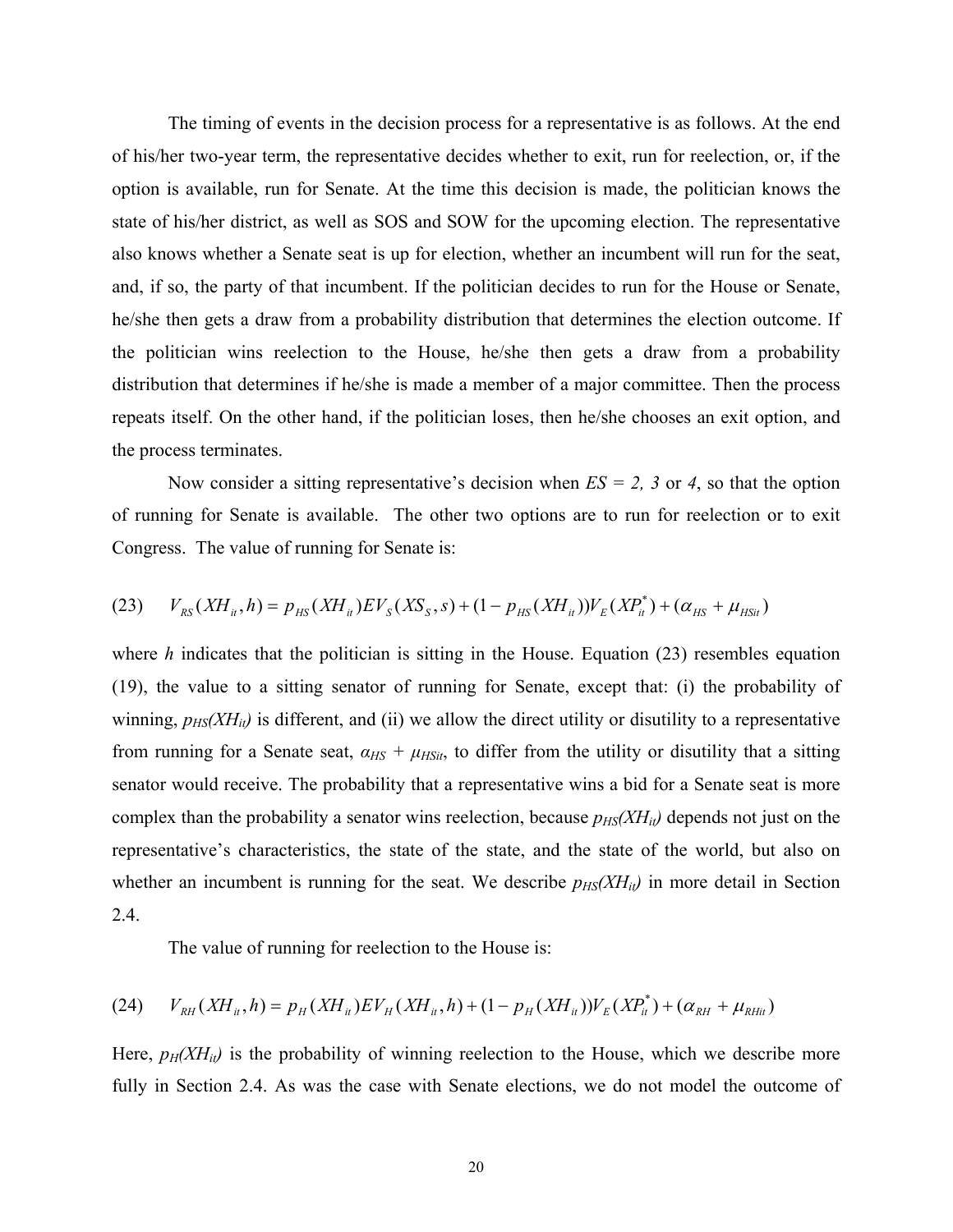The timing of events in the decision process for a representative is as follows. At the end of his/her two-year term, the representative decides whether to exit, run for reelection, or, if the option is available, run for Senate. At the time this decision is made, the politician knows the state of his/her district, as well as SOS and SOW for the upcoming election. The representative also knows whether a Senate seat is up for election, whether an incumbent will run for the seat, and, if so, the party of that incumbent. If the politician decides to run for the House or Senate, he/she then gets a draw from a probability distribution that determines the election outcome. If the politician wins reelection to the House, he/she then gets a draw from a probability distribution that determines if he/she is made a member of a major committee. Then the process repeats itself. On the other hand, if the politician loses, then he/she chooses an exit option, and the process terminates.

Now consider a sitting representative's decision when *ES = 2, 3* or *4*, so that the option of running for Senate is available. The other two options are to run for reelection or to exit Congress. The value of running for Senate is:

$$(23) \qquad V_{RS}(XH_{it}, h) = p_{HS}(XH_{it})EV_S(XS_S, s) + (1 - p_{HS}(XH_{it}))V_E(XP_{it}^*) + (\alpha_{HS} + \mu_{HSit})$$

where $h$ indicates that the politician is sitting in the House. Equation (23) resembles equation (19), the value to a sitting senator of running for Senate, except that: (i) the probability of winning, $p_{HS}(XH_{it})$ is different, and (ii) we allow the direct utility or disutility to a representative from running for a Senate seat, $\alpha_{HS} + \mu_{HSit}$, to differ from the utility or disutility that a sitting senator would receive. The probability that a representative wins a bid for a Senate seat is more complex than the probability a senator wins reelection, because $p_{HS}(XH_{it})$ depends not just on the representative's characteristics, the state of the state, and the state of the world, but also on whether an incumbent is running for the seat. We describe $p_{HS}(XH_{it})$ in more detail in Section 2.4.

The value of running for reelection to the House is:

$$(24) \qquad V_{RH}(XH_{it}, h) = p_H(XH_{it})EV_H(XH_{it}, h) + (1 - p_H(XH_{it}))V_E(XP_{it}^*) + (\alpha_{RH} + \mu_{RHit})$$

Here, $p_H(XH_{it})$ is the probability of winning reelection to the House, which we describe more fully in Section 2.4. As was the case with Senate elections, we do not model the outcome of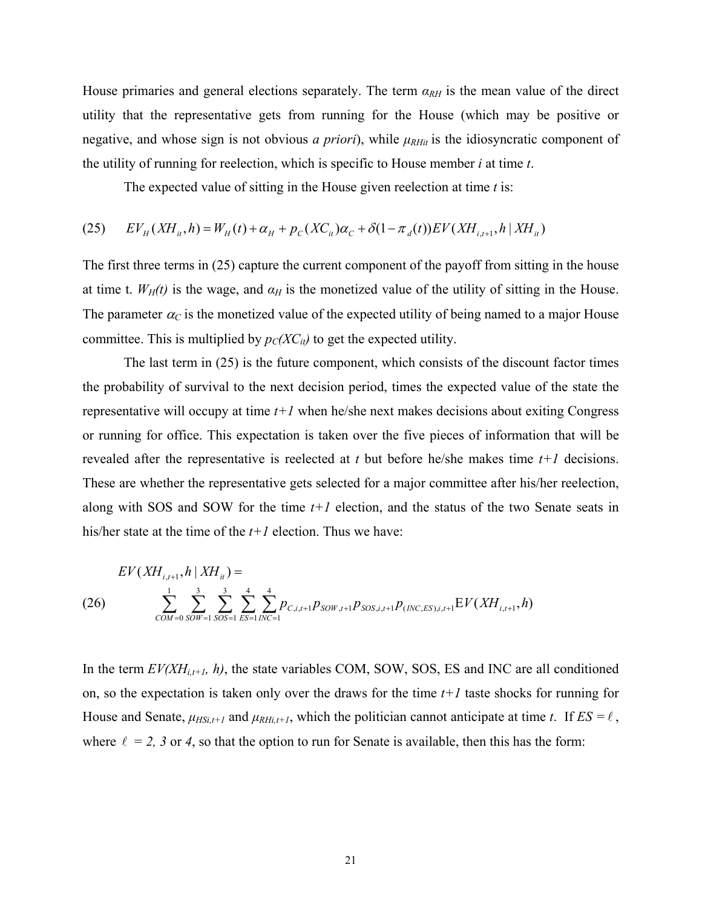House primaries and general elections separately. The term $\alpha_{RH}$ is the mean value of the direct utility that the representative gets from running for the House (which may be positive or negative, and whose sign is not obvious *a priori*), while $\mu_{RHit}$ is the idiosyncratic component of the utility of running for reelection, which is specific to House member *i* at time *t*.

The expected value of sitting in the House given reelection at time *t* is:

$$(25) \qquad EV_H(XH_{it}, h) = W_H(t) + \alpha_H + p_C(XC_{it})\alpha_C + \delta(1-\pi_d(t))EV(XH_{i,t+1}, h \mid XH_{it})$$

The first three terms in (25) capture the current component of the payoff from sitting in the house at time t. $W_H(t)$ is the wage, and $\alpha_H$ is the monetized value of the utility of sitting in the House. The parameter $\alpha_C$ is the monetized value of the expected utility of being named to a major House committee. This is multiplied by $p_C(XC_{it})$ to get the expected utility.

The last term in (25) is the future component, which consists of the discount factor times the probability of survival to the next decision period, times the expected value of the state the representative will occupy at time *t+1* when he/she next makes decisions about exiting Congress or running for office. This expectation is taken over the five pieces of information that will be revealed after the representative is reelected at *t* but before he/she makes time *t+1* decisions. These are whether the representative gets selected for a major committee after his/her reelection, along with SOS and SOW for the time *t+1* election, and the status of the two Senate seats in his/her state at the time of the *t+1* election. Thus we have:

$$(26) \qquad EV(XH_{i,t+1}, h \mid XH_{it}) = \sum_{COM=0}^{1}\sum_{SOW=1}^{3}\sum_{SOS=1}^{3}\sum_{ES=1}^{4}\sum_{INC=1}^{4} p_{C,i,t+1}\, p_{SOW,t+1}\, p_{SOS,i,t+1}\, p_{(INC,ES),i,t+1}\, \mathrm{E}V(XH_{i,t+1}, h)$$

In the term $EV(XH_{i,t+1}, h)$, the state variables COM, SOW, SOS, ES and INC are all conditioned on, so the expectation is taken only over the draws for the time *t+1* taste shocks for running for House and Senate, $\mu_{HSi,t+1}$ and $\mu_{RHi,t+1}$, which the politician cannot anticipate at time *t*. If $ES = \ell$, where $\ell$ = *2, 3* or *4*, so that the option to run for Senate is available, then this has the form: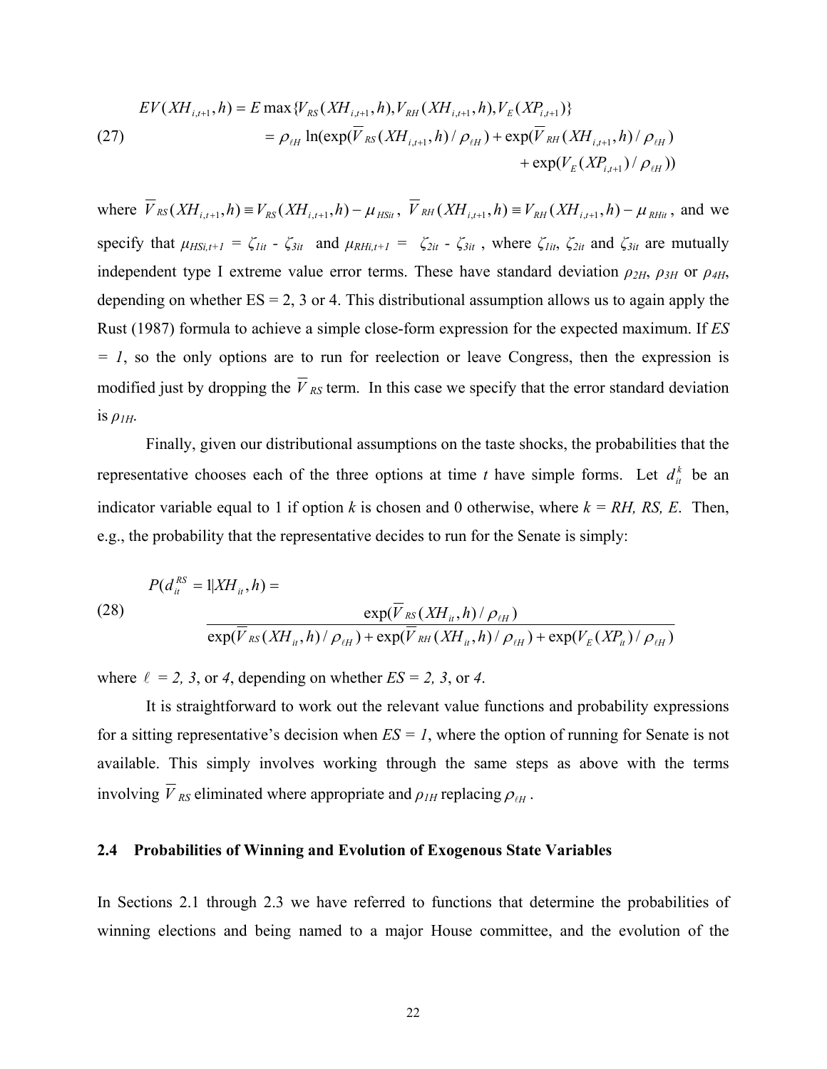$$
\begin{aligned}
EV(XH_{i,t+1},h) &= E\max\{V_{RS}(XH_{i,t+1},h), V_{RH}(XH_{i,t+1},h), V_E(XP_{i,t+1})\} \\
(27) \qquad &= \rho_{\ell H}\ln(\exp(\overline{V}_{RS}(XH_{i,t+1},h)/\rho_{\ell H}) + \exp(\overline{V}_{RH}(XH_{i,t+1},h)/\rho_{\ell H}) \\
&\qquad + \exp(V_E(XP_{i,t+1})/\rho_{\ell H}))
\end{aligned}
$$

where $\overline{V}_{RS}(XH_{i,t+1},h) \equiv V_{RS}(XH_{i,t+1},h) - \mu_{HSit}$, $\overline{V}_{RH}(XH_{i,t+1},h) \equiv V_{RH}(XH_{i,t+1},h) - \mu_{RHit}$, and we specify that $\mu_{HSi,t+1} = \zeta_{1it} - \zeta_{3it}$ and $\mu_{RHi,t+1} = \zeta_{2it} - \zeta_{3it}$, where $\zeta_{1it}$, $\zeta_{2it}$ and $\zeta_{3it}$ are mutually independent type I extreme value error terms. These have standard deviation $\rho_{2H}$, $\rho_{3H}$ or $\rho_{4H}$, depending on whether ES = 2, 3 or 4. This distributional assumption allows us to again apply the Rust (1987) formula to achieve a simple close-form expression for the expected maximum. If $ES = 1$, so the only options are to run for reelection or leave Congress, then the expression is modified just by dropping the $\overline{V}_{RS}$ term. In this case we specify that the error standard deviation is $\rho_{1H}$.

Finally, given our distributional assumptions on the taste shocks, the probabilities that the representative chooses each of the three options at time $t$ have simple forms. Let $d_{it}^k$ be an indicator variable equal to 1 if option $k$ is chosen and 0 otherwise, where $k = RH, RS, E$. Then, e.g., the probability that the representative decides to run for the Senate is simply:

$$
(28) \qquad P(d_{it}^{RS} = 1 | XH_{it}, h) = \frac{\exp(\overline{V}_{RS}(XH_{it},h)/\rho_{\ell H})}{\exp(\overline{V}_{RS}(XH_{it},h)/\rho_{\ell H}) + \exp(\overline{V}_{RH}(XH_{it},h)/\rho_{\ell H}) + \exp(V_E(XP_{it})/\rho_{\ell H})}
$$

where $\ell = 2, 3$, or $4$, depending on whether $ES = 2, 3$, or $4$.

It is straightforward to work out the relevant value functions and probability expressions for a sitting representative's decision when $ES = 1$, where the option of running for Senate is not available. This simply involves working through the same steps as above with the terms involving $\overline{V}_{RS}$ eliminated where appropriate and $\rho_{1H}$ replacing $\rho_{\ell H}$.

### 2.4 Probabilities of Winning and Evolution of Exogenous State Variables

In Sections 2.1 through 2.3 we have referred to functions that determine the probabilities of winning elections and being named to a major House committee, and the evolution of the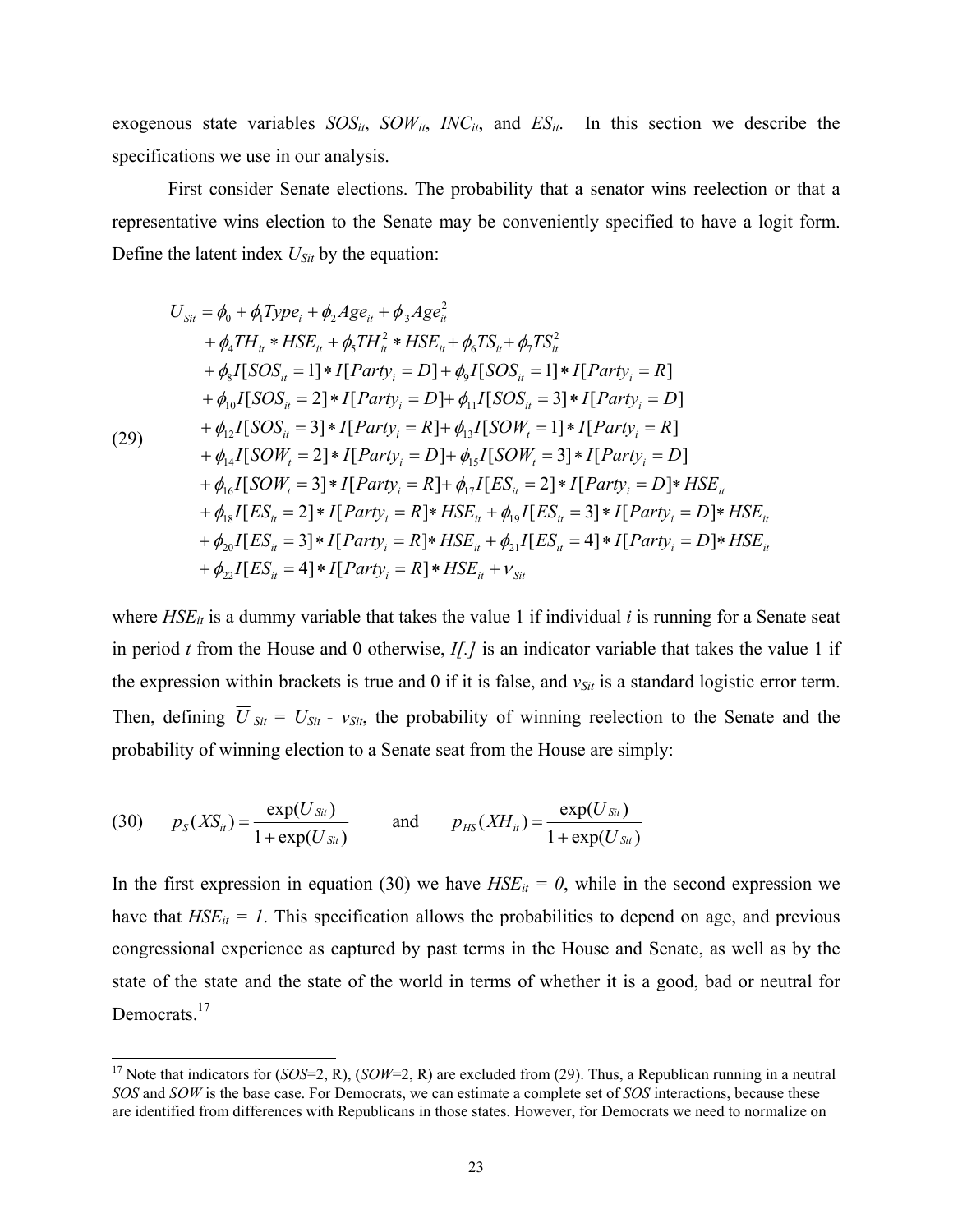exogenous state variables $SOS_{it}$, $SOW_{it}$, $INC_{it}$, and $ES_{it}$. In this section we describe the specifications we use in our analysis.

First consider Senate elections. The probability that a senator wins reelection or that a representative wins election to the Senate may be conveniently specified to have a logit form. Define the latent index $U_{Sit}$ by the equation:

$$
\begin{aligned}
U_{Sit} &= \phi_0 + \phi_1 Type_i + \phi_2 Age_{it} + \phi_3 Age_{it}^2 \\
&+ \phi_4 TH_{it} * HSE_{it} + \phi_5 TH_{it}^2 * HSE_{it} + \phi_6 TS_{it} + \phi_7 TS_{it}^2 \\
&+ \phi_8 I[SOS_{it} = 1] * I[Party_i = D] + \phi_9 I[SOS_{it} = 1] * I[Party_i = R] \\
&+ \phi_{10} I[SOS_{it} = 2] * I[Party_i = D] + \phi_{11} I[SOS_{it} = 3] * I[Party_i = D] \\
&+ \phi_{12} I[SOS_{it} = 3] * I[Party_i = R] + \phi_{13} I[SOW_t = 1] * I[Party_i = R] \\
&+ \phi_{14} I[SOW_t = 2] * I[Party_i = D] + \phi_{15} I[SOW_t = 3] * I[Party_i = D] \\
&+ \phi_{16} I[SOW_t = 3] * I[Party_i = R] + \phi_{17} I[ES_{it} = 2] * I[Party_i = D] * HSE_{it} \\
&+ \phi_{18} I[ES_{it} = 2] * I[Party_i = R] * HSE_{it} + \phi_{19} I[ES_{it} = 3] * I[Party_i = D] * HSE_{it} \\
&+ \phi_{20} I[ES_{it} = 3] * I[Party_i = R] * HSE_{it} + \phi_{21} I[ES_{it} = 4] * I[Party_i = D] * HSE_{it} \\
&+ \phi_{22} I[ES_{it} = 4] * I[Party_i = R] * HSE_{it} + v_{Sit}
\end{aligned}
\tag{29}
$$

where $HSE_{it}$ is a dummy variable that takes the value 1 if individual $i$ is running for a Senate seat in period $t$ from the House and 0 otherwise, $I[.]$ is an indicator variable that takes the value 1 if the expression within brackets is true and 0 if it is false, and $v_{Sit}$ is a standard logistic error term. Then, defining $\overline{U}_{Sit} = U_{Sit} - v_{Sit}$, the probability of winning reelection to the Senate and the probability of winning election to a Senate seat from the House are simply:

$$
p_S(XS_{it}) = \frac{\exp(\overline{U}_{Sit})}{1+\exp(\overline{U}_{Sit})} \qquad \text{and} \qquad p_{HS}(XH_{it}) = \frac{\exp(\overline{U}_{Sit})}{1+\exp(\overline{U}_{Sit})} \tag{30}
$$

In the first expression in equation (30) we have $HSE_{it} = 0$, while in the second expression we have that $HSE_{it} = 1$. This specification allows the probabilities to depend on age, and previous congressional experience as captured by past terms in the House and Senate, as well as by the state of the state and the state of the world in terms of whether it is a good, bad or neutral for Democrats.[17]

[17] Note that indicators for ($SOS$=2, R), ($SOW$=2, R) are excluded from (29). Thus, a Republican running in a neutral $SOS$ and $SOW$ is the base case. For Democrats, we can estimate a complete set of $SOS$ interactions, because these are identified from differences with Republicans in those states. However, for Democrats we need to normalize on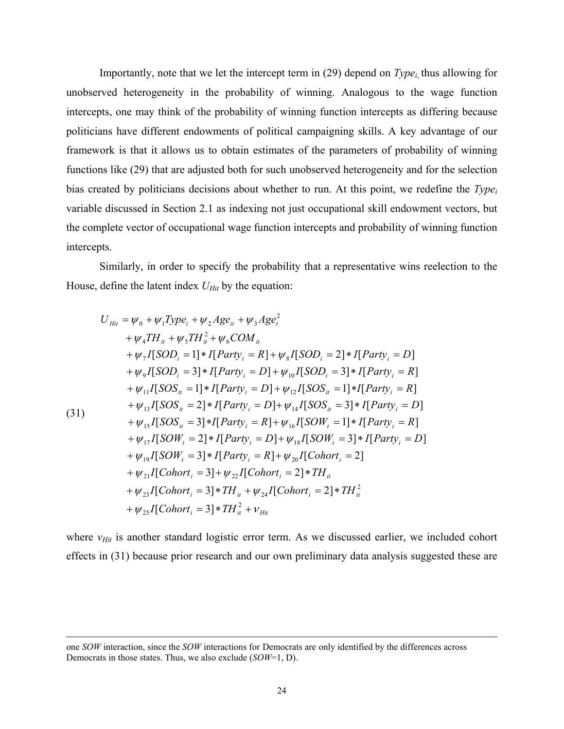Importantly, note that we let the intercept term in (29) depend on $Type_i$, thus allowing for unobserved heterogeneity in the probability of winning. Analogous to the wage function intercepts, one may think of the probability of winning function intercepts as differing because politicians have different endowments of political campaigning skills. A key advantage of our framework is that it allows us to obtain estimates of the parameters of probability of winning functions like (29) that are adjusted both for such unobserved heterogeneity and for the selection bias created by politicians decisions about whether to run. At this point, we redefine the $Type_i$ variable discussed in Section 2.1 as indexing not just occupational skill endowment vectors, but the complete vector of occupational wage function intercepts and probability of winning function intercepts.

Similarly, in order to specify the probability that a representative wins reelection to the House, define the latent index $U_{Hit}$ by the equation:

$$
\begin{aligned}
(31) \qquad U_{Hit} = {} & \psi_0 + \psi_1 Type_i + \psi_2 Age_{it} + \psi_3 Age_t^2 \\
& + \psi_4 TH_{it} + \psi_5 TH_{it}^2 + \psi_6 COM_{it} \\
& + \psi_7 I[SOD_i = 1] * I[Party_i = R] + \psi_8 I[SOD_i = 2] * I[Party_i = D] \\
& + \psi_9 I[SOD_i = 3] * I[Party_i = D] + \psi_{10} I[SOD_i = 3] * I[Party_i = R] \\
& + \psi_{11} I[SOS_{it} = 1] * I[Party_i = D] + \psi_{12} I[SOS_{it} = 1] * I[Party_i = R] \\
& + \psi_{13} I[SOS_{it} = 2] * I[Party_i = D] + \psi_{14} I[SOS_{it} = 3] * I[Party_i = D] \\
& + \psi_{15} I[SOS_{it} = 3] * I[Party_i = R] + \psi_{16} I[SOW_t = 1] * I[Party_i = R] \\
& + \psi_{17} I[SOW_t = 2] * I[Party_i = D] + \psi_{18} I[SOW_t = 3] * I[Party_i = D] \\
& + \psi_{19} I[SOW_t = 3] * I[Party_i = R] + \psi_{20} I[Cohort_i = 2] \\
& + \psi_{21} I[Cohort_i = 3] + \psi_{22} I[Cohort_i = 2] * TH_{it} \\
& + \psi_{23} I[Cohort_i = 3] * TH_{it} + \psi_{24} I[Cohort_i = 2] * TH_{it}^2 \\
& + \psi_{25} I[Cohort_i = 3] * TH_{it}^2 + \nu_{Hit}
\end{aligned}
$$

where $v_{Hit}$ is another standard logistic error term. As we discussed earlier, we included cohort effects in (31) because prior research and our own preliminary data analysis suggested these are

---

one *SOW* interaction, since the *SOW* interactions for Democrats are only identified by the differences across Democrats in those states. Thus, we also exclude (*SOW*=1, D).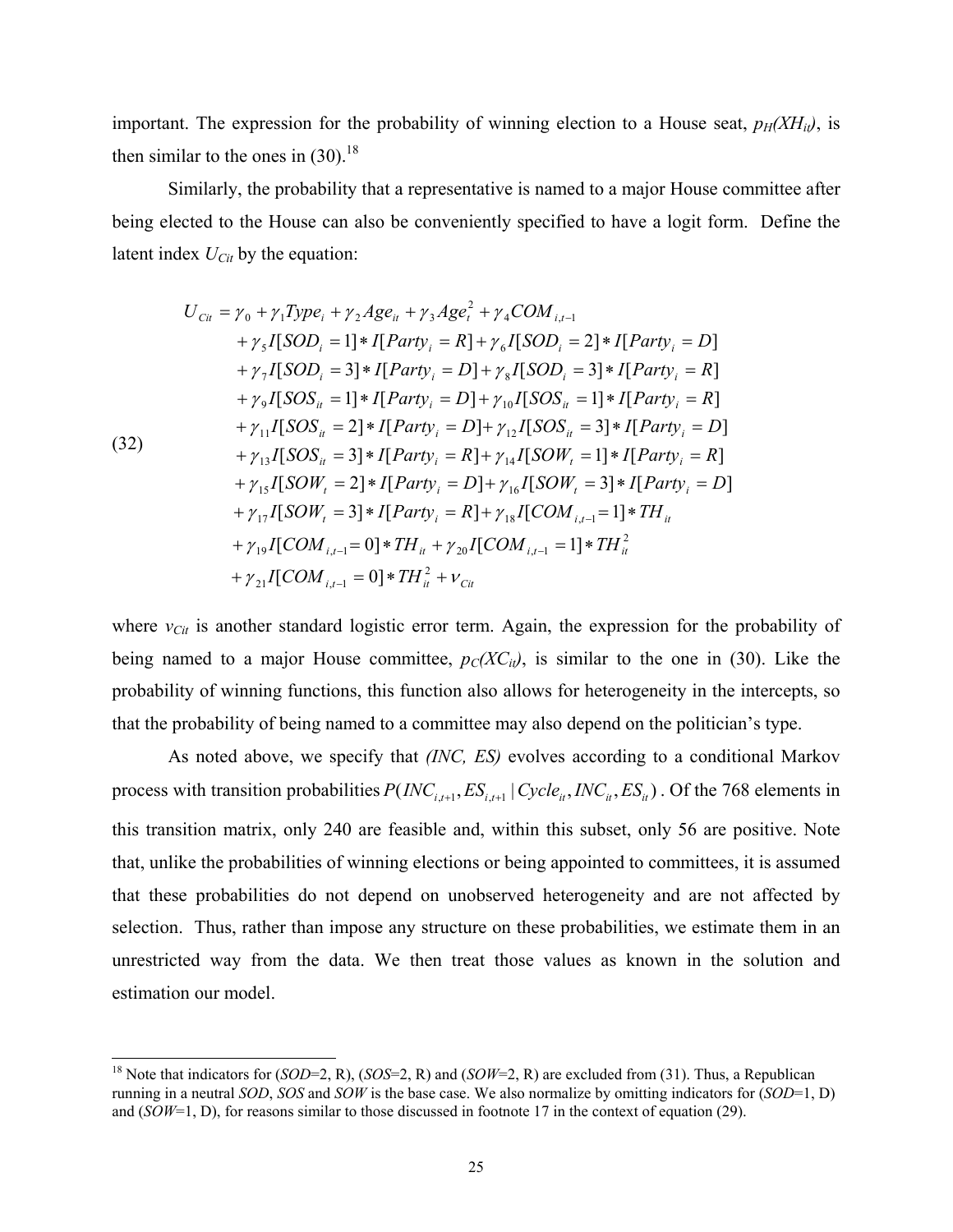important. The expression for the probability of winning election to a House seat, $p_H(XH_{it})$, is then similar to the ones in (30).[18]

Similarly, the probability that a representative is named to a major House committee after being elected to the House can also be conveniently specified to have a logit form. Define the latent index $U_{Cit}$ by the equation:

$$
\begin{aligned}
U_{Cit} = {} & \gamma_0 + \gamma_1 Type_i + \gamma_2 Age_{it} + \gamma_3 Age_t^2 + \gamma_4 COM_{i,t-1} \\
& + \gamma_5 I[SOD_i = 1] * I[Party_i = R] + \gamma_6 I[SOD_i = 2] * I[Party_i = D] \\
& + \gamma_7 I[SOD_i = 3] * I[Party_i = D] + \gamma_8 I[SOD_i = 3] * I[Party_i = R] \\
& + \gamma_9 I[SOS_{it} = 1] * I[Party_i = D] + \gamma_{10} I[SOS_{it} = 1] * I[Party_i = R] \\
& + \gamma_{11} I[SOS_{it} = 2] * I[Party_i = D] + \gamma_{12} I[SOS_{it} = 3] * I[Party_i = D] \\
& + \gamma_{13} I[SOS_{it} = 3] * I[Party_i = R] + \gamma_{14} I[SOW_t = 1] * I[Party_i = R] \\
& + \gamma_{15} I[SOW_t = 2] * I[Party_i = D] + \gamma_{16} I[SOW_t = 3] * I[Party_i = D] \\
& + \gamma_{17} I[SOW_t = 3] * I[Party_i = R] + \gamma_{18} I[COM_{i,t-1} = 1] * TH_{it} \\
& + \gamma_{19} I[COM_{i,t-1} = 0] * TH_{it} + \gamma_{20} I[COM_{i,t-1} = 1] * TH_{it}^2 \\
& + \gamma_{21} I[COM_{i,t-1} = 0] * TH_{it}^2 + \nu_{Cit}
\end{aligned} \tag{32}
$$

where $v_{Cit}$ is another standard logistic error term. Again, the expression for the probability of being named to a major House committee, $p_C(XC_{it})$, is similar to the one in (30). Like the probability of winning functions, this function also allows for heterogeneity in the intercepts, so that the probability of being named to a committee may also depend on the politician's type.

As noted above, we specify that *(INC, ES)* evolves according to a conditional Markov process with transition probabilities $P(INC_{i,t+1}, ES_{i,t+1} \mid Cycle_{it}, INC_{it}, ES_{it})$. Of the 768 elements in this transition matrix, only 240 are feasible and, within this subset, only 56 are positive. Note that, unlike the probabilities of winning elections or being appointed to committees, it is assumed that these probabilities do not depend on unobserved heterogeneity and are not affected by selection. Thus, rather than impose any structure on these probabilities, we estimate them in an unrestricted way from the data. We then treat those values as known in the solution and estimation our model.

---

[18] Note that indicators for (*SOD*=2, R), (*SOS*=2, R) and (*SOW*=2, R) are excluded from (31). Thus, a Republican running in a neutral *SOD*, *SOS* and *SOW* is the base case. We also normalize by omitting indicators for (*SOD*=1, D) and (*SOW*=1, D), for reasons similar to those discussed in footnote 17 in the context of equation (29).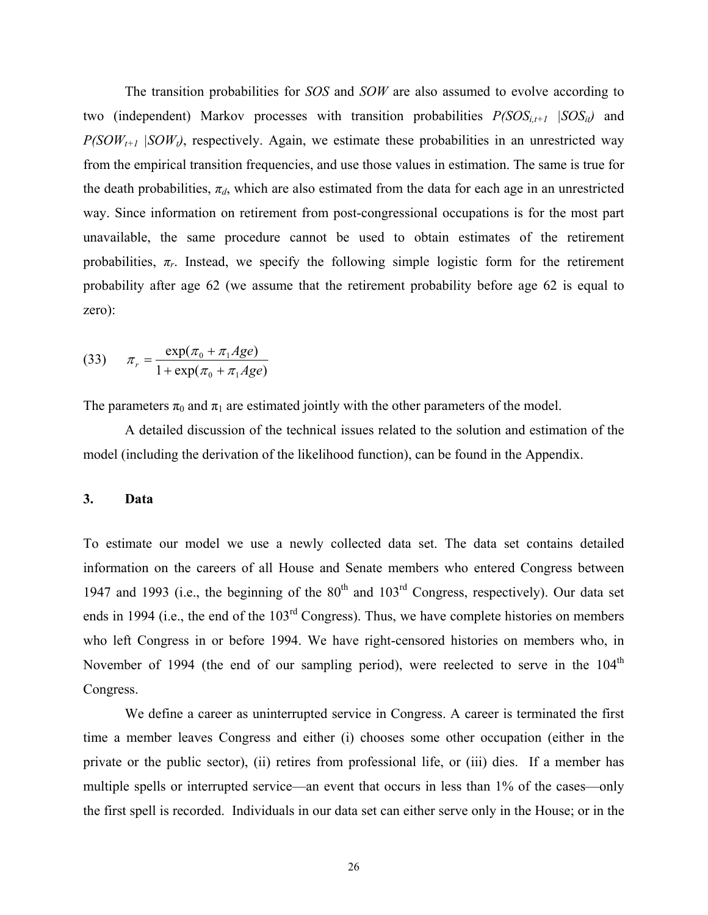The transition probabilities for *SOS* and *SOW* are also assumed to evolve according to two (independent) Markov processes with transition probabilities $P(SOS_{i,t+1} \mid SOS_{it})$ and $P(SOW_{t+1} \mid SOW_t)$, respectively. Again, we estimate these probabilities in an unrestricted way from the empirical transition frequencies, and use those values in estimation. The same is true for the death probabilities, $\pi_d$, which are also estimated from the data for each age in an unrestricted way. Since information on retirement from post-congressional occupations is for the most part unavailable, the same procedure cannot be used to obtain estimates of the retirement probabilities, $\pi_r$. Instead, we specify the following simple logistic form for the retirement probability after age 62 (we assume that the retirement probability before age 62 is equal to zero):

$$\text{(33)} \qquad \pi_r = \frac{\exp(\pi_0 + \pi_1 Age)}{1 + \exp(\pi_0 + \pi_1 Age)}$$

The parameters $\pi_0$ and $\pi_1$ are estimated jointly with the other parameters of the model.

A detailed discussion of the technical issues related to the solution and estimation of the model (including the derivation of the likelihood function), can be found in the Appendix.

## 3. Data

To estimate our model we use a newly collected data set. The data set contains detailed information on the careers of all House and Senate members who entered Congress between 1947 and 1993 (i.e., the beginning of the 80th and 103rd Congress, respectively). Our data set ends in 1994 (i.e., the end of the 103rd Congress). Thus, we have complete histories on members who left Congress in or before 1994. We have right-censored histories on members who, in November of 1994 (the end of our sampling period), were reelected to serve in the 104th Congress.

We define a career as uninterrupted service in Congress. A career is terminated the first time a member leaves Congress and either (i) chooses some other occupation (either in the private or the public sector), (ii) retires from professional life, or (iii) dies. If a member has multiple spells or interrupted service—an event that occurs in less than 1% of the cases—only the first spell is recorded. Individuals in our data set can either serve only in the House; or in the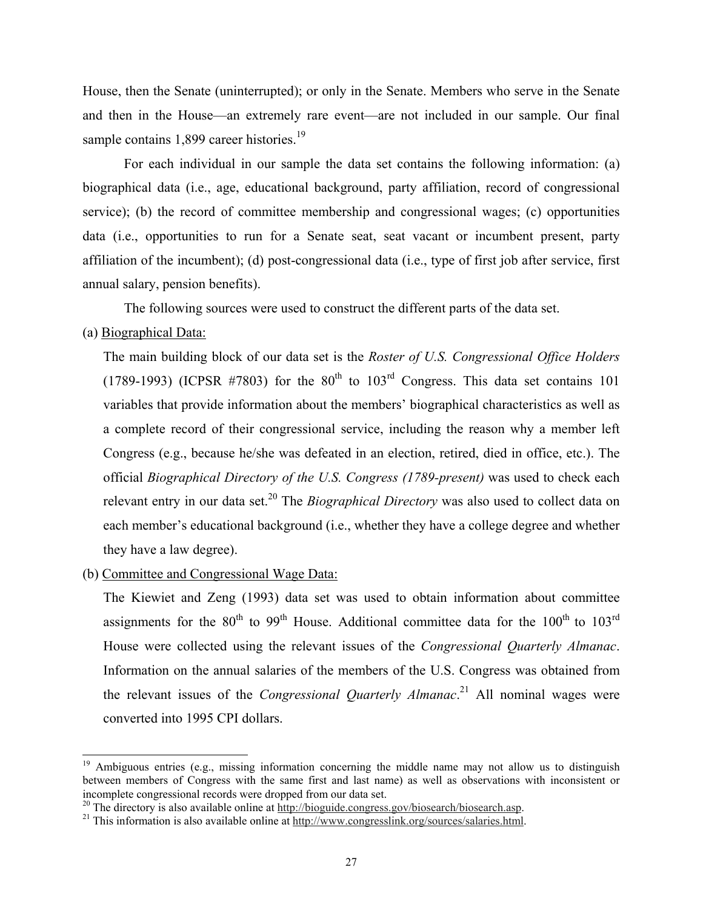House, then the Senate (uninterrupted); or only in the Senate. Members who serve in the Senate and then in the House—an extremely rare event—are not included in our sample. Our final sample contains 1,899 career histories.[19]

For each individual in our sample the data set contains the following information: (a) biographical data (i.e., age, educational background, party affiliation, record of congressional service); (b) the record of committee membership and congressional wages; (c) opportunities data (i.e., opportunities to run for a Senate seat, seat vacant or incumbent present, party affiliation of the incumbent); (d) post-congressional data (i.e., type of first job after service, first annual salary, pension benefits).

The following sources were used to construct the different parts of the data set.

(a) Biographical Data:

The main building block of our data set is the *Roster of U.S. Congressional Office Holders* (1789-1993) (ICPSR #7803) for the 80th to 103rd Congress. This data set contains 101 variables that provide information about the members' biographical characteristics as well as a complete record of their congressional service, including the reason why a member left Congress (e.g., because he/she was defeated in an election, retired, died in office, etc.). The official *Biographical Directory of the U.S. Congress (1789-present)* was used to check each relevant entry in our data set.[20] The *Biographical Directory* was also used to collect data on each member's educational background (i.e., whether they have a college degree and whether they have a law degree).

(b) Committee and Congressional Wage Data:

The Kiewiet and Zeng (1993) data set was used to obtain information about committee assignments for the 80th to 99th House. Additional committee data for the 100th to 103rd House were collected using the relevant issues of the *Congressional Quarterly Almanac*. Information on the annual salaries of the members of the U.S. Congress was obtained from the relevant issues of the *Congressional Quarterly Almanac*.[21] All nominal wages were converted into 1995 CPI dollars.

---

[19] Ambiguous entries (e.g., missing information concerning the middle name may not allow us to distinguish between members of Congress with the same first and last name) as well as observations with inconsistent or incomplete congressional records were dropped from our data set.

[20] The directory is also available online at http://bioguide.congress.gov/biosearch/biosearch.asp.

[21] This information is also available online at http://www.congresslink.org/sources/salaries.html.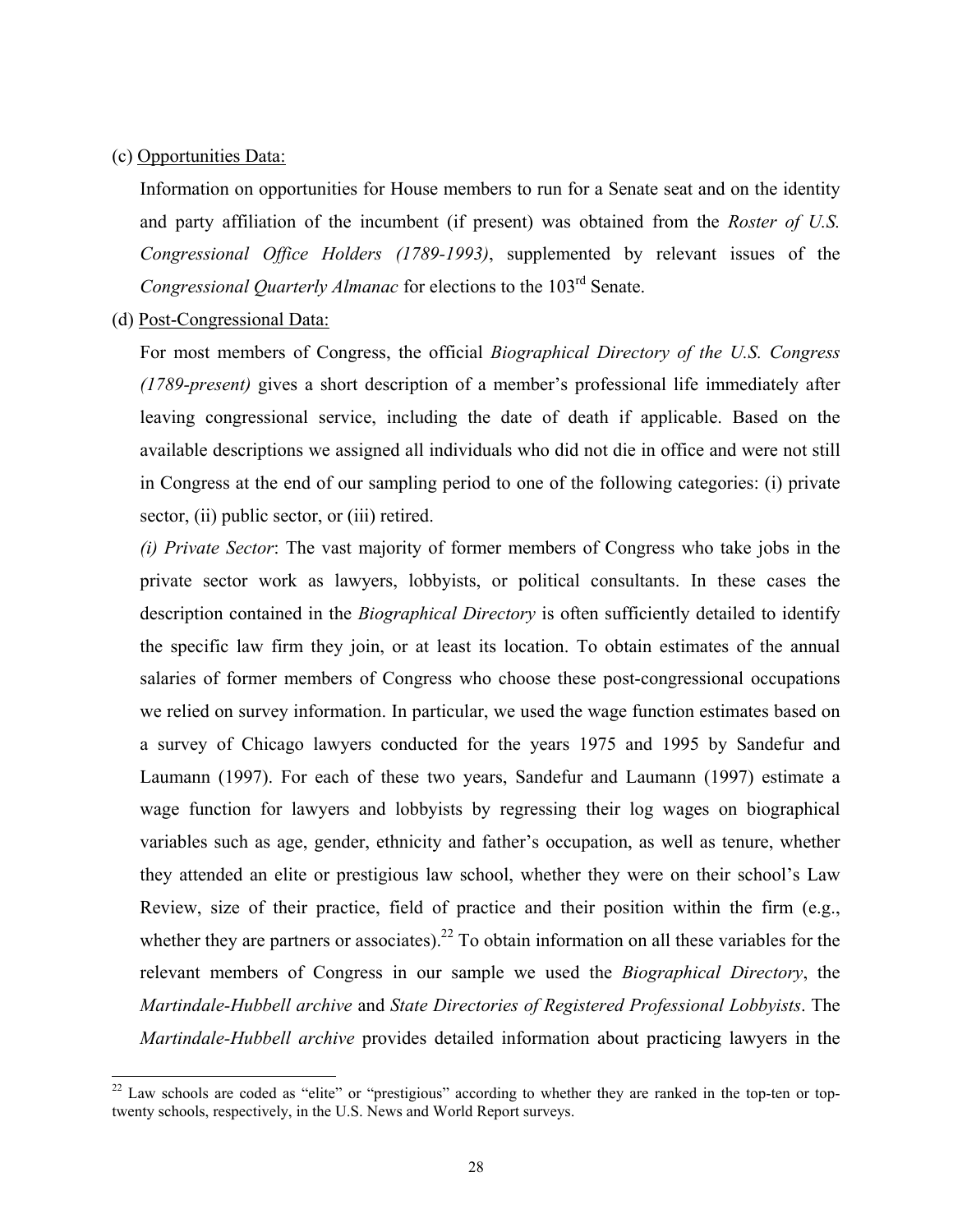(c) Opportunities Data:

Information on opportunities for House members to run for a Senate seat and on the identity and party affiliation of the incumbent (if present) was obtained from the *Roster of U.S. Congressional Office Holders (1789-1993)*, supplemented by relevant issues of the *Congressional Quarterly Almanac* for elections to the 103rd Senate.

(d) Post-Congressional Data:

For most members of Congress, the official *Biographical Directory of the U.S. Congress (1789-present)* gives a short description of a member's professional life immediately after leaving congressional service, including the date of death if applicable. Based on the available descriptions we assigned all individuals who did not die in office and were not still in Congress at the end of our sampling period to one of the following categories: (i) private sector, (ii) public sector, or (iii) retired.

*(i) Private Sector*: The vast majority of former members of Congress who take jobs in the private sector work as lawyers, lobbyists, or political consultants. In these cases the description contained in the *Biographical Directory* is often sufficiently detailed to identify the specific law firm they join, or at least its location. To obtain estimates of the annual salaries of former members of Congress who choose these post-congressional occupations we relied on survey information. In particular, we used the wage function estimates based on a survey of Chicago lawyers conducted for the years 1975 and 1995 by Sandefur and Laumann (1997). For each of these two years, Sandefur and Laumann (1997) estimate a wage function for lawyers and lobbyists by regressing their log wages on biographical variables such as age, gender, ethnicity and father's occupation, as well as tenure, whether they attended an elite or prestigious law school, whether they were on their school's Law Review, size of their practice, field of practice and their position within the firm (e.g., whether they are partners or associates).[22] To obtain information on all these variables for the relevant members of Congress in our sample we used the *Biographical Directory*, the *Martindale-Hubbell archive* and *State Directories of Registered Professional Lobbyists*. The *Martindale-Hubbell archive* provides detailed information about practicing lawyers in the

[22] Law schools are coded as "elite" or "prestigious" according to whether they are ranked in the top-ten or top-twenty schools, respectively, in the U.S. News and World Report surveys.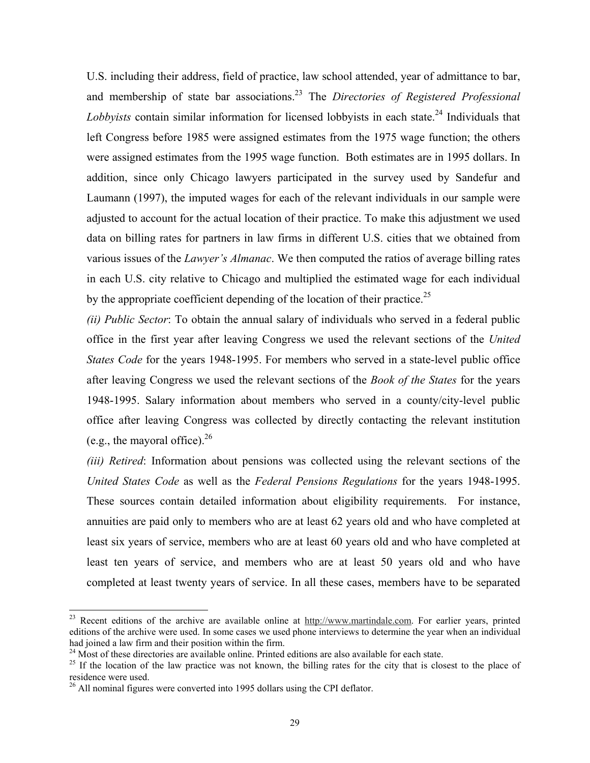U.S. including their address, field of practice, law school attended, year of admittance to bar, and membership of state bar associations.[23] The *Directories of Registered Professional Lobbyists* contain similar information for licensed lobbyists in each state.[24] Individuals that left Congress before 1985 were assigned estimates from the 1975 wage function; the others were assigned estimates from the 1995 wage function. Both estimates are in 1995 dollars. In addition, since only Chicago lawyers participated in the survey used by Sandefur and Laumann (1997), the imputed wages for each of the relevant individuals in our sample were adjusted to account for the actual location of their practice. To make this adjustment we used data on billing rates for partners in law firms in different U.S. cities that we obtained from various issues of the *Lawyer's Almanac*. We then computed the ratios of average billing rates in each U.S. city relative to Chicago and multiplied the estimated wage for each individual by the appropriate coefficient depending of the location of their practice.[25]

*(ii) Public Sector*: To obtain the annual salary of individuals who served in a federal public office in the first year after leaving Congress we used the relevant sections of the *United States Code* for the years 1948-1995. For members who served in a state-level public office after leaving Congress we used the relevant sections of the *Book of the States* for the years 1948-1995. Salary information about members who served in a county/city-level public office after leaving Congress was collected by directly contacting the relevant institution (e.g., the mayoral office).[26]

*(iii) Retired*: Information about pensions was collected using the relevant sections of the *United States Code* as well as the *Federal Pensions Regulations* for the years 1948-1995. These sources contain detailed information about eligibility requirements. For instance, annuities are paid only to members who are at least 62 years old and who have completed at least six years of service, members who are at least 60 years old and who have completed at least ten years of service, and members who are at least 50 years old and who have completed at least twenty years of service. In all these cases, members have to be separated

---

[23] Recent editions of the archive are available online at http://www.martindale.com. For earlier years, printed editions of the archive were used. In some cases we used phone interviews to determine the year when an individual had joined a law firm and their position within the firm.

[24] Most of these directories are available online. Printed editions are also available for each state.

[25] If the location of the law practice was not known, the billing rates for the city that is closest to the place of residence were used.

[26] All nominal figures were converted into 1995 dollars using the CPI deflator.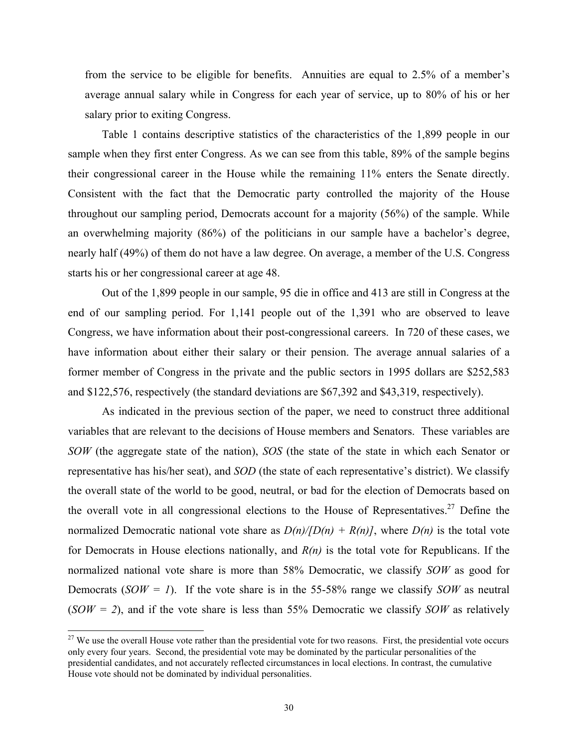from the service to be eligible for benefits. Annuities are equal to 2.5% of a member's average annual salary while in Congress for each year of service, up to 80% of his or her salary prior to exiting Congress.

Table 1 contains descriptive statistics of the characteristics of the 1,899 people in our sample when they first enter Congress. As we can see from this table, 89% of the sample begins their congressional career in the House while the remaining 11% enters the Senate directly. Consistent with the fact that the Democratic party controlled the majority of the House throughout our sampling period, Democrats account for a majority (56%) of the sample. While an overwhelming majority (86%) of the politicians in our sample have a bachelor's degree, nearly half (49%) of them do not have a law degree. On average, a member of the U.S. Congress starts his or her congressional career at age 48.

Out of the 1,899 people in our sample, 95 die in office and 413 are still in Congress at the end of our sampling period. For 1,141 people out of the 1,391 who are observed to leave Congress, we have information about their post-congressional careers. In 720 of these cases, we have information about either their salary or their pension. The average annual salaries of a former member of Congress in the private and the public sectors in 1995 dollars are $252,583 and $122,576, respectively (the standard deviations are $67,392 and $43,319, respectively).

As indicated in the previous section of the paper, we need to construct three additional variables that are relevant to the decisions of House members and Senators. These variables are *SOW* (the aggregate state of the nation), *SOS* (the state of the state in which each Senator or representative has his/her seat), and *SOD* (the state of each representative's district). We classify the overall state of the world to be good, neutral, or bad for the election of Democrats based on the overall vote in all congressional elections to the House of Representatives.[27] Define the normalized Democratic national vote share as $D(n)/[D(n) + R(n)]$, where $D(n)$ is the total vote for Democrats in House elections nationally, and $R(n)$ is the total vote for Republicans. If the normalized national vote share is more than 58% Democratic, we classify *SOW* as good for Democrats ($SOW = 1$). If the vote share is in the 55-58% range we classify *SOW* as neutral ($SOW = 2$), and if the vote share is less than 55% Democratic we classify *SOW* as relatively

[27] We use the overall House vote rather than the presidential vote for two reasons. First, the presidential vote occurs only every four years. Second, the presidential vote may be dominated by the particular personalities of the presidential candidates, and not accurately reflected circumstances in local elections. In contrast, the cumulative House vote should not be dominated by individual personalities.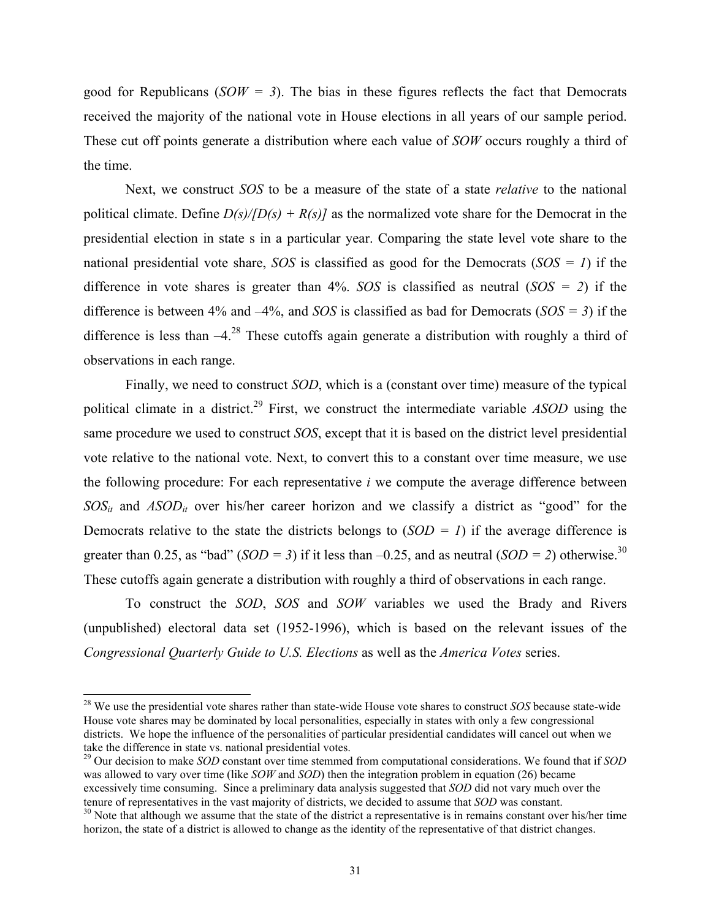good for Republicans (*SOW = 3*). The bias in these figures reflects the fact that Democrats received the majority of the national vote in House elections in all years of our sample period. These cut off points generate a distribution where each value of *SOW* occurs roughly a third of the time.

Next, we construct *SOS* to be a measure of the state of a state *relative* to the national political climate. Define *D(s)/[D(s) + R(s)]* as the normalized vote share for the Democrat in the presidential election in state s in a particular year. Comparing the state level vote share to the national presidential vote share, *SOS* is classified as good for the Democrats (*SOS = 1*) if the difference in vote shares is greater than 4%. *SOS* is classified as neutral (*SOS = 2*) if the difference is between 4% and –4%, and *SOS* is classified as bad for Democrats (*SOS = 3*) if the difference is less than –4.[28] These cutoffs again generate a distribution with roughly a third of observations in each range.

Finally, we need to construct *SOD*, which is a (constant over time) measure of the typical political climate in a district.[29] First, we construct the intermediate variable *ASOD* using the same procedure we used to construct *SOS*, except that it is based on the district level presidential vote relative to the national vote. Next, to convert this to a constant over time measure, we use the following procedure: For each representative *i* we compute the average difference between $SOS_{it}$ and $ASOD_{it}$ over his/her career horizon and we classify a district as "good" for the Democrats relative to the state the districts belongs to (*SOD = 1*) if the average difference is greater than 0.25, as "bad" (*SOD = 3*) if it less than –0.25, and as neutral (*SOD = 2*) otherwise.[30] These cutoffs again generate a distribution with roughly a third of observations in each range.

To construct the *SOD*, *SOS* and *SOW* variables we used the Brady and Rivers (unpublished) electoral data set (1952-1996), which is based on the relevant issues of the *Congressional Quarterly Guide to U.S. Elections* as well as the *America Votes* series.

---

[28] We use the presidential vote shares rather than state-wide House vote shares to construct *SOS* because state-wide House vote shares may be dominated by local personalities, especially in states with only a few congressional districts. We hope the influence of the personalities of particular presidential candidates will cancel out when we take the difference in state vs. national presidential votes.

[29] Our decision to make *SOD* constant over time stemmed from computational considerations. We found that if *SOD* was allowed to vary over time (like *SOW* and *SOD*) then the integration problem in equation (26) became excessively time consuming. Since a preliminary data analysis suggested that *SOD* did not vary much over the tenure of representatives in the vast majority of districts, we decided to assume that *SOD* was constant.

[30] Note that although we assume that the state of the district a representative is in remains constant over his/her time horizon, the state of a district is allowed to change as the identity of the representative of that district changes.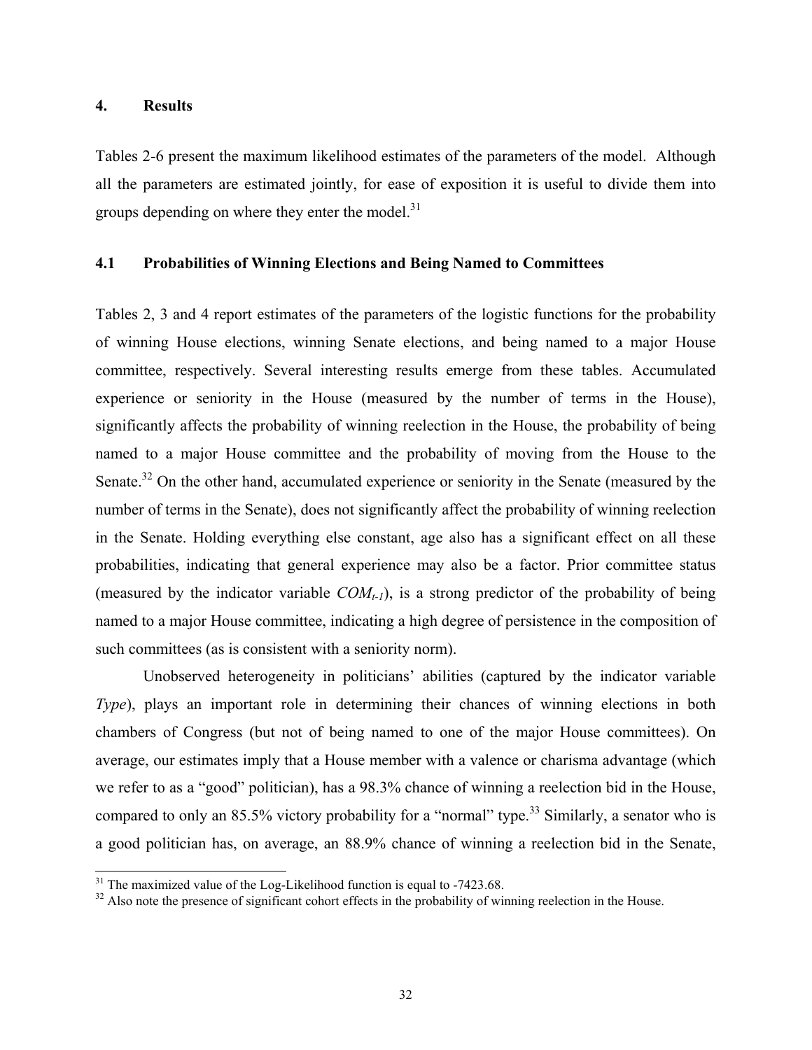## 4. Results

Tables 2-6 present the maximum likelihood estimates of the parameters of the model. Although all the parameters are estimated jointly, for ease of exposition it is useful to divide them into groups depending on where they enter the model.[31]

### 4.1 Probabilities of Winning Elections and Being Named to Committees

Tables 2, 3 and 4 report estimates of the parameters of the logistic functions for the probability of winning House elections, winning Senate elections, and being named to a major House committee, respectively. Several interesting results emerge from these tables. Accumulated experience or seniority in the House (measured by the number of terms in the House), significantly affects the probability of winning reelection in the House, the probability of being named to a major House committee and the probability of moving from the House to the Senate.[32] On the other hand, accumulated experience or seniority in the Senate (measured by the number of terms in the Senate), does not significantly affect the probability of winning reelection in the Senate. Holding everything else constant, age also has a significant effect on all these probabilities, indicating that general experience may also be a factor. Prior committee status (measured by the indicator variable $COM_{t-1}$), is a strong predictor of the probability of being named to a major House committee, indicating a high degree of persistence in the composition of such committees (as is consistent with a seniority norm).

Unobserved heterogeneity in politicians' abilities (captured by the indicator variable *Type*), plays an important role in determining their chances of winning elections in both chambers of Congress (but not of being named to one of the major House committees). On average, our estimates imply that a House member with a valence or charisma advantage (which we refer to as a "good" politician), has a 98.3% chance of winning a reelection bid in the House, compared to only an 85.5% victory probability for a "normal" type.[33] Similarly, a senator who is a good politician has, on average, an 88.9% chance of winning a reelection bid in the Senate,

[31] The maximized value of the Log-Likelihood function is equal to -7423.68.

[32] Also note the presence of significant cohort effects in the probability of winning reelection in the House.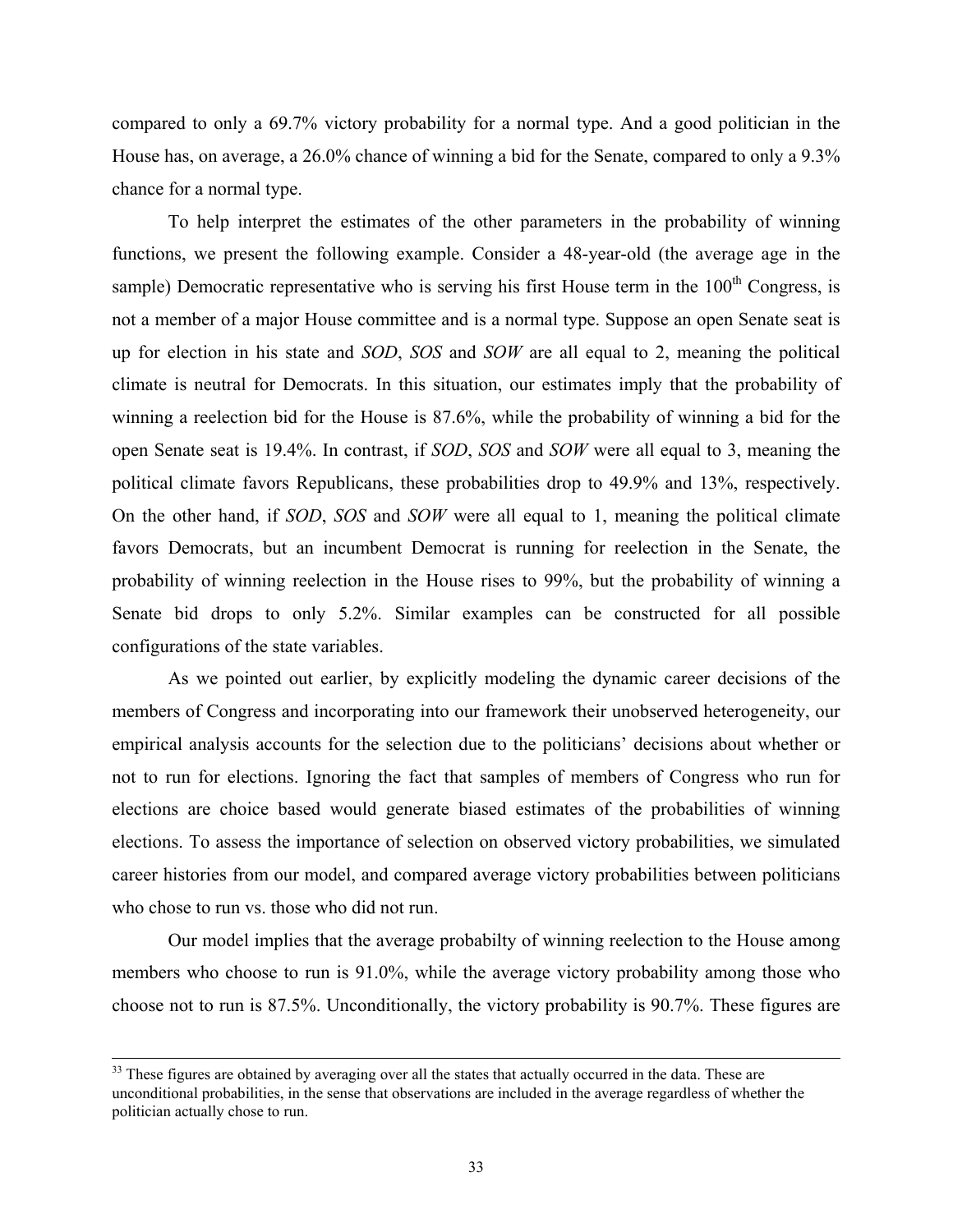compared to only a 69.7% victory probability for a normal type. And a good politician in the House has, on average, a 26.0% chance of winning a bid for the Senate, compared to only a 9.3% chance for a normal type.

To help interpret the estimates of the other parameters in the probability of winning functions, we present the following example. Consider a 48-year-old (the average age in the sample) Democratic representative who is serving his first House term in the 100th Congress, is not a member of a major House committee and is a normal type. Suppose an open Senate seat is up for election in his state and *SOD*, *SOS* and *SOW* are all equal to 2, meaning the political climate is neutral for Democrats. In this situation, our estimates imply that the probability of winning a reelection bid for the House is 87.6%, while the probability of winning a bid for the open Senate seat is 19.4%. In contrast, if *SOD*, *SOS* and *SOW* were all equal to 3, meaning the political climate favors Republicans, these probabilities drop to 49.9% and 13%, respectively. On the other hand, if *SOD*, *SOS* and *SOW* were all equal to 1, meaning the political climate favors Democrats, but an incumbent Democrat is running for reelection in the Senate, the probability of winning reelection in the House rises to 99%, but the probability of winning a Senate bid drops to only 5.2%. Similar examples can be constructed for all possible configurations of the state variables.

As we pointed out earlier, by explicitly modeling the dynamic career decisions of the members of Congress and incorporating into our framework their unobserved heterogeneity, our empirical analysis accounts for the selection due to the politicians' decisions about whether or not to run for elections. Ignoring the fact that samples of members of Congress who run for elections are choice based would generate biased estimates of the probabilities of winning elections. To assess the importance of selection on observed victory probabilities, we simulated career histories from our model, and compared average victory probabilities between politicians who chose to run vs. those who did not run.

Our model implies that the average probabilty of winning reelection to the House among members who choose to run is 91.0%, while the average victory probability among those who choose not to run is 87.5%. Unconditionally, the victory probability is 90.7%. These figures are

---

[33] These figures are obtained by averaging over all the states that actually occurred in the data. These are unconditional probabilities, in the sense that observations are included in the average regardless of whether the politician actually chose to run.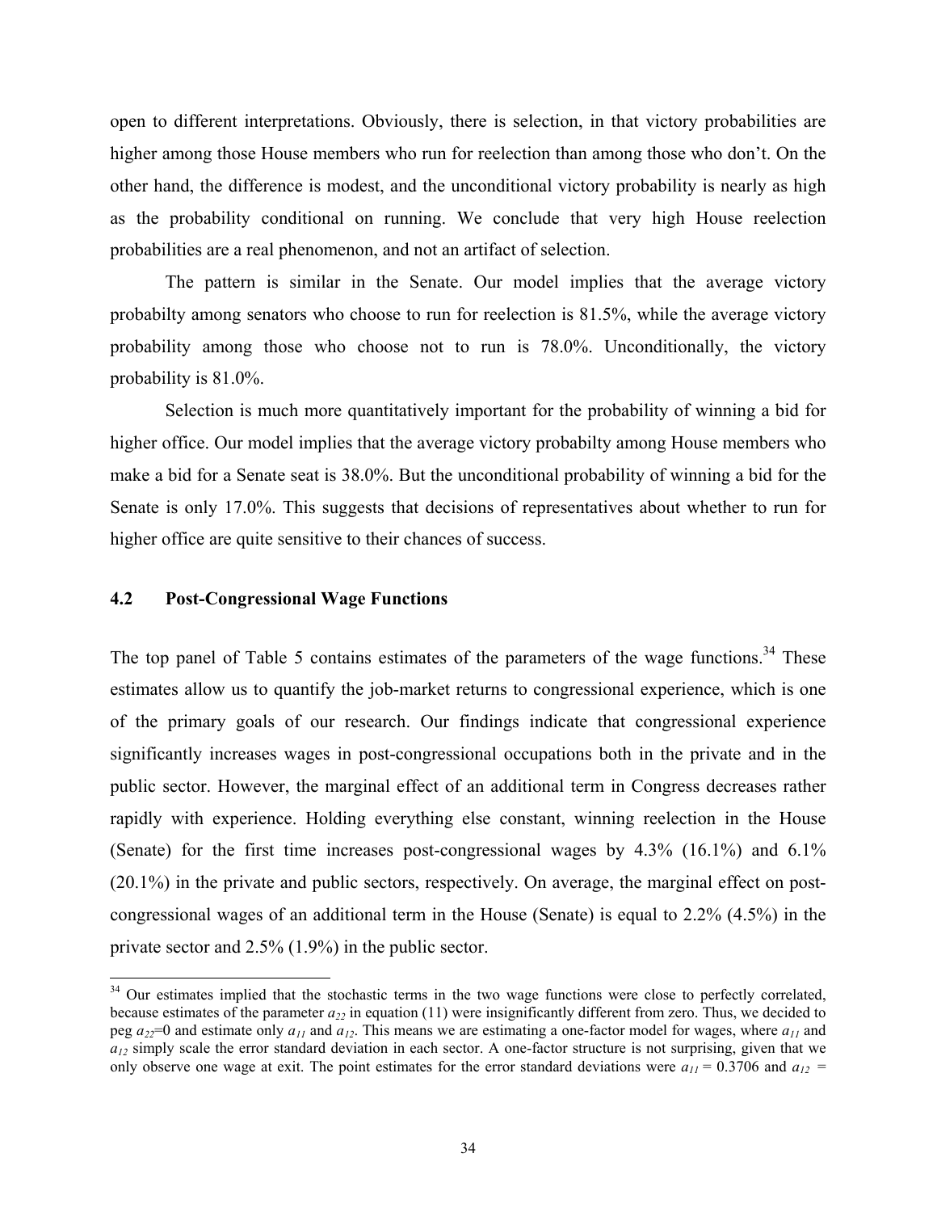open to different interpretations. Obviously, there is selection, in that victory probabilities are higher among those House members who run for reelection than among those who don't. On the other hand, the difference is modest, and the unconditional victory probability is nearly as high as the probability conditional on running. We conclude that very high House reelection probabilities are a real phenomenon, and not an artifact of selection.

The pattern is similar in the Senate. Our model implies that the average victory probabilty among senators who choose to run for reelection is 81.5%, while the average victory probability among those who choose not to run is 78.0%. Unconditionally, the victory probability is 81.0%.

Selection is much more quantitatively important for the probability of winning a bid for higher office. Our model implies that the average victory probabilty among House members who make a bid for a Senate seat is 38.0%. But the unconditional probability of winning a bid for the Senate is only 17.0%. This suggests that decisions of representatives about whether to run for higher office are quite sensitive to their chances of success.

### 4.2 Post-Congressional Wage Functions

The top panel of Table 5 contains estimates of the parameters of the wage functions.[34] These estimates allow us to quantify the job-market returns to congressional experience, which is one of the primary goals of our research. Our findings indicate that congressional experience significantly increases wages in post-congressional occupations both in the private and in the public sector. However, the marginal effect of an additional term in Congress decreases rather rapidly with experience. Holding everything else constant, winning reelection in the House (Senate) for the first time increases post-congressional wages by 4.3% (16.1%) and 6.1% (20.1%) in the private and public sectors, respectively. On average, the marginal effect on post-congressional wages of an additional term in the House (Senate) is equal to 2.2% (4.5%) in the private sector and 2.5% (1.9%) in the public sector.

[34] Our estimates implied that the stochastic terms in the two wage functions were close to perfectly correlated, because estimates of the parameter $a_{22}$ in equation (11) were insignificantly different from zero. Thus, we decided to peg $a_{22}$=0 and estimate only $a_{11}$ and $a_{12}$. This means we are estimating a one-factor model for wages, where $a_{11}$ and $a_{12}$ simply scale the error standard deviation in each sector. A one-factor structure is not surprising, given that we only observe one wage at exit. The point estimates for the error standard deviations were $a_{11}$ = 0.3706 and $a_{12}$ =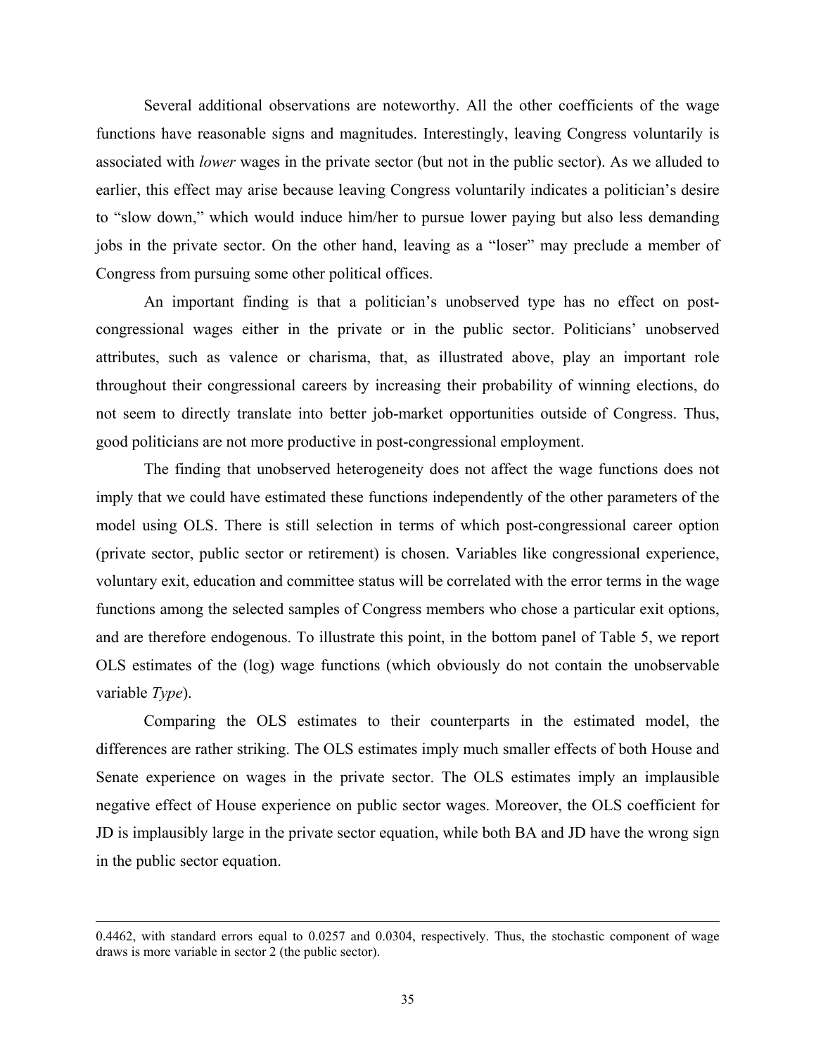Several additional observations are noteworthy. All the other coefficients of the wage functions have reasonable signs and magnitudes. Interestingly, leaving Congress voluntarily is associated with *lower* wages in the private sector (but not in the public sector). As we alluded to earlier, this effect may arise because leaving Congress voluntarily indicates a politician's desire to "slow down," which would induce him/her to pursue lower paying but also less demanding jobs in the private sector. On the other hand, leaving as a "loser" may preclude a member of Congress from pursuing some other political offices.

An important finding is that a politician's unobserved type has no effect on post-congressional wages either in the private or in the public sector. Politicians' unobserved attributes, such as valence or charisma, that, as illustrated above, play an important role throughout their congressional careers by increasing their probability of winning elections, do not seem to directly translate into better job-market opportunities outside of Congress. Thus, good politicians are not more productive in post-congressional employment.

The finding that unobserved heterogeneity does not affect the wage functions does not imply that we could have estimated these functions independently of the other parameters of the model using OLS. There is still selection in terms of which post-congressional career option (private sector, public sector or retirement) is chosen. Variables like congressional experience, voluntary exit, education and committee status will be correlated with the error terms in the wage functions among the selected samples of Congress members who chose a particular exit options, and are therefore endogenous. To illustrate this point, in the bottom panel of Table 5, we report OLS estimates of the (log) wage functions (which obviously do not contain the unobservable variable *Type*).

Comparing the OLS estimates to their counterparts in the estimated model, the differences are rather striking. The OLS estimates imply much smaller effects of both House and Senate experience on wages in the private sector. The OLS estimates imply an implausible negative effect of House experience on public sector wages. Moreover, the OLS coefficient for JD is implausibly large in the private sector equation, while both BA and JD have the wrong sign in the public sector equation.

---

0.4462, with standard errors equal to 0.0257 and 0.0304, respectively. Thus, the stochastic component of wage draws is more variable in sector 2 (the public sector).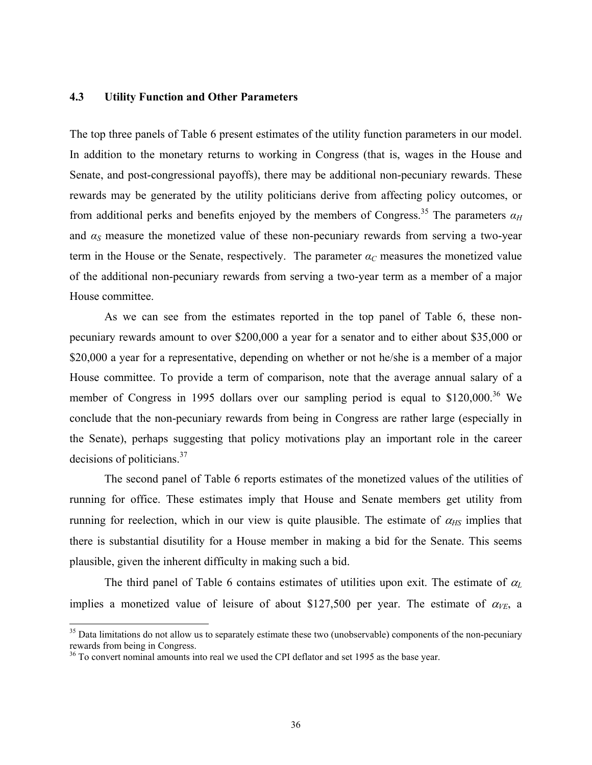### 4.3 Utility Function and Other Parameters

The top three panels of Table 6 present estimates of the utility function parameters in our model. In addition to the monetary returns to working in Congress (that is, wages in the House and Senate, and post-congressional payoffs), there may be additional non-pecuniary rewards. These rewards may be generated by the utility politicians derive from affecting policy outcomes, or from additional perks and benefits enjoyed by the members of Congress.[35] The parameters $\alpha_H$ and $\alpha_S$ measure the monetized value of these non-pecuniary rewards from serving a two-year term in the House or the Senate, respectively. The parameter $\alpha_C$ measures the monetized value of the additional non-pecuniary rewards from serving a two-year term as a member of a major House committee.

As we can see from the estimates reported in the top panel of Table 6, these non-pecuniary rewards amount to over \$200,000 a year for a senator and to either about \$35,000 or \$20,000 a year for a representative, depending on whether or not he/she is a member of a major House committee. To provide a term of comparison, note that the average annual salary of a member of Congress in 1995 dollars over our sampling period is equal to \$120,000.[36] We conclude that the non-pecuniary rewards from being in Congress are rather large (especially in the Senate), perhaps suggesting that policy motivations play an important role in the career decisions of politicians.[37]

The second panel of Table 6 reports estimates of the monetized values of the utilities of running for office. These estimates imply that House and Senate members get utility from running for reelection, which in our view is quite plausible. The estimate of $\alpha_{HS}$ implies that there is substantial disutility for a House member in making a bid for the Senate. This seems plausible, given the inherent difficulty in making such a bid.

The third panel of Table 6 contains estimates of utilities upon exit. The estimate of $\alpha_L$ implies a monetized value of leisure of about \$127,500 per year. The estimate of $\alpha_{VE}$, a

[35] Data limitations do not allow us to separately estimate these two (unobservable) components of the non-pecuniary rewards from being in Congress.

[36] To convert nominal amounts into real we used the CPI deflator and set 1995 as the base year.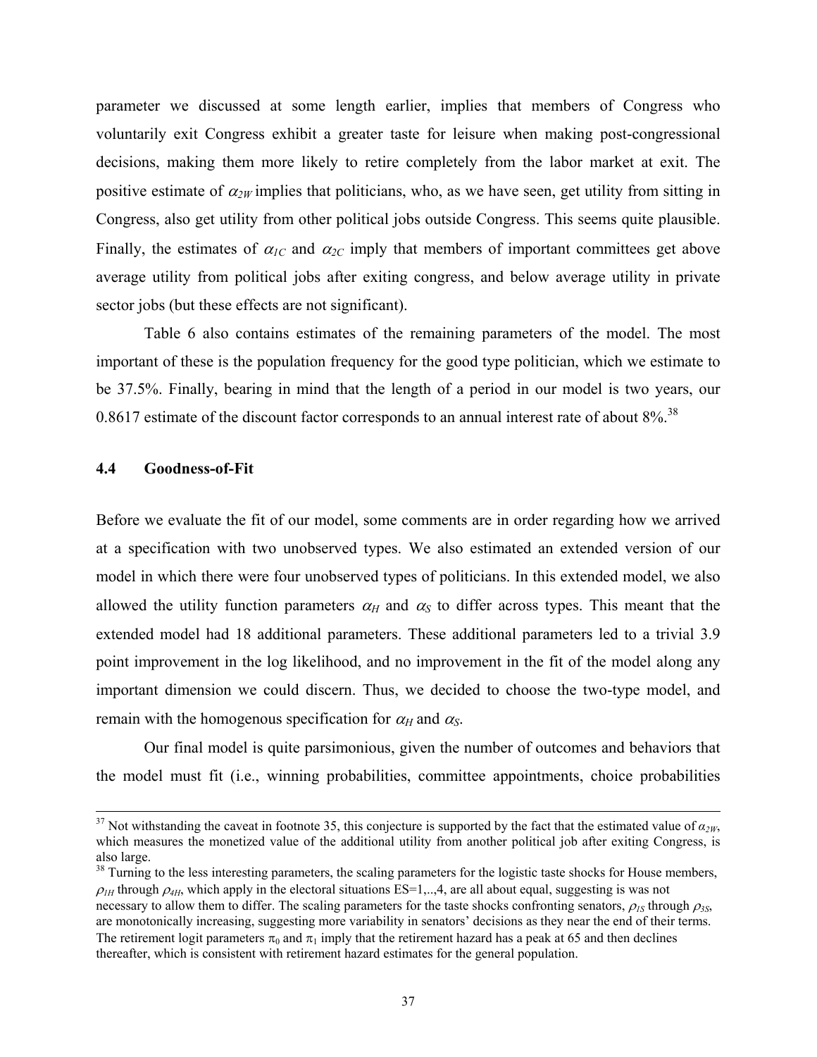parameter we discussed at some length earlier, implies that members of Congress who voluntarily exit Congress exhibit a greater taste for leisure when making post-congressional decisions, making them more likely to retire completely from the labor market at exit. The positive estimate of $\alpha_{2W}$ implies that politicians, who, as we have seen, get utility from sitting in Congress, also get utility from other political jobs outside Congress. This seems quite plausible. Finally, the estimates of $\alpha_{1C}$ and $\alpha_{2C}$ imply that members of important committees get above average utility from political jobs after exiting congress, and below average utility in private sector jobs (but these effects are not significant).

Table 6 also contains estimates of the remaining parameters of the model. The most important of these is the population frequency for the good type politician, which we estimate to be 37.5%. Finally, bearing in mind that the length of a period in our model is two years, our 0.8617 estimate of the discount factor corresponds to an annual interest rate of about 8%.[38]

### 4.4 Goodness-of-Fit

Before we evaluate the fit of our model, some comments are in order regarding how we arrived at a specification with two unobserved types. We also estimated an extended version of our model in which there were four unobserved types of politicians. In this extended model, we also allowed the utility function parameters $\alpha_H$ and $\alpha_S$ to differ across types. This meant that the extended model had 18 additional parameters. These additional parameters led to a trivial 3.9 point improvement in the log likelihood, and no improvement in the fit of the model along any important dimension we could discern. Thus, we decided to choose the two-type model, and remain with the homogenous specification for $\alpha_H$ and $\alpha_S$.

Our final model is quite parsimonious, given the number of outcomes and behaviors that the model must fit (i.e., winning probabilities, committee appointments, choice probabilities

---

[37] Not withstanding the caveat in footnote 35, this conjecture is supported by the fact that the estimated value of $\alpha_{2W}$, which measures the monetized value of the additional utility from another political job after exiting Congress, is also large.

[38] Turning to the less interesting parameters, the scaling parameters for the logistic taste shocks for House members, $\rho_{1H}$ through $\rho_{4H}$, which apply in the electoral situations ES=1,..,4, are all about equal, suggesting is was not necessary to allow them to differ. The scaling parameters for the taste shocks confronting senators, $\rho_{1S}$ through $\rho_{3S}$, are monotonically increasing, suggesting more variability in senators' decisions as they near the end of their terms. The retirement logit parameters $\pi_0$ and $\pi_1$ imply that the retirement hazard has a peak at 65 and then declines thereafter, which is consistent with retirement hazard estimates for the general population.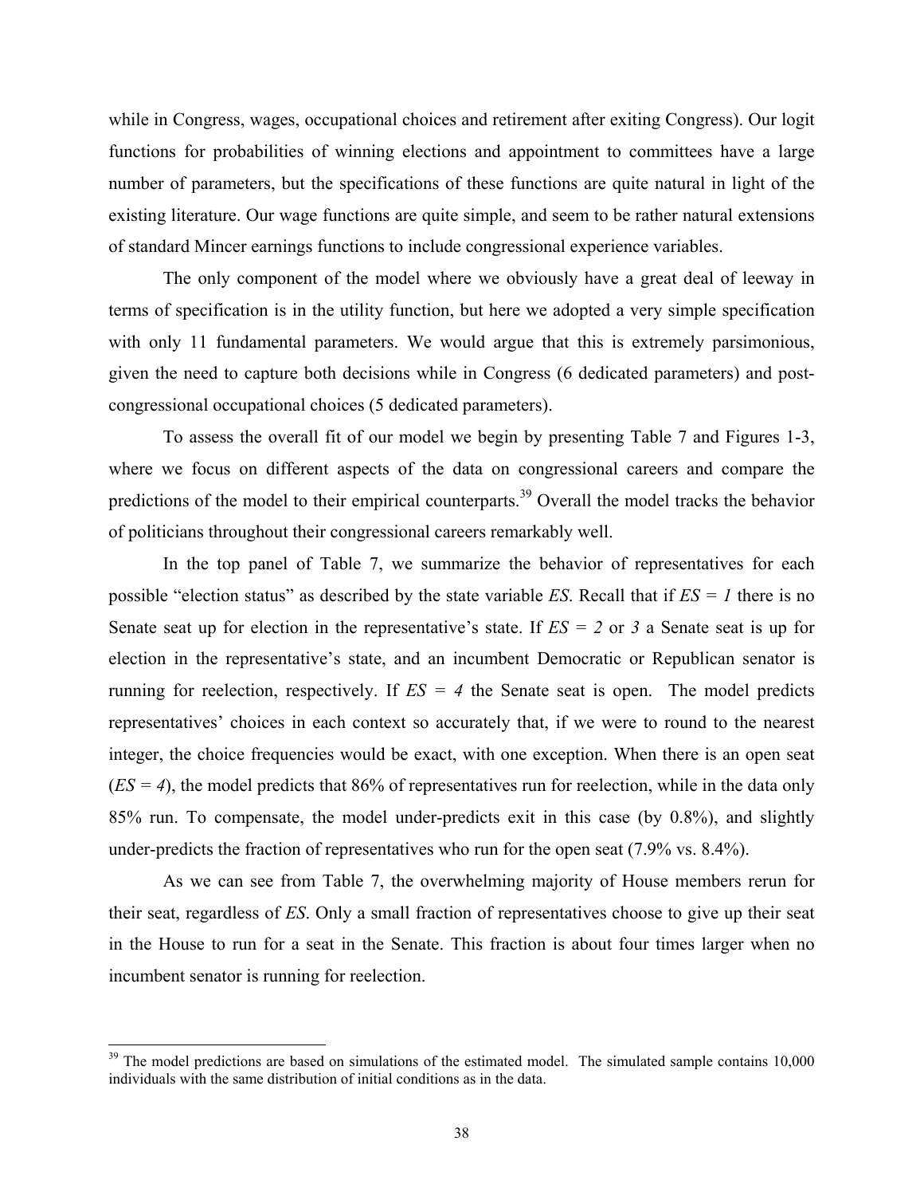while in Congress, wages, occupational choices and retirement after exiting Congress). Our logit functions for probabilities of winning elections and appointment to committees have a large number of parameters, but the specifications of these functions are quite natural in light of the existing literature. Our wage functions are quite simple, and seem to be rather natural extensions of standard Mincer earnings functions to include congressional experience variables.

The only component of the model where we obviously have a great deal of leeway in terms of specification is in the utility function, but here we adopted a very simple specification with only 11 fundamental parameters. We would argue that this is extremely parsimonious, given the need to capture both decisions while in Congress (6 dedicated parameters) and post-congressional occupational choices (5 dedicated parameters).

To assess the overall fit of our model we begin by presenting Table 7 and Figures 1-3, where we focus on different aspects of the data on congressional careers and compare the predictions of the model to their empirical counterparts.[39] Overall the model tracks the behavior of politicians throughout their congressional careers remarkably well.

In the top panel of Table 7, we summarize the behavior of representatives for each possible "election status" as described by the state variable *ES*. Recall that if *ES = 1* there is no Senate seat up for election in the representative's state. If *ES = 2* or *3* a Senate seat is up for election in the representative's state, and an incumbent Democratic or Republican senator is running for reelection, respectively. If *ES = 4* the Senate seat is open. The model predicts representatives' choices in each context so accurately that, if we were to round to the nearest integer, the choice frequencies would be exact, with one exception. When there is an open seat (*ES* = *4*), the model predicts that 86% of representatives run for reelection, while in the data only 85% run. To compensate, the model under-predicts exit in this case (by 0.8%), and slightly under-predicts the fraction of representatives who run for the open seat (7.9% vs. 8.4%).

As we can see from Table 7, the overwhelming majority of House members rerun for their seat, regardless of *ES*. Only a small fraction of representatives choose to give up their seat in the House to run for a seat in the Senate. This fraction is about four times larger when no incumbent senator is running for reelection.

---

[39] The model predictions are based on simulations of the estimated model. The simulated sample contains 10,000 individuals with the same distribution of initial conditions as in the data.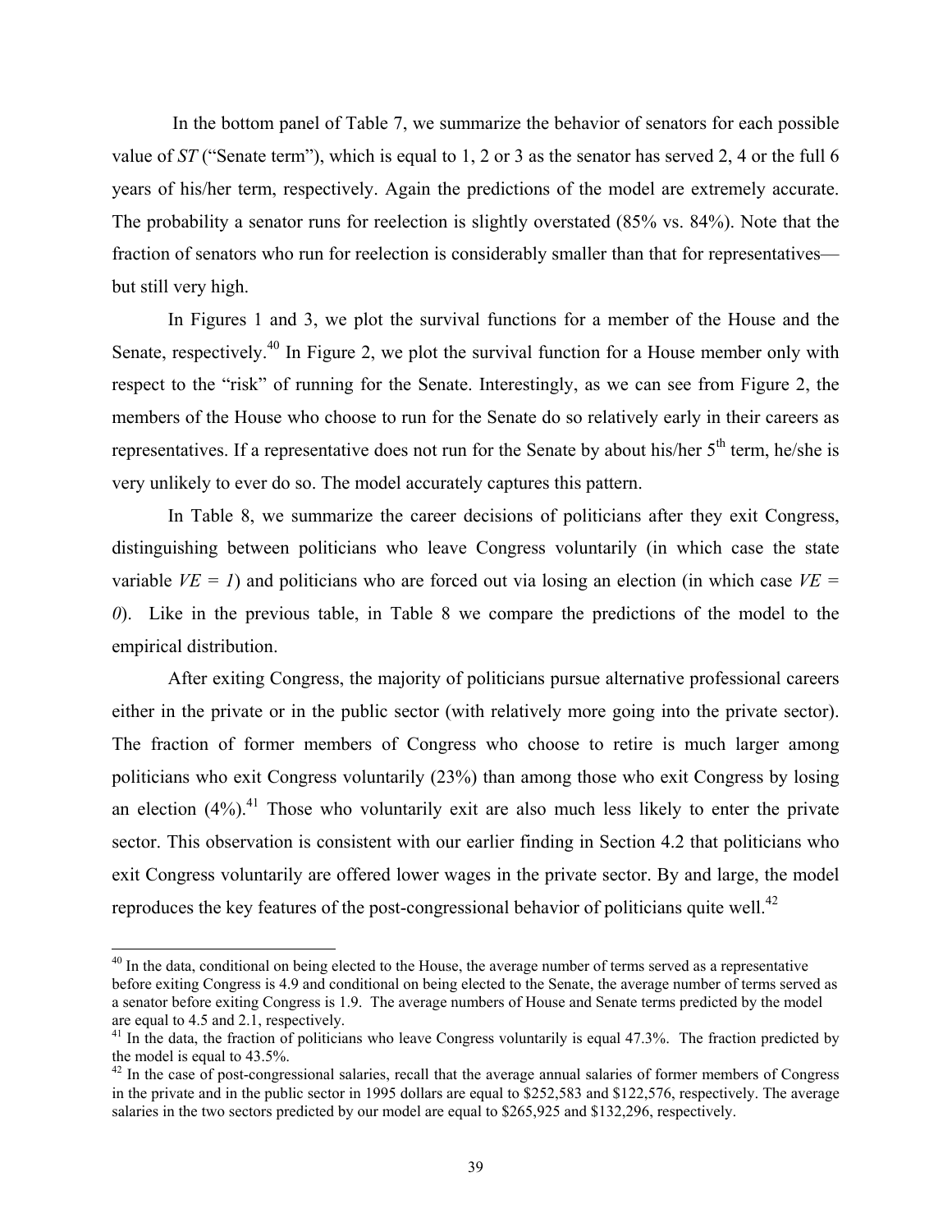In the bottom panel of Table 7, we summarize the behavior of senators for each possible value of *ST* ("Senate term"), which is equal to 1, 2 or 3 as the senator has served 2, 4 or the full 6 years of his/her term, respectively. Again the predictions of the model are extremely accurate. The probability a senator runs for reelection is slightly overstated (85% vs. 84%). Note that the fraction of senators who run for reelection is considerably smaller than that for representatives—but still very high.

In Figures 1 and 3, we plot the survival functions for a member of the House and the Senate, respectively.[40] In Figure 2, we plot the survival function for a House member only with respect to the "risk" of running for the Senate. Interestingly, as we can see from Figure 2, the members of the House who choose to run for the Senate do so relatively early in their careers as representatives. If a representative does not run for the Senate by about his/her 5th term, he/she is very unlikely to ever do so. The model accurately captures this pattern.

In Table 8, we summarize the career decisions of politicians after they exit Congress, distinguishing between politicians who leave Congress voluntarily (in which case the state variable $VE = 1$) and politicians who are forced out via losing an election (in which case $VE = 0$). Like in the previous table, in Table 8 we compare the predictions of the model to the empirical distribution.

After exiting Congress, the majority of politicians pursue alternative professional careers either in the private or in the public sector (with relatively more going into the private sector). The fraction of former members of Congress who choose to retire is much larger among politicians who exit Congress voluntarily (23%) than among those who exit Congress by losing an election (4%).[41] Those who voluntarily exit are also much less likely to enter the private sector. This observation is consistent with our earlier finding in Section 4.2 that politicians who exit Congress voluntarily are offered lower wages in the private sector. By and large, the model reproduces the key features of the post-congressional behavior of politicians quite well.[42]

---

[40] In the data, conditional on being elected to the House, the average number of terms served as a representative before exiting Congress is 4.9 and conditional on being elected to the Senate, the average number of terms served as a senator before exiting Congress is 1.9. The average numbers of House and Senate terms predicted by the model are equal to 4.5 and 2.1, respectively.

[41] In the data, the fraction of politicians who leave Congress voluntarily is equal 47.3%. The fraction predicted by the model is equal to 43.5%.

[42] In the case of post-congressional salaries, recall that the average annual salaries of former members of Congress in the private and in the public sector in 1995 dollars are equal to $252,583 and $122,576, respectively. The average salaries in the two sectors predicted by our model are equal to $265,925 and $132,296, respectively.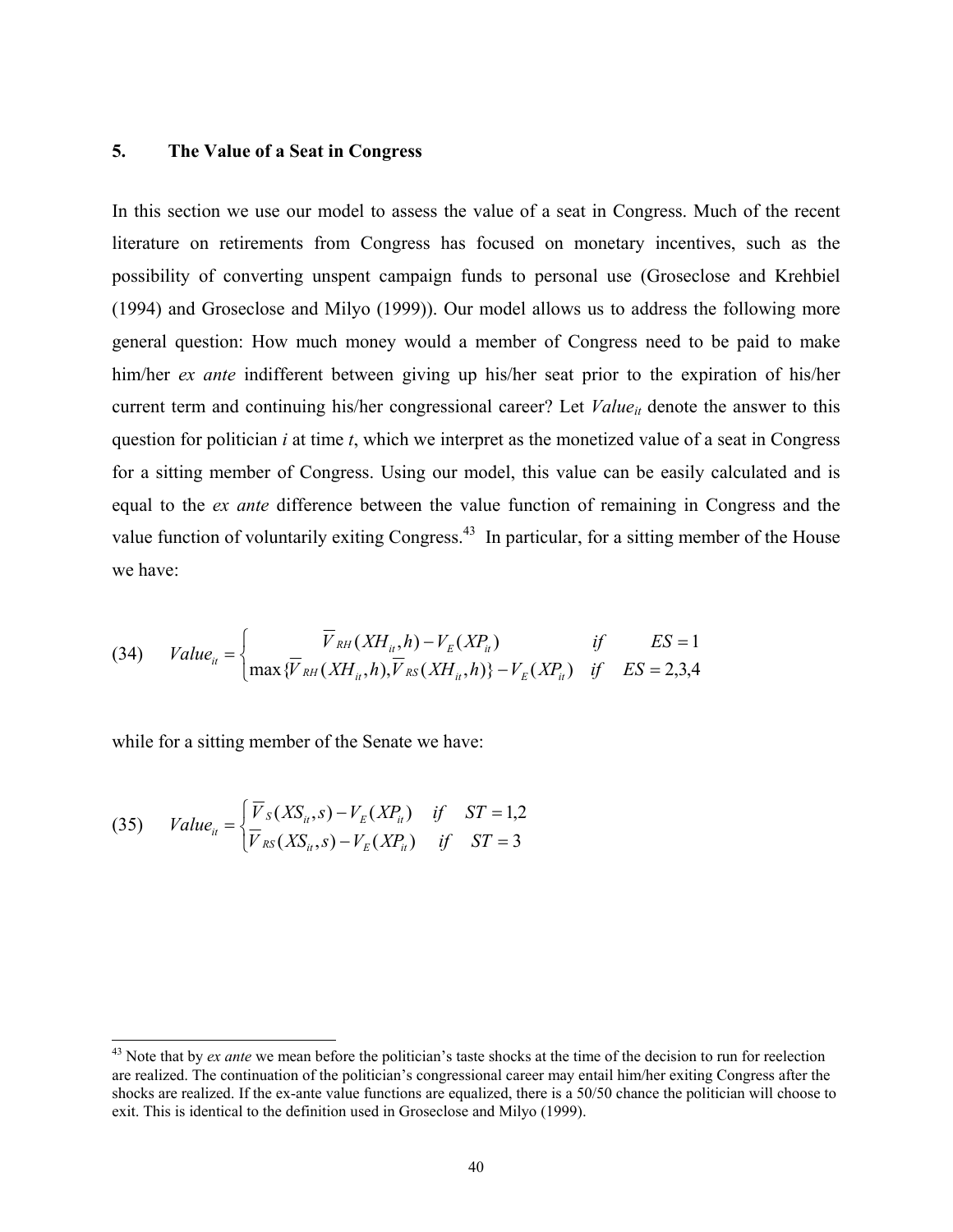## 5. The Value of a Seat in Congress

In this section we use our model to assess the value of a seat in Congress. Much of the recent literature on retirements from Congress has focused on monetary incentives, such as the possibility of converting unspent campaign funds to personal use (Groseclose and Krehbiel (1994) and Groseclose and Milyo (1999)). Our model allows us to address the following more general question: How much money would a member of Congress need to be paid to make him/her *ex ante* indifferent between giving up his/her seat prior to the expiration of his/her current term and continuing his/her congressional career? Let $Value_{it}$ denote the answer to this question for politician $i$ at time $t$, which we interpret as the monetized value of a seat in Congress for a sitting member of Congress. Using our model, this value can be easily calculated and is equal to the *ex ante* difference between the value function of remaining in Congress and the value function of voluntarily exiting Congress.[43] In particular, for a sitting member of the House we have:

$$(34) \qquad Value_{it} = \begin{cases} \overline{V}_{RH}(XH_{it}, h) - V_E(XP_{it}) & if \quad ES = 1 \\ \max\{\overline{V}_{RH}(XH_{it}, h), \overline{V}_{RS}(XH_{it}, h)\} - V_E(XP_{it}) & if \quad ES = 2,3,4 \end{cases}$$

while for a sitting member of the Senate we have:

$$(35) \qquad Value_{it} = \begin{cases} \overline{V}_S(XS_{it}, s) - V_E(XP_{it}) & if \quad ST = 1,2 \\ \overline{V}_{RS}(XS_{it}, s) - V_E(XP_{it}) & if \quad ST = 3 \end{cases}$$

---

[43] Note that by *ex ante* we mean before the politician's taste shocks at the time of the decision to run for reelection are realized. The continuation of the politician's congressional career may entail him/her exiting Congress after the shocks are realized. If the ex-ante value functions are equalized, there is a 50/50 chance the politician will choose to exit. This is identical to the definition used in Groseclose and Milyo (1999).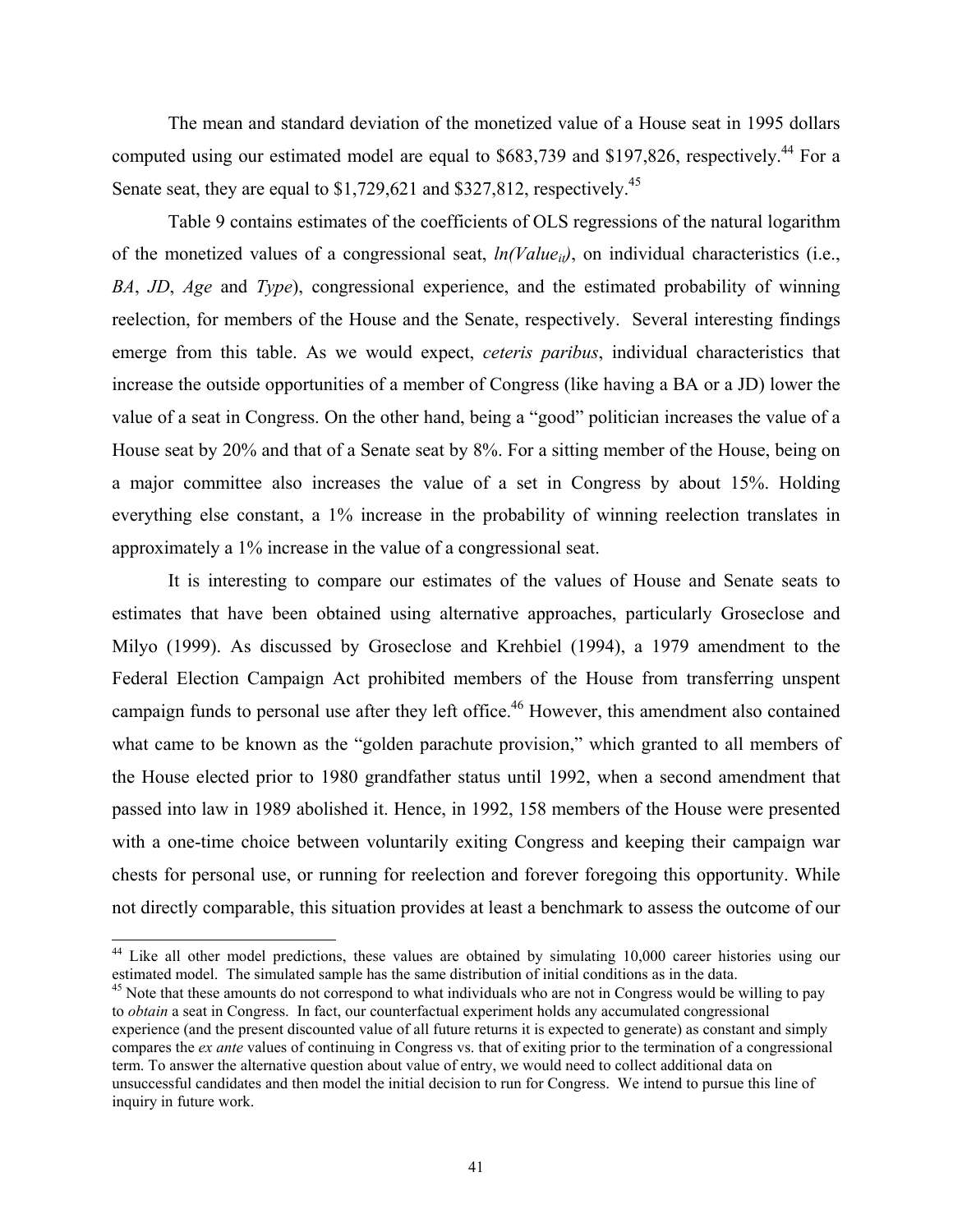The mean and standard deviation of the monetized value of a House seat in 1995 dollars computed using our estimated model are equal to $683,739 and $197,826, respectively.[44] For a Senate seat, they are equal to $1,729,621 and $327,812, respectively.[45]

Table 9 contains estimates of the coefficients of OLS regressions of the natural logarithm of the monetized values of a congressional seat, $ln(Value_{it})$, on individual characteristics (i.e., *BA*, *JD*, *Age* and *Type*), congressional experience, and the estimated probability of winning reelection, for members of the House and the Senate, respectively. Several interesting findings emerge from this table. As we would expect, *ceteris paribus*, individual characteristics that increase the outside opportunities of a member of Congress (like having a BA or a JD) lower the value of a seat in Congress. On the other hand, being a "good" politician increases the value of a House seat by 20% and that of a Senate seat by 8%. For a sitting member of the House, being on a major committee also increases the value of a set in Congress by about 15%. Holding everything else constant, a 1% increase in the probability of winning reelection translates in approximately a 1% increase in the value of a congressional seat.

It is interesting to compare our estimates of the values of House and Senate seats to estimates that have been obtained using alternative approaches, particularly Groseclose and Milyo (1999). As discussed by Groseclose and Krehbiel (1994), a 1979 amendment to the Federal Election Campaign Act prohibited members of the House from transferring unspent campaign funds to personal use after they left office.[46] However, this amendment also contained what came to be known as the "golden parachute provision," which granted to all members of the House elected prior to 1980 grandfather status until 1992, when a second amendment that passed into law in 1989 abolished it. Hence, in 1992, 158 members of the House were presented with a one-time choice between voluntarily exiting Congress and keeping their campaign war chests for personal use, or running for reelection and forever foregoing this opportunity. While not directly comparable, this situation provides at least a benchmark to assess the outcome of our

[44] Like all other model predictions, these values are obtained by simulating 10,000 career histories using our estimated model. The simulated sample has the same distribution of initial conditions as in the data.

[45] Note that these amounts do not correspond to what individuals who are not in Congress would be willing to pay to *obtain* a seat in Congress. In fact, our counterfactual experiment holds any accumulated congressional experience (and the present discounted value of all future returns it is expected to generate) as constant and simply compares the *ex ante* values of continuing in Congress vs. that of exiting prior to the termination of a congressional term. To answer the alternative question about value of entry, we would need to collect additional data on unsuccessful candidates and then model the initial decision to run for Congress. We intend to pursue this line of inquiry in future work.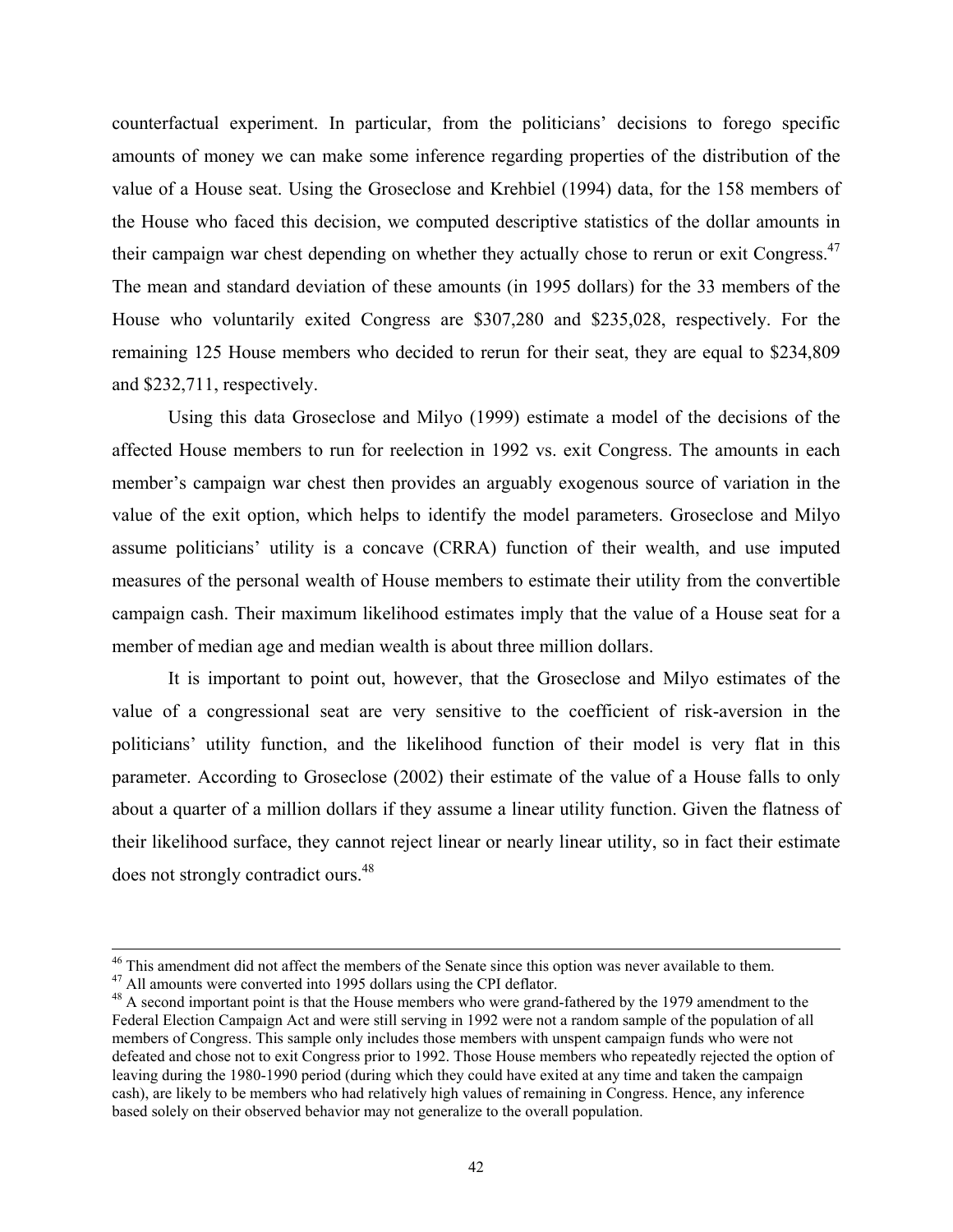counterfactual experiment. In particular, from the politicians' decisions to forego specific amounts of money we can make some inference regarding properties of the distribution of the value of a House seat. Using the Groseclose and Krehbiel (1994) data, for the 158 members of the House who faced this decision, we computed descriptive statistics of the dollar amounts in their campaign war chest depending on whether they actually chose to rerun or exit Congress.[47] The mean and standard deviation of these amounts (in 1995 dollars) for the 33 members of the House who voluntarily exited Congress are $307,280 and $235,028, respectively. For the remaining 125 House members who decided to rerun for their seat, they are equal to $234,809 and $232,711, respectively.

Using this data Groseclose and Milyo (1999) estimate a model of the decisions of the affected House members to run for reelection in 1992 vs. exit Congress. The amounts in each member's campaign war chest then provides an arguably exogenous source of variation in the value of the exit option, which helps to identify the model parameters. Groseclose and Milyo assume politicians' utility is a concave (CRRA) function of their wealth, and use imputed measures of the personal wealth of House members to estimate their utility from the convertible campaign cash. Their maximum likelihood estimates imply that the value of a House seat for a member of median age and median wealth is about three million dollars.

It is important to point out, however, that the Groseclose and Milyo estimates of the value of a congressional seat are very sensitive to the coefficient of risk-aversion in the politicians' utility function, and the likelihood function of their model is very flat in this parameter. According to Groseclose (2002) their estimate of the value of a House falls to only about a quarter of a million dollars if they assume a linear utility function. Given the flatness of their likelihood surface, they cannot reject linear or nearly linear utility, so in fact their estimate does not strongly contradict ours.[48]

---

[46] This amendment did not affect the members of the Senate since this option was never available to them.

[47] All amounts were converted into 1995 dollars using the CPI deflator.

[48] A second important point is that the House members who were grand-fathered by the 1979 amendment to the Federal Election Campaign Act and were still serving in 1992 were not a random sample of the population of all members of Congress. This sample only includes those members with unspent campaign funds who were not defeated and chose not to exit Congress prior to 1992. Those House members who repeatedly rejected the option of leaving during the 1980-1990 period (during which they could have exited at any time and taken the campaign cash), are likely to be members who had relatively high values of remaining in Congress. Hence, any inference based solely on their observed behavior may not generalize to the overall population.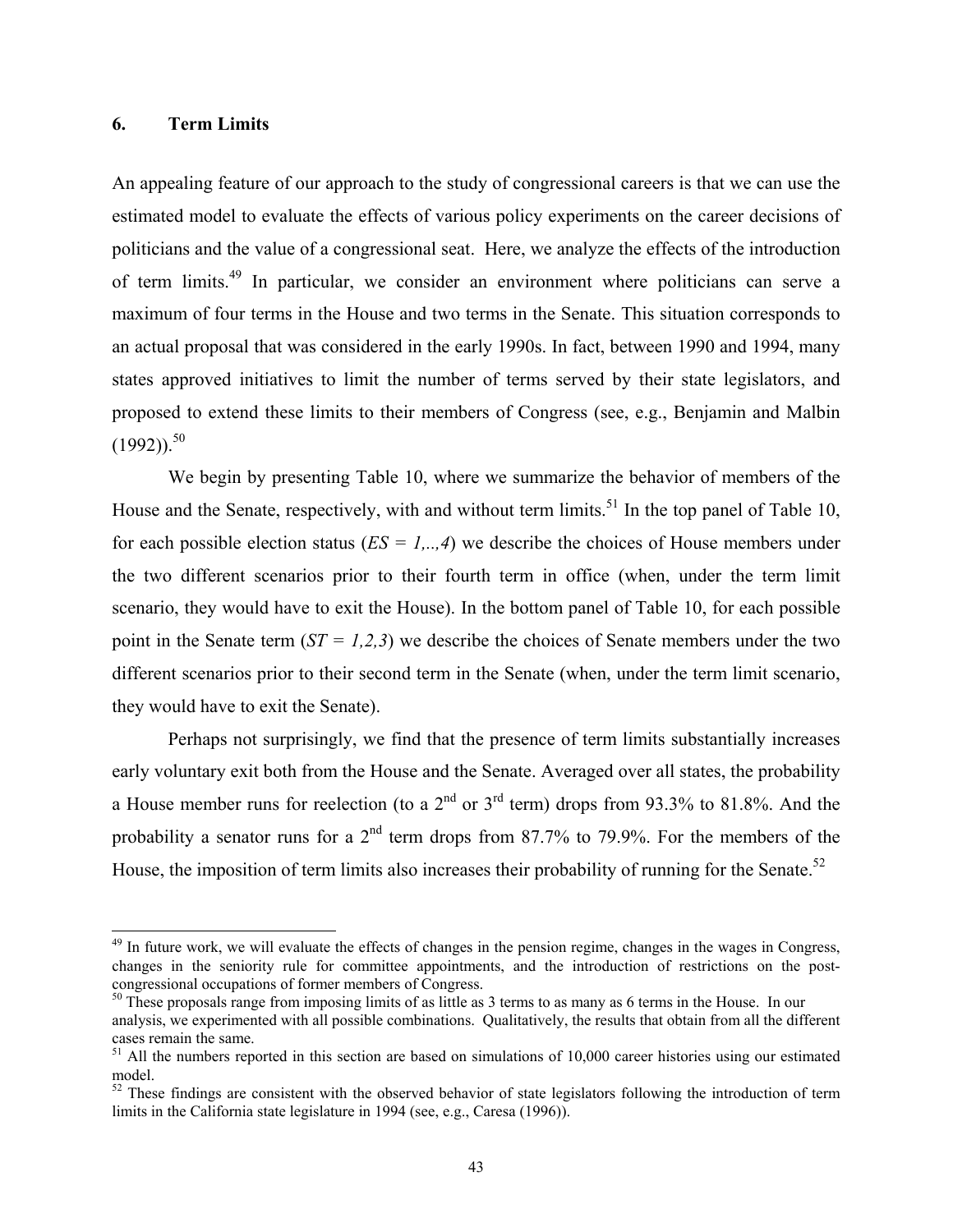## 6. Term Limits

An appealing feature of our approach to the study of congressional careers is that we can use the estimated model to evaluate the effects of various policy experiments on the career decisions of politicians and the value of a congressional seat. Here, we analyze the effects of the introduction of term limits.[49] In particular, we consider an environment where politicians can serve a maximum of four terms in the House and two terms in the Senate. This situation corresponds to an actual proposal that was considered in the early 1990s. In fact, between 1990 and 1994, many states approved initiatives to limit the number of terms served by their state legislators, and proposed to extend these limits to their members of Congress (see, e.g., Benjamin and Malbin (1992)).[50]

We begin by presenting Table 10, where we summarize the behavior of members of the House and the Senate, respectively, with and without term limits.[51] In the top panel of Table 10, for each possible election status ($ES = 1,..,4$) we describe the choices of House members under the two different scenarios prior to their fourth term in office (when, under the term limit scenario, they would have to exit the House). In the bottom panel of Table 10, for each possible point in the Senate term ($ST = 1,2,3$) we describe the choices of Senate members under the two different scenarios prior to their second term in the Senate (when, under the term limit scenario, they would have to exit the Senate).

Perhaps not surprisingly, we find that the presence of term limits substantially increases early voluntary exit both from the House and the Senate. Averaged over all states, the probability a House member runs for reelection (to a 2nd or 3rd term) drops from 93.3% to 81.8%. And the probability a senator runs for a 2nd term drops from 87.7% to 79.9%. For the members of the House, the imposition of term limits also increases their probability of running for the Senate.[52]

[49] In future work, we will evaluate the effects of changes in the pension regime, changes in the wages in Congress, changes in the seniority rule for committee appointments, and the introduction of restrictions on the post-congressional occupations of former members of Congress.

[50] These proposals range from imposing limits of as little as 3 terms to as many as 6 terms in the House. In our analysis, we experimented with all possible combinations. Qualitatively, the results that obtain from all the different cases remain the same.

[51] All the numbers reported in this section are based on simulations of 10,000 career histories using our estimated model.

[52] These findings are consistent with the observed behavior of state legislators following the introduction of term limits in the California state legislature in 1994 (see, e.g., Caresa (1996)).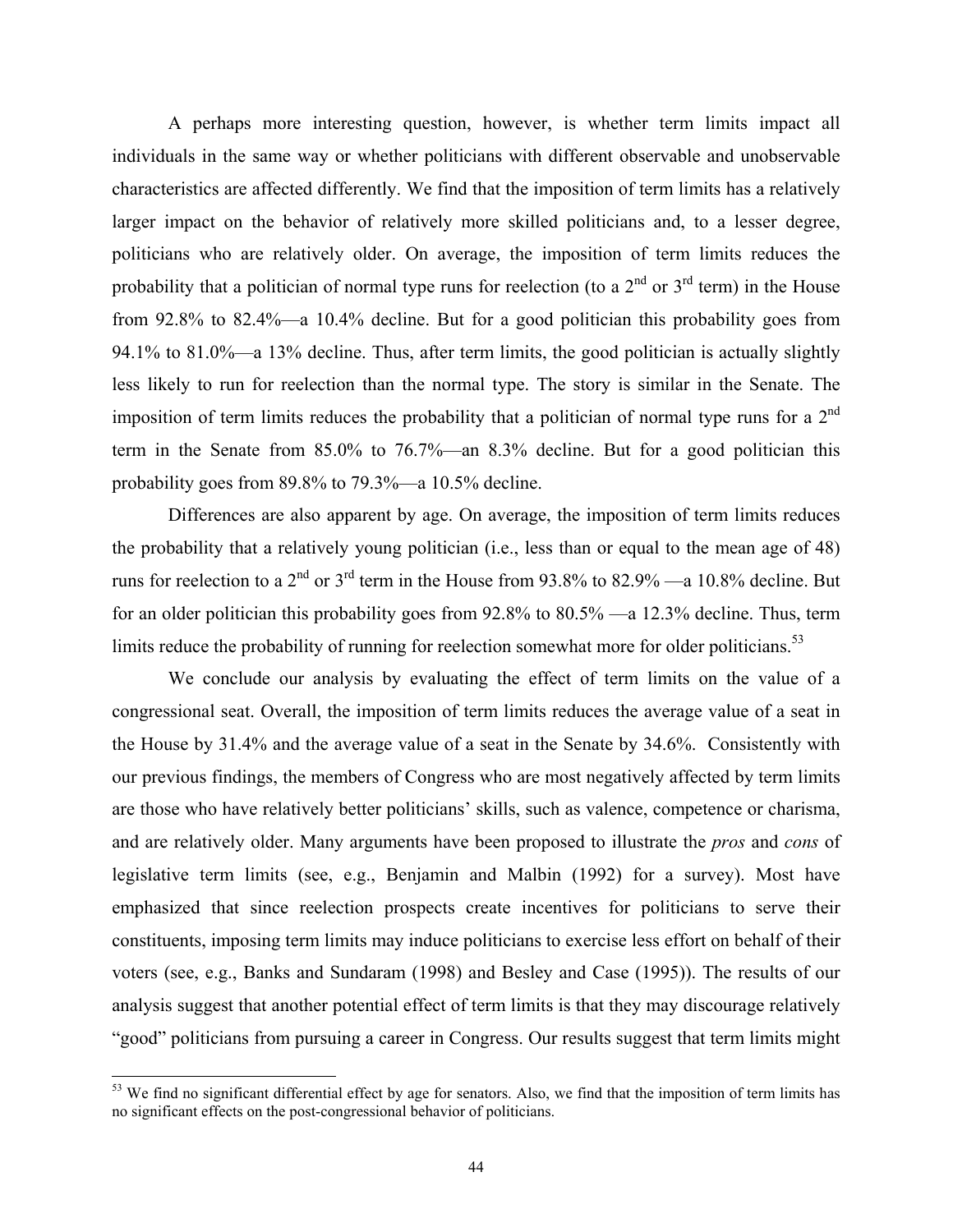A perhaps more interesting question, however, is whether term limits impact all individuals in the same way or whether politicians with different observable and unobservable characteristics are affected differently. We find that the imposition of term limits has a relatively larger impact on the behavior of relatively more skilled politicians and, to a lesser degree, politicians who are relatively older. On average, the imposition of term limits reduces the probability that a politician of normal type runs for reelection (to a 2nd or 3rd term) in the House from 92.8% to 82.4%—a 10.4% decline. But for a good politician this probability goes from 94.1% to 81.0%—a 13% decline. Thus, after term limits, the good politician is actually slightly less likely to run for reelection than the normal type. The story is similar in the Senate. The imposition of term limits reduces the probability that a politician of normal type runs for a 2nd term in the Senate from 85.0% to 76.7%—an 8.3% decline. But for a good politician this probability goes from 89.8% to 79.3%—a 10.5% decline.

Differences are also apparent by age. On average, the imposition of term limits reduces the probability that a relatively young politician (i.e., less than or equal to the mean age of 48) runs for reelection to a 2nd or 3rd term in the House from 93.8% to 82.9% —a 10.8% decline. But for an older politician this probability goes from 92.8% to 80.5% —a 12.3% decline. Thus, term limits reduce the probability of running for reelection somewhat more for older politicians.[53]

We conclude our analysis by evaluating the effect of term limits on the value of a congressional seat. Overall, the imposition of term limits reduces the average value of a seat in the House by 31.4% and the average value of a seat in the Senate by 34.6%. Consistently with our previous findings, the members of Congress who are most negatively affected by term limits are those who have relatively better politicians' skills, such as valence, competence or charisma, and are relatively older. Many arguments have been proposed to illustrate the *pros* and *cons* of legislative term limits (see, e.g., Benjamin and Malbin (1992) for a survey). Most have emphasized that since reelection prospects create incentives for politicians to serve their constituents, imposing term limits may induce politicians to exercise less effort on behalf of their voters (see, e.g., Banks and Sundaram (1998) and Besley and Case (1995)). The results of our analysis suggest that another potential effect of term limits is that they may discourage relatively "good" politicians from pursuing a career in Congress. Our results suggest that term limits might

[53] We find no significant differential effect by age for senators. Also, we find that the imposition of term limits has no significant effects on the post-congressional behavior of politicians.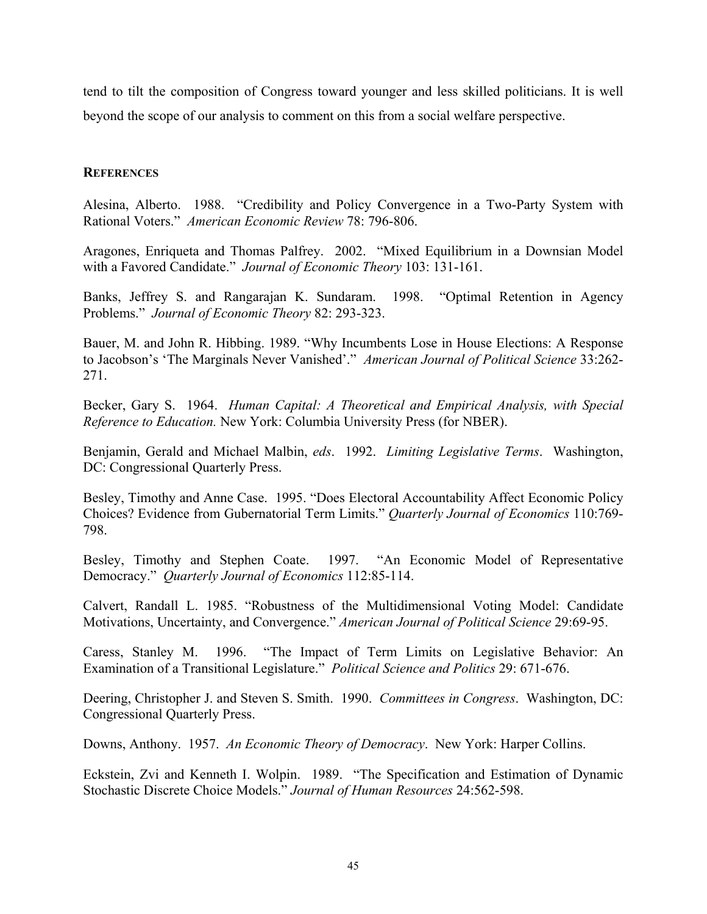tend to tilt the composition of Congress toward younger and less skilled politicians. It is well beyond the scope of our analysis to comment on this from a social welfare perspective.

## REFERENCES

Alesina, Alberto. 1988. "Credibility and Policy Convergence in a Two-Party System with Rational Voters." *American Economic Review* 78: 796-806.

Aragones, Enriqueta and Thomas Palfrey. 2002. "Mixed Equilibrium in a Downsian Model with a Favored Candidate." *Journal of Economic Theory* 103: 131-161.

Banks, Jeffrey S. and Rangarajan K. Sundaram. 1998. "Optimal Retention in Agency Problems." *Journal of Economic Theory* 82: 293-323.

Bauer, M. and John R. Hibbing. 1989. "Why Incumbents Lose in House Elections: A Response to Jacobson's 'The Marginals Never Vanished'." *American Journal of Political Science* 33:262-271.

Becker, Gary S. 1964. *Human Capital: A Theoretical and Empirical Analysis, with Special Reference to Education.* New York: Columbia University Press (for NBER).

Benjamin, Gerald and Michael Malbin, *eds*. 1992. *Limiting Legislative Terms*. Washington, DC: Congressional Quarterly Press.

Besley, Timothy and Anne Case. 1995. "Does Electoral Accountability Affect Economic Policy Choices? Evidence from Gubernatorial Term Limits." *Quarterly Journal of Economics* 110:769-798.

Besley, Timothy and Stephen Coate. 1997. "An Economic Model of Representative Democracy." *Quarterly Journal of Economics* 112:85-114.

Calvert, Randall L. 1985. "Robustness of the Multidimensional Voting Model: Candidate Motivations, Uncertainty, and Convergence." *American Journal of Political Science* 29:69-95.

Caress, Stanley M. 1996. "The Impact of Term Limits on Legislative Behavior: An Examination of a Transitional Legislature." *Political Science and Politics* 29: 671-676.

Deering, Christopher J. and Steven S. Smith. 1990. *Committees in Congress*. Washington, DC: Congressional Quarterly Press.

Downs, Anthony. 1957. *An Economic Theory of Democracy*. New York: Harper Collins.

Eckstein, Zvi and Kenneth I. Wolpin. 1989. "The Specification and Estimation of Dynamic Stochastic Discrete Choice Models." *Journal of Human Resources* 24:562-598.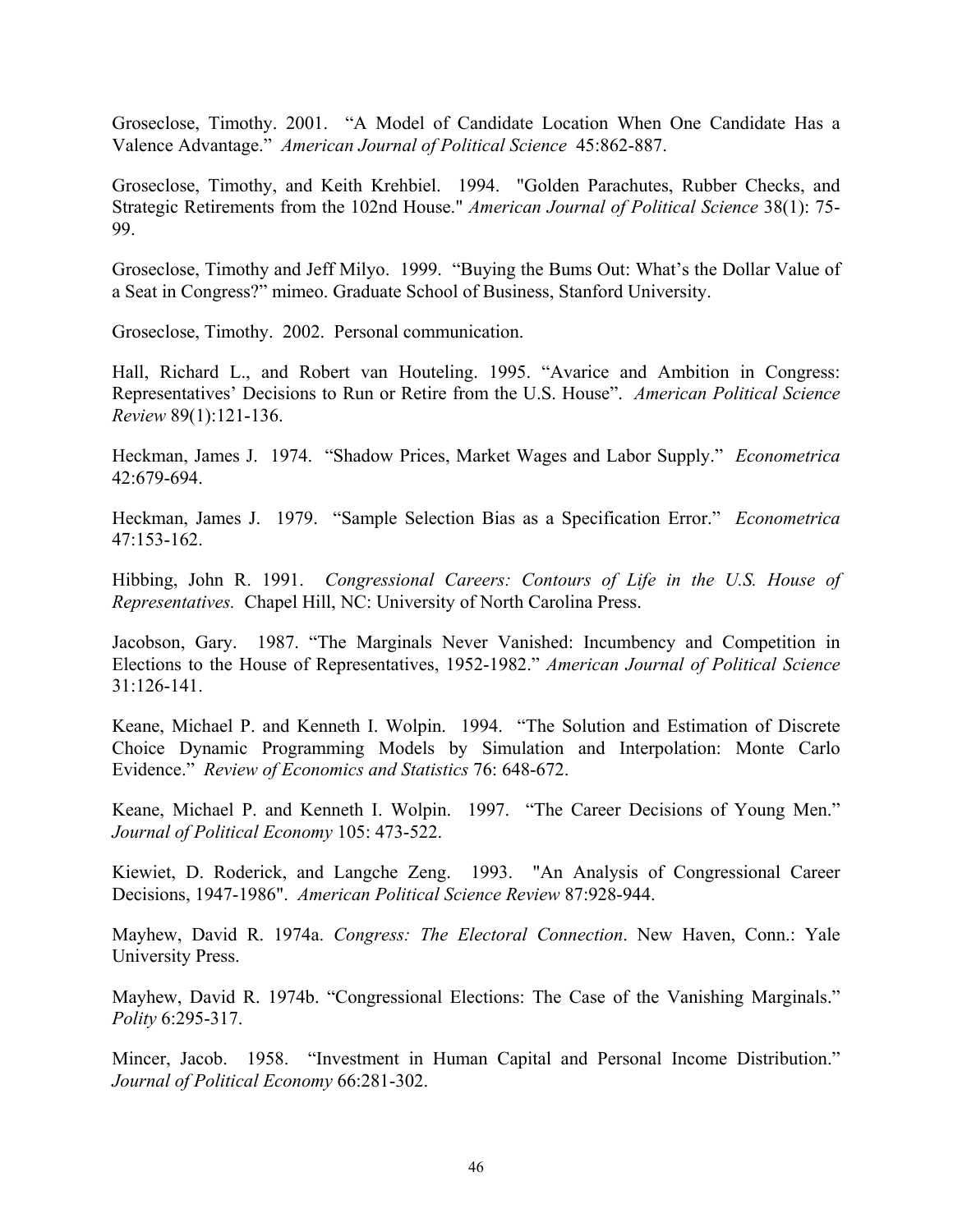Groseclose, Timothy. 2001. "A Model of Candidate Location When One Candidate Has a Valence Advantage." *American Journal of Political Science* 45:862-887.

Groseclose, Timothy, and Keith Krehbiel. 1994. "Golden Parachutes, Rubber Checks, and Strategic Retirements from the 102nd House." *American Journal of Political Science* 38(1): 75-99.

Groseclose, Timothy and Jeff Milyo. 1999. "Buying the Bums Out: What's the Dollar Value of a Seat in Congress?" mimeo. Graduate School of Business, Stanford University.

Groseclose, Timothy. 2002. Personal communication.

Hall, Richard L., and Robert van Houteling. 1995. "Avarice and Ambition in Congress: Representatives' Decisions to Run or Retire from the U.S. House". *American Political Science Review* 89(1):121-136.

Heckman, James J. 1974. "Shadow Prices, Market Wages and Labor Supply." *Econometrica* 42:679-694.

Heckman, James J. 1979. "Sample Selection Bias as a Specification Error." *Econometrica* 47:153-162.

Hibbing, John R. 1991. *Congressional Careers: Contours of Life in the U.S. House of Representatives.* Chapel Hill, NC: University of North Carolina Press.

Jacobson, Gary. 1987. "The Marginals Never Vanished: Incumbency and Competition in Elections to the House of Representatives, 1952-1982." *American Journal of Political Science* 31:126-141.

Keane, Michael P. and Kenneth I. Wolpin. 1994. "The Solution and Estimation of Discrete Choice Dynamic Programming Models by Simulation and Interpolation: Monte Carlo Evidence." *Review of Economics and Statistics* 76: 648-672.

Keane, Michael P. and Kenneth I. Wolpin. 1997. "The Career Decisions of Young Men." *Journal of Political Economy* 105: 473-522.

Kiewiet, D. Roderick, and Langche Zeng. 1993. "An Analysis of Congressional Career Decisions, 1947-1986". *American Political Science Review* 87:928-944.

Mayhew, David R. 1974a. *Congress: The Electoral Connection*. New Haven, Conn.: Yale University Press.

Mayhew, David R. 1974b. "Congressional Elections: The Case of the Vanishing Marginals." *Polity* 6:295-317.

Mincer, Jacob. 1958. "Investment in Human Capital and Personal Income Distribution." *Journal of Political Economy* 66:281-302.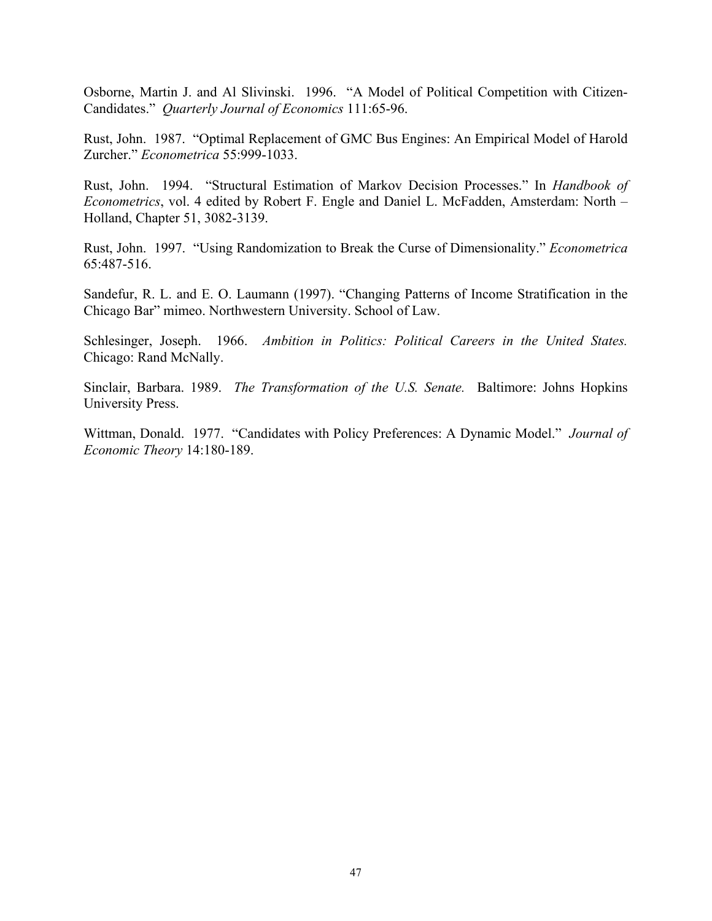Osborne, Martin J. and Al Slivinski. 1996. "A Model of Political Competition with Citizen-Candidates." *Quarterly Journal of Economics* 111:65-96.

Rust, John. 1987. "Optimal Replacement of GMC Bus Engines: An Empirical Model of Harold Zurcher." *Econometrica* 55:999-1033.

Rust, John. 1994. "Structural Estimation of Markov Decision Processes." In *Handbook of Econometrics*, vol. 4 edited by Robert F. Engle and Daniel L. McFadden, Amsterdam: North – Holland, Chapter 51, 3082-3139.

Rust, John. 1997. "Using Randomization to Break the Curse of Dimensionality." *Econometrica* 65:487-516.

Sandefur, R. L. and E. O. Laumann (1997). "Changing Patterns of Income Stratification in the Chicago Bar" mimeo. Northwestern University. School of Law.

Schlesinger, Joseph. 1966. *Ambition in Politics: Political Careers in the United States.* Chicago: Rand McNally.

Sinclair, Barbara. 1989. *The Transformation of the U.S. Senate.* Baltimore: Johns Hopkins University Press.

Wittman, Donald. 1977. "Candidates with Policy Preferences: A Dynamic Model." *Journal of Economic Theory* 14:180-189.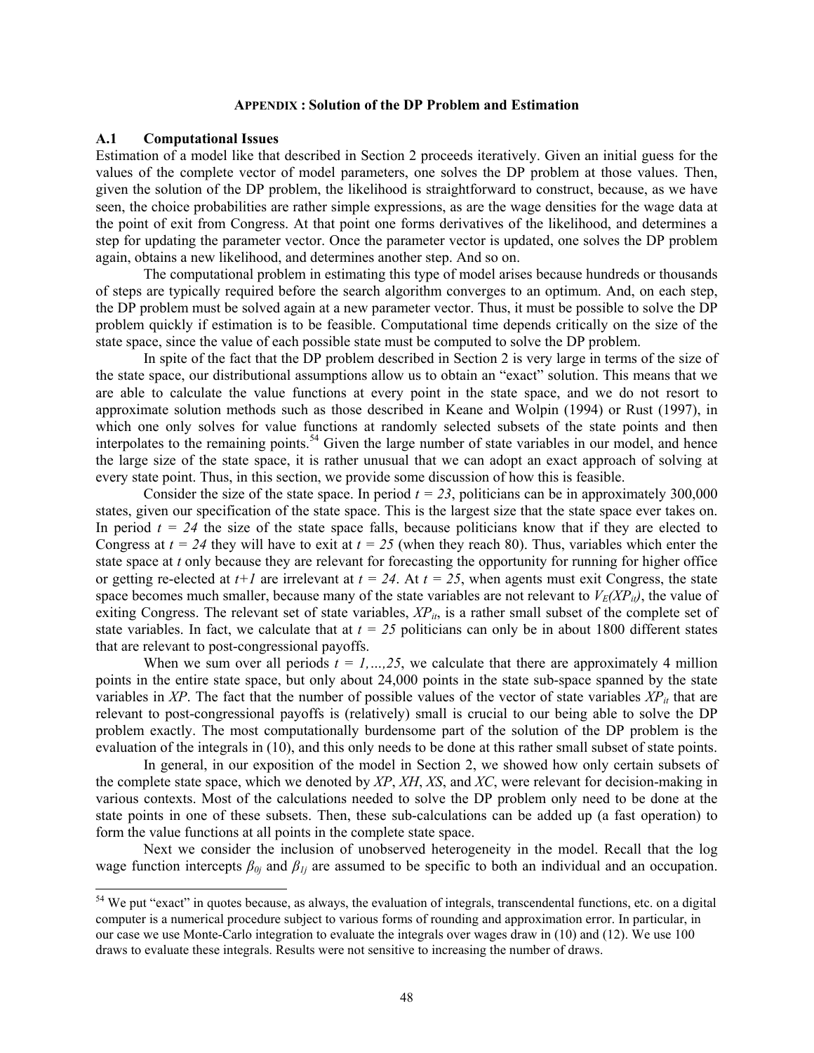### APPENDIX : Solution of the DP Problem and Estimation

### A.1 Computational Issues

Estimation of a model like that described in Section 2 proceeds iteratively. Given an initial guess for the values of the complete vector of model parameters, one solves the DP problem at those values. Then, given the solution of the DP problem, the likelihood is straightforward to construct, because, as we have seen, the choice probabilities are rather simple expressions, as are the wage densities for the wage data at the point of exit from Congress. At that point one forms derivatives of the likelihood, and determines a step for updating the parameter vector. Once the parameter vector is updated, one solves the DP problem again, obtains a new likelihood, and determines another step. And so on.

The computational problem in estimating this type of model arises because hundreds or thousands of steps are typically required before the search algorithm converges to an optimum. And, on each step, the DP problem must be solved again at a new parameter vector. Thus, it must be possible to solve the DP problem quickly if estimation is to be feasible. Computational time depends critically on the size of the state space, since the value of each possible state must be computed to solve the DP problem.

In spite of the fact that the DP problem described in Section 2 is very large in terms of the size of the state space, our distributional assumptions allow us to obtain an "exact" solution. This means that we are able to calculate the value functions at every point in the state space, and we do not resort to approximate solution methods such as those described in Keane and Wolpin (1994) or Rust (1997), in which one only solves for value functions at randomly selected subsets of the state points and then interpolates to the remaining points.[54] Given the large number of state variables in our model, and hence the large size of the state space, it is rather unusual that we can adopt an exact approach of solving at every state point. Thus, in this section, we provide some discussion of how this is feasible.

Consider the size of the state space. In period $t = 23$, politicians can be in approximately 300,000 states, given our specification of the state space. This is the largest size that the state space ever takes on. In period $t = 24$ the size of the state space falls, because politicians know that if they are elected to Congress at $t = 24$ they will have to exit at $t = 25$ (when they reach 80). Thus, variables which enter the state space at $t$ only because they are relevant for forecasting the opportunity for running for higher office or getting re-elected at $t+1$ are irrelevant at $t = 24$. At $t = 25$, when agents must exit Congress, the state space becomes much smaller, because many of the state variables are not relevant to $V_E(XP_{it})$, the value of exiting Congress. The relevant set of state variables, $XP_{it}$, is a rather small subset of the complete set of state variables. In fact, we calculate that at $t = 25$ politicians can only be in about 1800 different states that are relevant to post-congressional payoffs.

When we sum over all periods $t = 1,\ldots,25$, we calculate that there are approximately 4 million points in the entire state space, but only about 24,000 points in the state sub-space spanned by the state variables in $XP$. The fact that the number of possible values of the vector of state variables $XP_{it}$ that are relevant to post-congressional payoffs is (relatively) small is crucial to our being able to solve the DP problem exactly. The most computationally burdensome part of the solution of the DP problem is the evaluation of the integrals in (10), and this only needs to be done at this rather small subset of state points.

In general, in our exposition of the model in Section 2, we showed how only certain subsets of the complete state space, which we denoted by $XP$, $XH$, $XS$, and $XC$, were relevant for decision-making in various contexts. Most of the calculations needed to solve the DP problem only need to be done at the state points in one of these subsets. Then, these sub-calculations can be added up (a fast operation) to form the value functions at all points in the complete state space.

Next we consider the inclusion of unobserved heterogeneity in the model. Recall that the log wage function intercepts $\beta_{0j}$ and $\beta_{1j}$ are assumed to be specific to both an individual and an occupation.

---

[54] We put "exact" in quotes because, as always, the evaluation of integrals, transcendental functions, etc. on a digital computer is a numerical procedure subject to various forms of rounding and approximation error. In particular, in our case we use Monte-Carlo integration to evaluate the integrals over wages draw in (10) and (12). We use 100 draws to evaluate these integrals. Results were not sensitive to increasing the number of draws.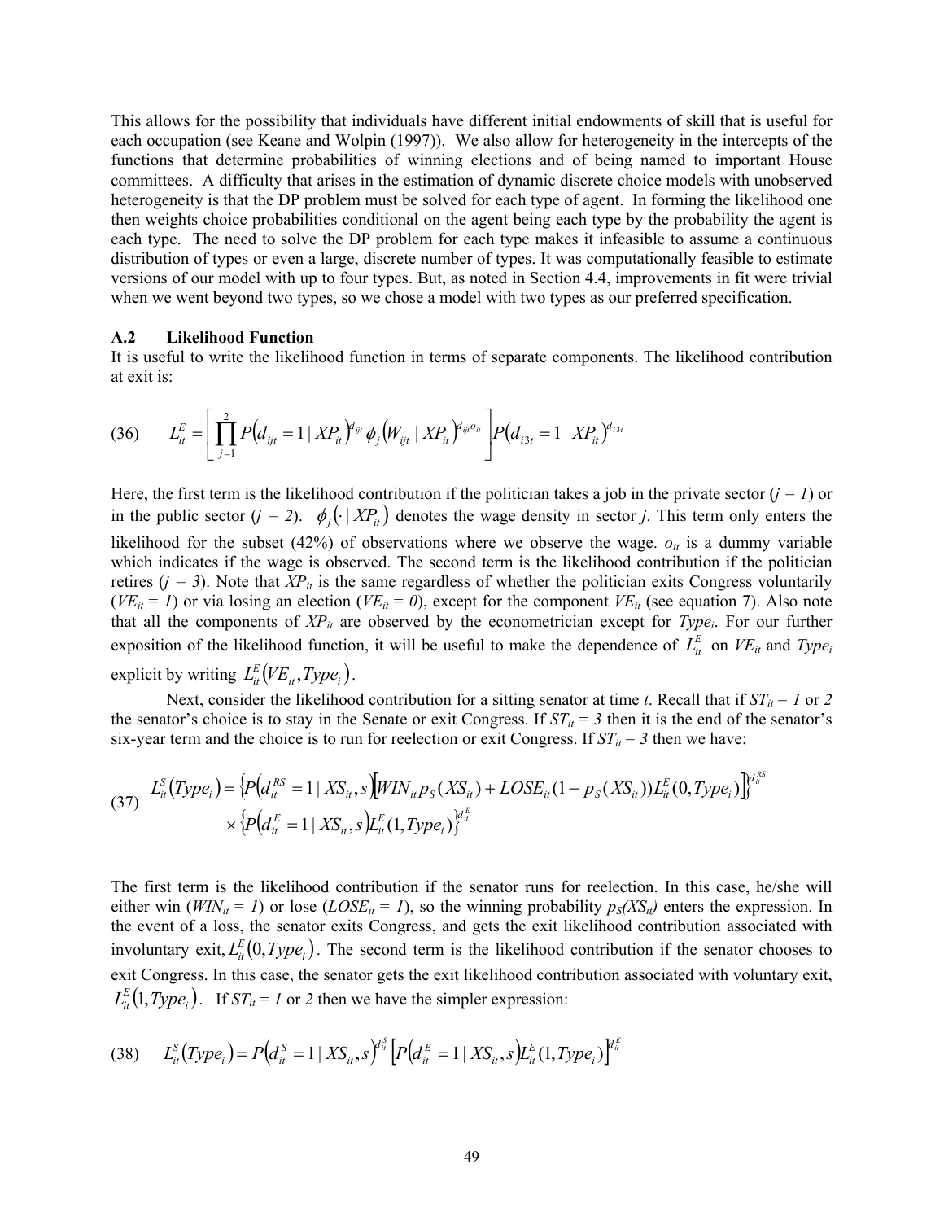This allows for the possibility that individuals have different initial endowments of skill that is useful for each occupation (see Keane and Wolpin (1997)). We also allow for heterogeneity in the intercepts of the functions that determine probabilities of winning elections and of being named to important House committees. A difficulty that arises in the estimation of dynamic discrete choice models with unobserved heterogeneity is that the DP problem must be solved for each type of agent. In forming the likelihood one then weights choice probabilities conditional on the agent being each type by the probability the agent is each type. The need to solve the DP problem for each type makes it infeasible to assume a continuous distribution of types or even a large, discrete number of types. It was computationally feasible to estimate versions of our model with up to four types. But, as noted in Section 4.4, improvements in fit were trivial when we went beyond two types, so we chose a model with two types as our preferred specification.

### A.2 Likelihood Function

It is useful to write the likelihood function in terms of separate components. The likelihood contribution at exit is:

$$L_{it}^{E} = \left[ \prod_{j=1}^{2} P\left(d_{ijt} = 1 \mid XP_{it}\right)^{d_{ijt}} \phi_j \left(W_{ijt} \mid XP_{it}\right)^{d_{ijt} o_{it}} \right] P\left(d_{i3t} = 1 \mid XP_{it}\right)^{d_{i3t}} \tag{36}$$

Here, the first term is the likelihood contribution if the politician takes a job in the private sector ($j = 1$) or in the public sector ($j = 2$). $\phi_j\left(\cdot \mid XP_{it}\right)$ denotes the wage density in sector $j$. This term only enters the likelihood for the subset (42%) of observations where we observe the wage. $o_{it}$ is a dummy variable which indicates if the wage is observed. The second term is the likelihood contribution if the politician retires ($j = 3$). Note that $XP_{it}$ is the same regardless of whether the politician exits Congress voluntarily ($VE_{it} = 1$) or via losing an election ($VE_{it} = 0$), except for the component $VE_{it}$ (see equation 7). Also note that all the components of $XP_{it}$ are observed by the econometrician except for $Type_i$. For our further exposition of the likelihood function, it will be useful to make the dependence of $L_{it}^{E}$ on $VE_{it}$ and $Type_i$ explicit by writing $L_{it}^{E}\left(VE_{it}, Type_i\right)$.

Next, consider the likelihood contribution for a sitting senator at time $t$. Recall that if $ST_{it} = 1$ or $2$ the senator's choice is to stay in the Senate or exit Congress. If $ST_{it} = 3$ then it is the end of the senator's six-year term and the choice is to run for reelection or exit Congress. If $ST_{it} = 3$ then we have:

$$\begin{aligned} L_{it}^{S}\left(Type_i\right) = & \left\{ P\left(d_{it}^{RS} = 1 \mid XS_{it}, s\right) \left[ WIN_{it} p_S(XS_{it}) + LOSE_{it}(1 - p_S(XS_{it})) L_{it}^{E}(0, Type_i) \right] \right\}^{d_{it}^{RS}} \\ & \times \left\{ P\left(d_{it}^{E} = 1 \mid XS_{it}, s\right) L_{it}^{E}(1, Type_i) \right\}^{d_{it}^{E}} \end{aligned} \tag{37}$$

The first term is the likelihood contribution if the senator runs for reelection. In this case, he/she will either win ($WIN_{it} = 1$) or lose ($LOSE_{it} = 1$), so the winning probability $p_S(XS_{it})$ enters the expression. In the event of a loss, the senator exits Congress, and gets the exit likelihood contribution associated with involuntary exit, $L_{it}^{E}\left(0, Type_i\right)$. The second term is the likelihood contribution if the senator chooses to exit Congress. In this case, the senator gets the exit likelihood contribution associated with voluntary exit, $L_{it}^{E}\left(1, Type_i\right)$. If $ST_{it} = 1$ or $2$ then we have the simpler expression:

$$L_{it}^{S}\left(Type_i\right) = P\left(d_{it}^{S} = 1 \mid XS_{it}, s\right)^{d_{it}^{S}} \left[ P\left(d_{it}^{E} = 1 \mid XS_{it}, s\right) L_{it}^{E}(1, Type_i) \right]^{d_{it}^{E}} \tag{38}$$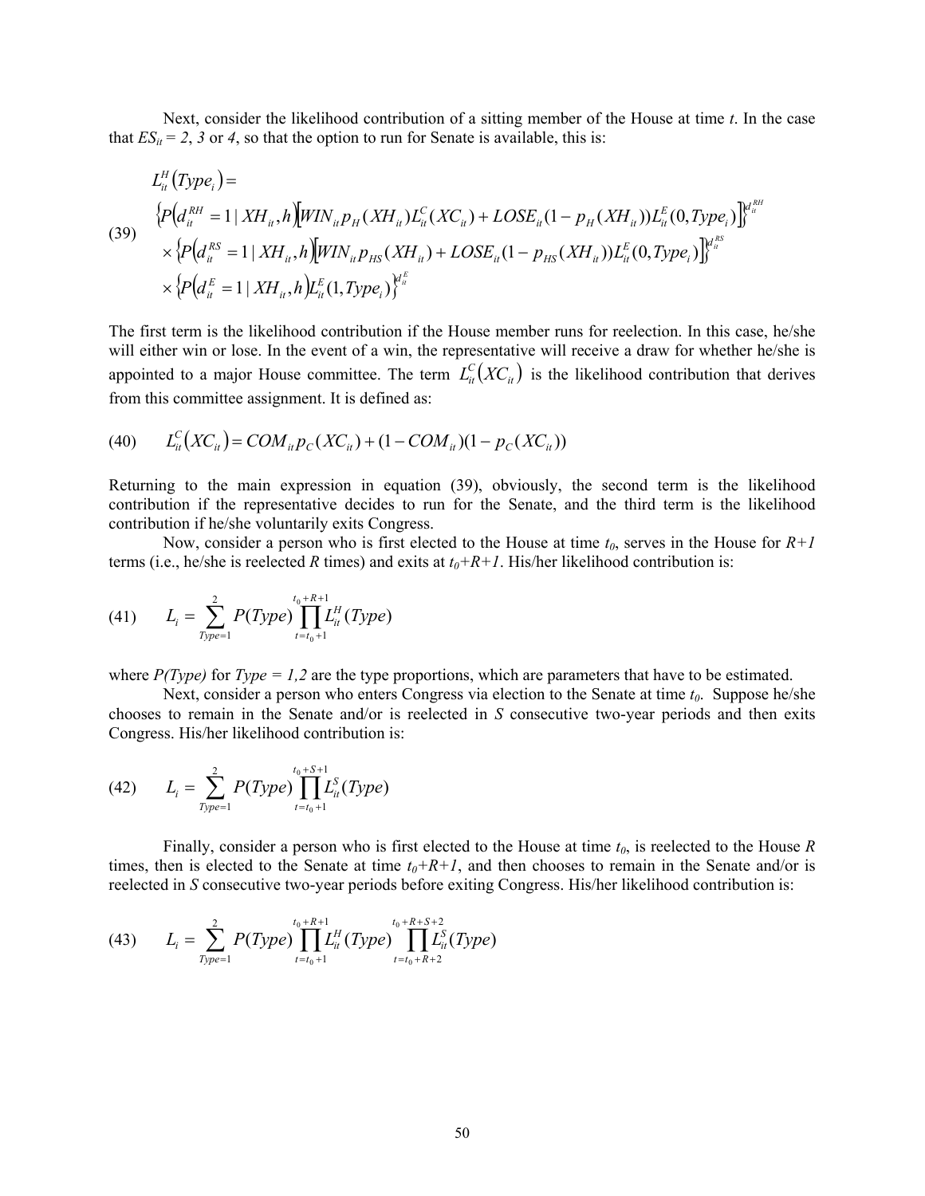Next, consider the likelihood contribution of a sitting member of the House at time *t*. In the case that $ES_{it} = 2$, *3* or *4*, so that the option to run for Senate is available, this is:

$$
\begin{aligned}
&L_{it}^{H}\left(Type_i\right) = \\
(39)\quad &\left\{P\left(d_{it}^{RH} = 1 \mid XH_{it}, h\right)\left[WIN_{it} p_H(XH_{it}) L_{it}^{C}(XC_{it}) + LOSE_{it}(1 - p_H(XH_{it})) L_{it}^{E}(0, Type_i)\right]\right\}^{d_{it}^{RH}} \\
&\times \left\{P\left(d_{it}^{RS} = 1 \mid XH_{it}, h\right)\left[WIN_{it} p_{HS}(XH_{it}) + LOSE_{it}(1 - p_{HS}(XH_{it})) L_{it}^{E}(0, Type_i)\right]\right\}^{d_{it}^{RS}} \\
&\times \left\{P\left(d_{it}^{E} = 1 \mid XH_{it}, h\right) L_{it}^{E}(1, Type_i)\right\}^{d_{it}^{E}}
\end{aligned}
$$

The first term is the likelihood contribution if the House member runs for reelection. In this case, he/she will either win or lose. In the event of a win, the representative will receive a draw for whether he/she is appointed to a major House committee. The term $L_{it}^{C}\left(XC_{it}\right)$ is the likelihood contribution that derives from this committee assignment. It is defined as:

$$
(40)\qquad L_{it}^{C}\left(XC_{it}\right) = COM_{it} p_C(XC_{it}) + (1 - COM_{it})(1 - p_C(XC_{it}))
$$

Returning to the main expression in equation (39), obviously, the second term is the likelihood contribution if the representative decides to run for the Senate, and the third term is the likelihood contribution if he/she voluntarily exits Congress.

Now, consider a person who is first elected to the House at time $t_0$, serves in the House for $R+1$ terms (i.e., he/she is reelected *R* times) and exits at $t_0+R+1$. His/her likelihood contribution is:

$$
(41)\qquad L_i = \sum_{Type=1}^{2} P(Type) \prod_{t=t_0+1}^{t_0+R+1} L_{it}^{H}(Type)
$$

where *P(Type)* for *Type = 1,2* are the type proportions, which are parameters that have to be estimated.

Next, consider a person who enters Congress via election to the Senate at time $t_0$. Suppose he/she chooses to remain in the Senate and/or is reelected in *S* consecutive two-year periods and then exits Congress. His/her likelihood contribution is:

$$
(42)\qquad L_i = \sum_{Type=1}^{2} P(Type) \prod_{t=t_0+1}^{t_0+S+1} L_{it}^{S}(Type)
$$

Finally, consider a person who is first elected to the House at time $t_0$, is reelected to the House *R* times, then is elected to the Senate at time $t_0+R+1$, and then chooses to remain in the Senate and/or is reelected in *S* consecutive two-year periods before exiting Congress. His/her likelihood contribution is:

$$
(43)\qquad L_i = \sum_{Type=1}^{2} P(Type) \prod_{t=t_0+1}^{t_0+R+1} L_{it}^{H}(Type) \prod_{t=t_0+R+2}^{t_0+R+S+2} L_{it}^{S}(Type)
$$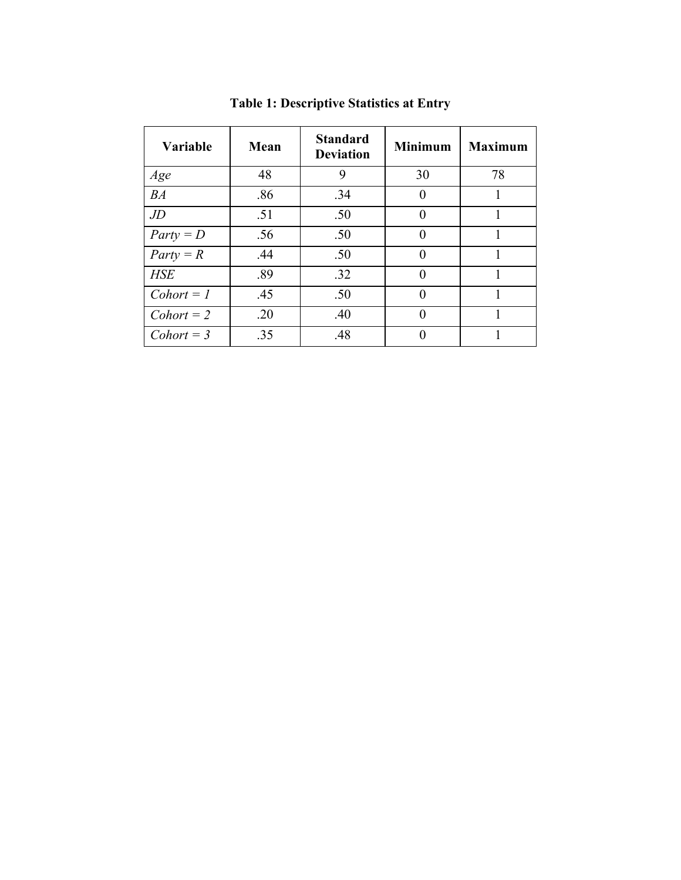**Table 1: Descriptive Statistics at Entry**

| Variable | Mean | Standard Deviation | Minimum | Maximum |
|---|---|---|---|---|
| *Age* | 48 | 9 | 30 | 78 |
| *BA* | .86 | .34 | 0 | 1 |
| *JD* | .51 | .50 | 0 | 1 |
| *Party = D* | .56 | .50 | 0 | 1 |
| *Party = R* | .44 | .50 | 0 | 1 |
| *HSE* | .89 | .32 | 0 | 1 |
| *Cohort = 1* | .45 | .50 | 0 | 1 |
| *Cohort = 2* | .20 | .40 | 0 | 1 |
| *Cohort = 3* | .35 | .48 | 0 | 1 |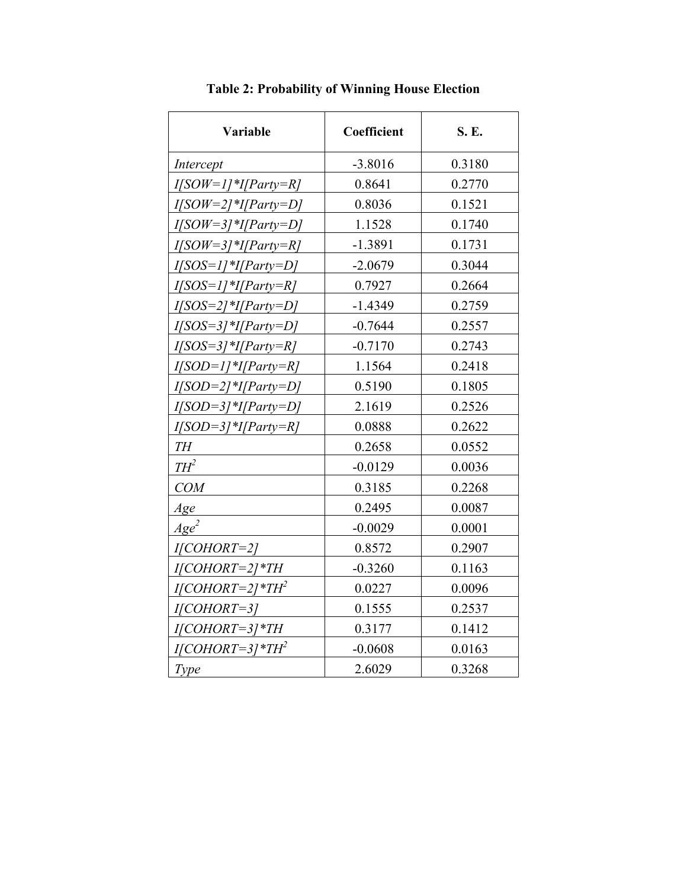**Table 2: Probability of Winning House Election**

| Variable | Coefficient | S. E. |
|---|---|---|
| *Intercept* | -3.8016 | 0.3180 |
| *I[SOW=1]*I[Party=R]* | 0.8641 | 0.2770 |
| *I[SOW=2]*I[Party=D]* | 0.8036 | 0.1521 |
| *I[SOW=3]*I[Party=D]* | 1.1528 | 0.1740 |
| *I[SOW=3]*I[Party=R]* | -1.3891 | 0.1731 |
| *I[SOS=1]*I[Party=D]* | -2.0679 | 0.3044 |
| *I[SOS=1]*I[Party=R]* | 0.7927 | 0.2664 |
| *I[SOS=2]*I[Party=D]* | -1.4349 | 0.2759 |
| *I[SOS=3]*I[Party=D]* | -0.7644 | 0.2557 |
| *I[SOS=3]*I[Party=R]* | -0.7170 | 0.2743 |
| *I[SOD=1]*I[Party=R]* | 1.1564 | 0.2418 |
| *I[SOD=2]*I[Party=D]* | 0.5190 | 0.1805 |
| *I[SOD=3]*I[Party=D]* | 2.1619 | 0.2526 |
| *I[SOD=3]*I[Party=R]* | 0.0888 | 0.2622 |
| *TH* | 0.2658 | 0.0552 |
| $TH^2$ | -0.0129 | 0.0036 |
| *COM* | 0.3185 | 0.2268 |
| *Age* | 0.2495 | 0.0087 |
| $Age^2$ | -0.0029 | 0.0001 |
| *I[COHORT=2]* | 0.8572 | 0.2907 |
| *I[COHORT=2]*TH* | -0.3260 | 0.1163 |
| $I[COHORT=2]*TH^2$ | 0.0227 | 0.0096 |
| *I[COHORT=3]* | 0.1555 | 0.2537 |
| *I[COHORT=3]*TH* | 0.3177 | 0.1412 |
| $I[COHORT=3]*TH^2$ | -0.0608 | 0.0163 |
| *Type* | 2.6029 | 0.3268 |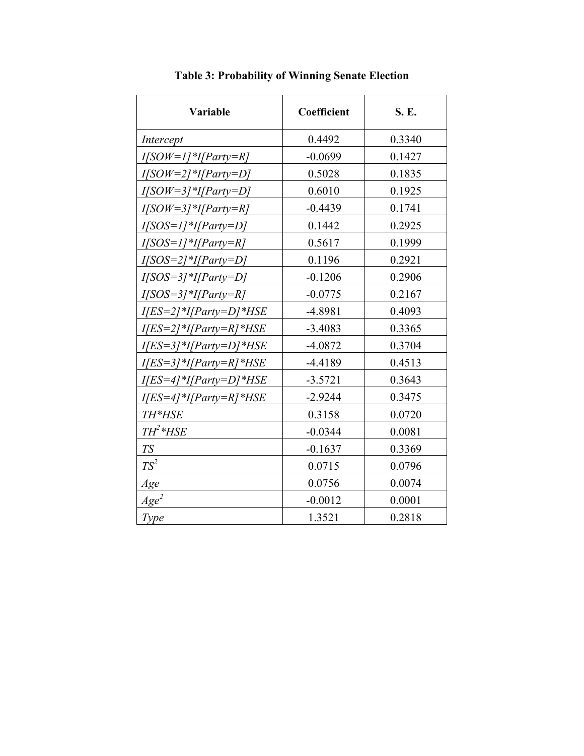**Table 3: Probability of Winning Senate Election**

| Variable | Coefficient | S. E. |
|---|---|---|
| *Intercept* | 0.4492 | 0.3340 |
| *I[SOW=1]*I[Party=R]* | -0.0699 | 0.1427 |
| *I[SOW=2]*I[Party=D]* | 0.5028 | 0.1835 |
| *I[SOW=3]*I[Party=D]* | 0.6010 | 0.1925 |
| *I[SOW=3]*I[Party=R]* | -0.4439 | 0.1741 |
| *I[SOS=1]*I[Party=D]* | 0.1442 | 0.2925 |
| *I[SOS=1]*I[Party=R]* | 0.5617 | 0.1999 |
| *I[SOS=2]*I[Party=D]* | 0.1196 | 0.2921 |
| *I[SOS=3]*I[Party=D]* | -0.1206 | 0.2906 |
| *I[SOS=3]*I[Party=R]* | -0.0775 | 0.2167 |
| *I[ES=2]*I[Party=D]*HSE* | -4.8981 | 0.4093 |
| *I[ES=2]*I[Party=R]*HSE* | -3.4083 | 0.3365 |
| *I[ES=3]*I[Party=D]*HSE* | -4.0872 | 0.3704 |
| *I[ES=3]*I[Party=R]*HSE* | -4.4189 | 0.4513 |
| *I[ES=4]*I[Party=D]*HSE* | -3.5721 | 0.3643 |
| *I[ES=4]*I[Party=R]*HSE* | -2.9244 | 0.3475 |
| *TH*HSE* | 0.3158 | 0.0720 |
| $TH^2 * HSE$ | -0.0344 | 0.0081 |
| *TS* | -0.1637 | 0.3369 |
| $TS^2$ | 0.0715 | 0.0796 |
| *Age* | 0.0756 | 0.0074 |
| $Age^2$ | -0.0012 | 0.0001 |
| *Type* | 1.3521 | 0.2818 |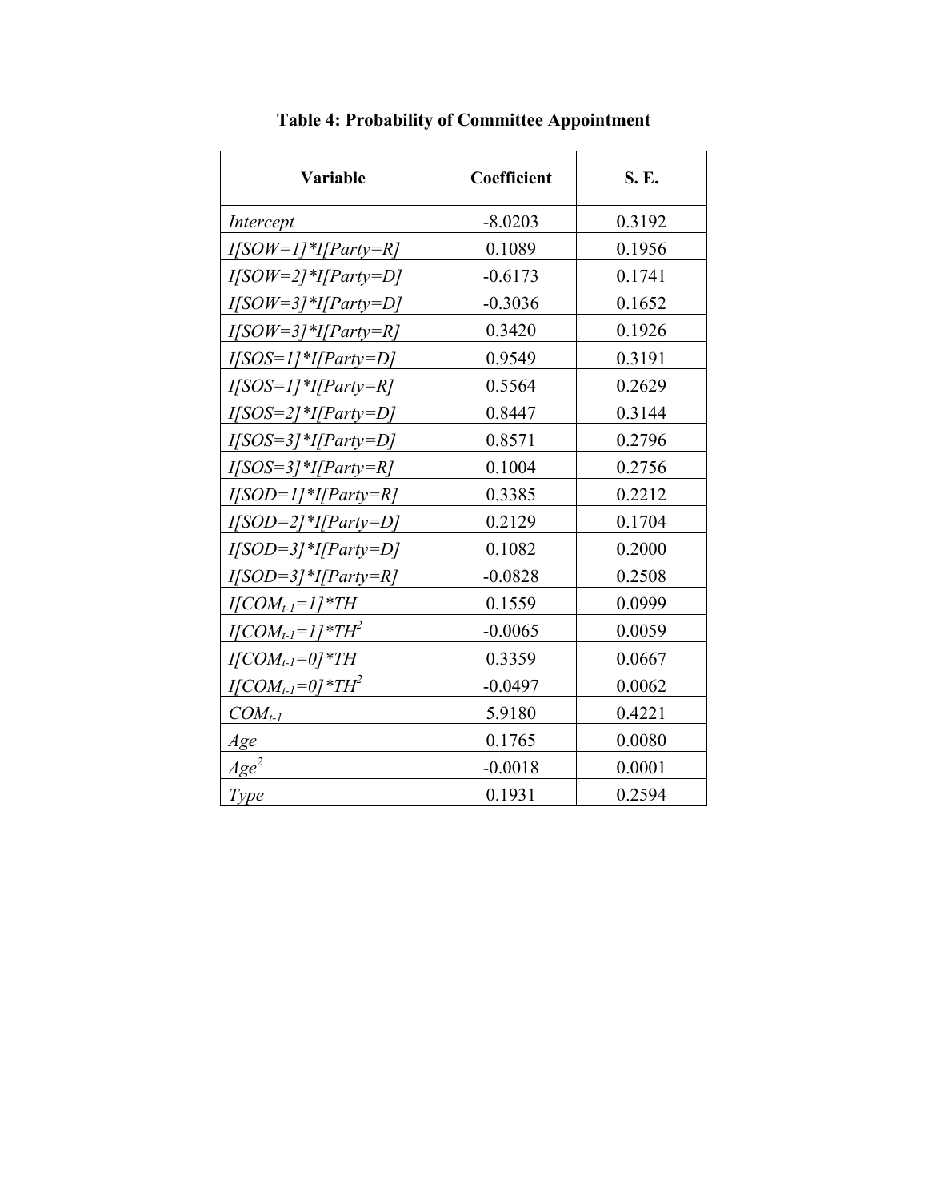**Table 4: Probability of Committee Appointment**

| Variable | Coefficient | S. E. |
|---|---|---|
| *Intercept* | -8.0203 | 0.3192 |
| *I[SOW=1]*I[Party=R]* | 0.1089 | 0.1956 |
| *I[SOW=2]*I[Party=D]* | -0.6173 | 0.1741 |
| *I[SOW=3]*I[Party=D]* | -0.3036 | 0.1652 |
| *I[SOW=3]*I[Party=R]* | 0.3420 | 0.1926 |
| *I[SOS=1]*I[Party=D]* | 0.9549 | 0.3191 |
| *I[SOS=1]*I[Party=R]* | 0.5564 | 0.2629 |
| *I[SOS=2]*I[Party=D]* | 0.8447 | 0.3144 |
| *I[SOS=3]*I[Party=D]* | 0.8571 | 0.2796 |
| *I[SOS=3]*I[Party=R]* | 0.1004 | 0.2756 |
| *I[SOD=1]*I[Party=R]* | 0.3385 | 0.2212 |
| *I[SOD=2]*I[Party=D]* | 0.2129 | 0.1704 |
| *I[SOD=3]*I[Party=D]* | 0.1082 | 0.2000 |
| *I[SOD=3]*I[Party=R]* | -0.0828 | 0.2508 |
| $I[COM_{t-1}=1]*TH$ | 0.1559 | 0.0999 |
| $I[COM_{t-1}=1]*TH^2$ | -0.0065 | 0.0059 |
| $I[COM_{t-1}=0]*TH$ | 0.3359 | 0.0667 |
| $I[COM_{t-1}=0]*TH^2$ | -0.0497 | 0.0062 |
| $COM_{t-1}$ | 5.9180 | 0.4221 |
| *Age* | 0.1765 | 0.0080 |
| $Age^2$ | -0.0018 | 0.0001 |
| *Type* | 0.1931 | 0.2594 |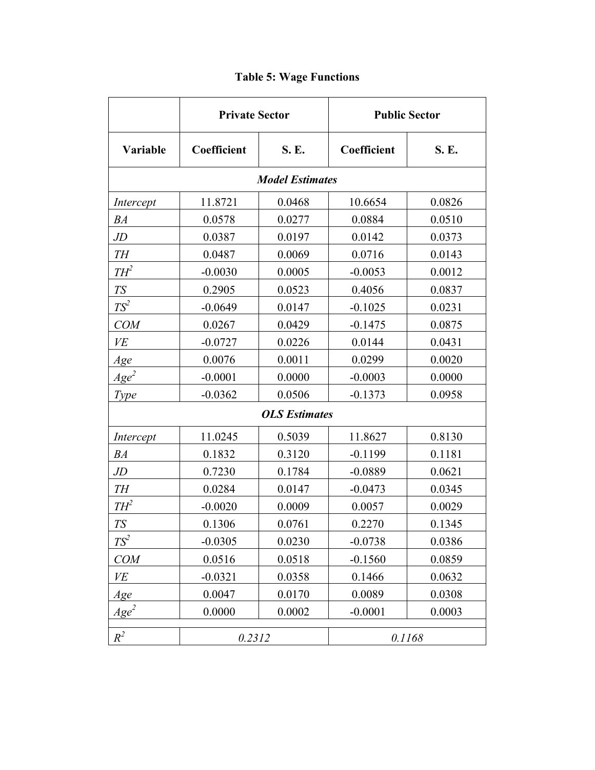**Table 5: Wage Functions**

| | Private Sector | | Public Sector | |
|---|---|---|---|---|
| **Variable** | **Coefficient** | **S. E.** | **Coefficient** | **S. E.** |
| ***Model Estimates*** | | | | |
| *Intercept* | 11.8721 | 0.0468 | 10.6654 | 0.0826 |
| *BA* | 0.0578 | 0.0277 | 0.0884 | 0.0510 |
| *JD* | 0.0387 | 0.0197 | 0.0142 | 0.0373 |
| *TH* | 0.0487 | 0.0069 | 0.0716 | 0.0143 |
| $TH^2$ | -0.0030 | 0.0005 | -0.0053 | 0.0012 |
| *TS* | 0.2905 | 0.0523 | 0.4056 | 0.0837 |
| $TS^2$ | -0.0649 | 0.0147 | -0.1025 | 0.0231 |
| *COM* | 0.0267 | 0.0429 | -0.1475 | 0.0875 |
| *VE* | -0.0727 | 0.0226 | 0.0144 | 0.0431 |
| *Age* | 0.0076 | 0.0011 | 0.0299 | 0.0020 |
| $Age^2$ | -0.0001 | 0.0000 | -0.0003 | 0.0000 |
| *Type* | -0.0362 | 0.0506 | -0.1373 | 0.0958 |
| ***OLS Estimates*** | | | | |
| *Intercept* | 11.0245 | 0.5039 | 11.8627 | 0.8130 |
| *BA* | 0.1832 | 0.3120 | -0.1199 | 0.1181 |
| *JD* | 0.7230 | 0.1784 | -0.0889 | 0.0621 |
| *TH* | 0.0284 | 0.0147 | -0.0473 | 0.0345 |
| $TH^2$ | -0.0020 | 0.0009 | 0.0057 | 0.0029 |
| *TS* | 0.1306 | 0.0761 | 0.2270 | 0.1345 |
| $TS^2$ | -0.0305 | 0.0230 | -0.0738 | 0.0386 |
| *COM* | 0.0516 | 0.0518 | -0.1560 | 0.0859 |
| *VE* | -0.0321 | 0.0358 | 0.1466 | 0.0632 |
| *Age* | 0.0047 | 0.0170 | 0.0089 | 0.0308 |
| $Age^2$ | 0.0000 | 0.0002 | -0.0001 | 0.0003 |
| $R^2$ | *0.2312* | | *0.1168* | |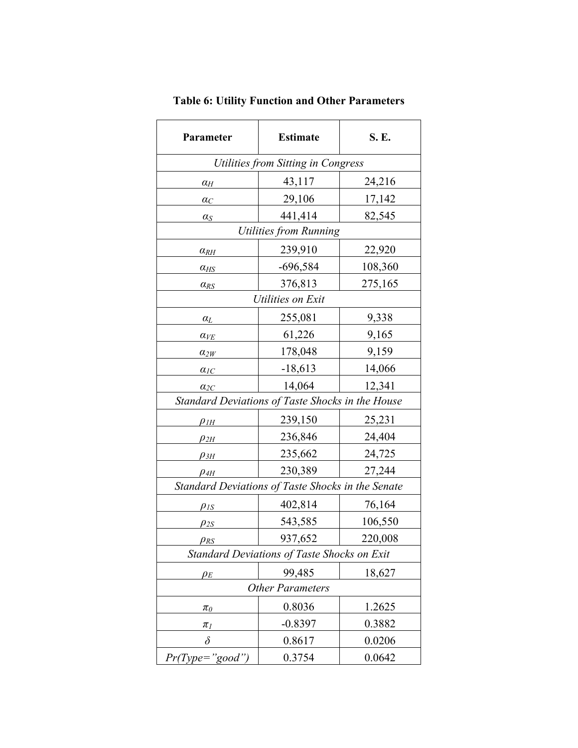**Table 6: Utility Function and Other Parameters**

| Parameter | Estimate | S. E. |
|---|---|---|
| *Utilities from Sitting in Congress* | | |
| $\alpha_H$ | 43,117 | 24,216 |
| $\alpha_C$ | 29,106 | 17,142 |
| $\alpha_S$ | 441,414 | 82,545 |
| *Utilities from Running* | | |
| $\alpha_{RH}$ | 239,910 | 22,920 |
| $\alpha_{HS}$ | -696,584 | 108,360 |
| $\alpha_{RS}$ | 376,813 | 275,165 |
| *Utilities on Exit* | | |
| $\alpha_L$ | 255,081 | 9,338 |
| $\alpha_{VE}$ | 61,226 | 9,165 |
| $\alpha_{2W}$ | 178,048 | 9,159 |
| $\alpha_{1C}$ | -18,613 | 14,066 |
| $\alpha_{2C}$ | 14,064 | 12,341 |
| *Standard Deviations of Taste Shocks in the House* | | |
| $\rho_{1H}$ | 239,150 | 25,231 |
| $\rho_{2H}$ | 236,846 | 24,404 |
| $\rho_{3H}$ | 235,662 | 24,725 |
| $\rho_{4H}$ | 230,389 | 27,244 |
| *Standard Deviations of Taste Shocks in the Senate* | | |
| $\rho_{1S}$ | 402,814 | 76,164 |
| $\rho_{2S}$ | 543,585 | 106,550 |
| $\rho_{RS}$ | 937,652 | 220,008 |
| *Standard Deviations of Taste Shocks on Exit* | | |
| $\rho_E$ | 99,485 | 18,627 |
| *Other Parameters* | | |
| $\pi_0$ | 0.8036 | 1.2625 |
| $\pi_1$ | -0.8397 | 0.3882 |
| $\delta$ | 0.8617 | 0.0206 |
| *Pr(Type="good")* | 0.3754 | 0.0642 |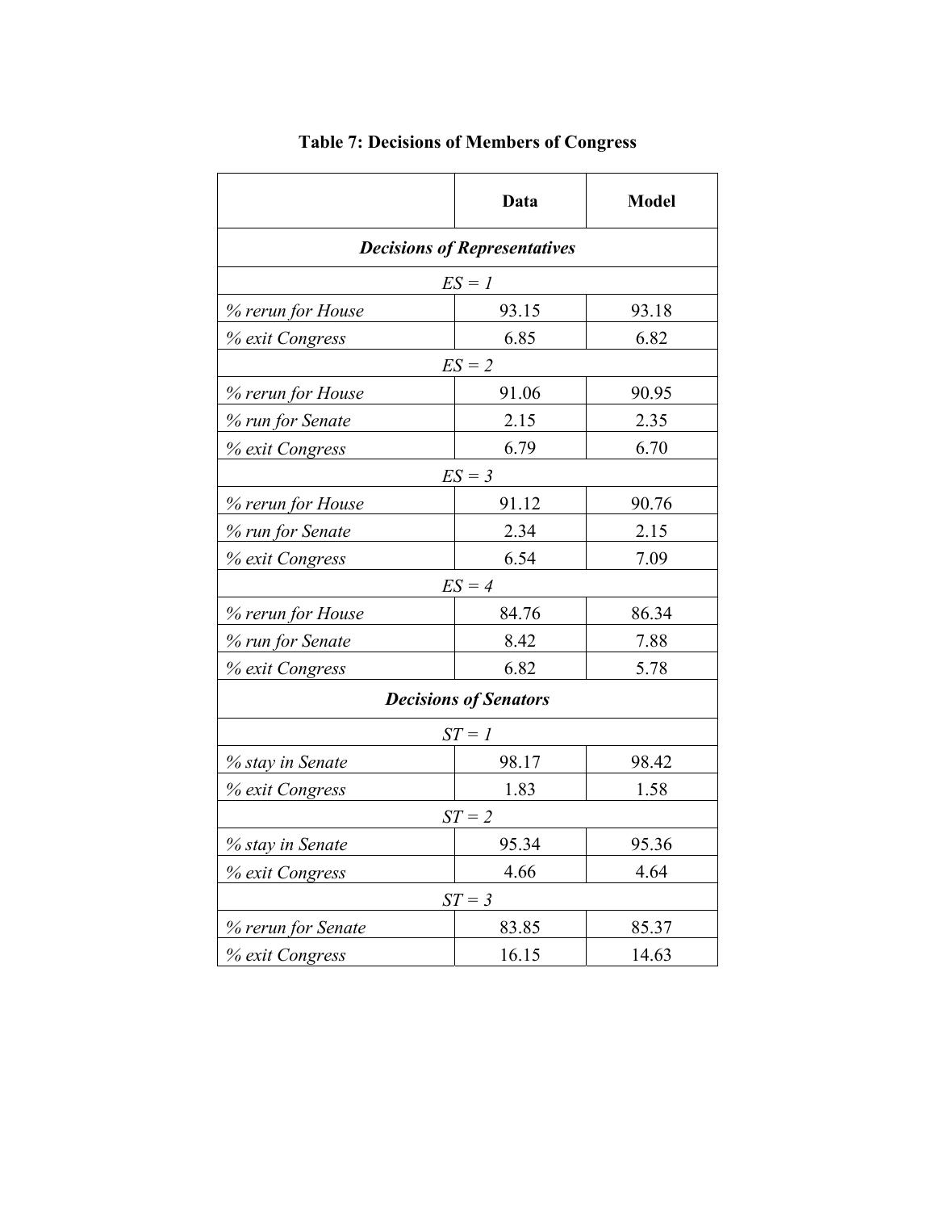**Table 7: Decisions of Members of Congress**

| | Data | Model |
|---|---|---|
| ***Decisions of Representatives*** | | |
| *ES = 1* | | |
| *% rerun for House* | 93.15 | 93.18 |
| *% exit Congress* | 6.85 | 6.82 |
| *ES = 2* | | |
| *% rerun for House* | 91.06 | 90.95 |
| *% run for Senate* | 2.15 | 2.35 |
| *% exit Congress* | 6.79 | 6.70 |
| *ES = 3* | | |
| *% rerun for House* | 91.12 | 90.76 |
| *% run for Senate* | 2.34 | 2.15 |
| *% exit Congress* | 6.54 | 7.09 |
| *ES = 4* | | |
| *% rerun for House* | 84.76 | 86.34 |
| *% run for Senate* | 8.42 | 7.88 |
| *% exit Congress* | 6.82 | 5.78 |
| ***Decisions of Senators*** | | |
| *ST = 1* | | |
| *% stay in Senate* | 98.17 | 98.42 |
| *% exit Congress* | 1.83 | 1.58 |
| *ST = 2* | | |
| *% stay in Senate* | 95.34 | 95.36 |
| *% exit Congress* | 4.66 | 4.64 |
| *ST = 3* | | |
| *% rerun for Senate* | 83.85 | 85.37 |
| *% exit Congress* | 16.15 | 14.63 |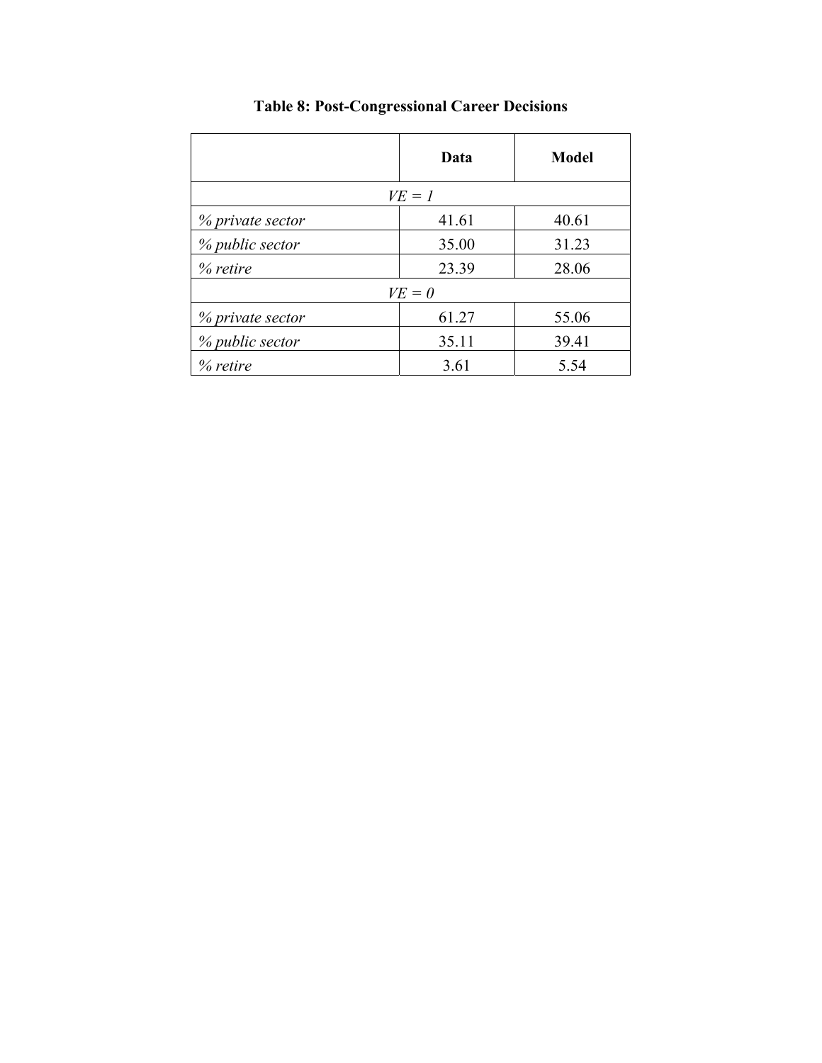**Table 8: Post-Congressional Career Decisions**

| | Data | Model |
|---|---|---|
| *VE = 1* | | |
| *% private sector* | 41.61 | 40.61 |
| *% public sector* | 35.00 | 31.23 |
| *% retire* | 23.39 | 28.06 |
| *VE = 0* | | |
| *% private sector* | 61.27 | 55.06 |
| *% public sector* | 35.11 | 39.41 |
| *% retire* | 3.61 | 5.54 |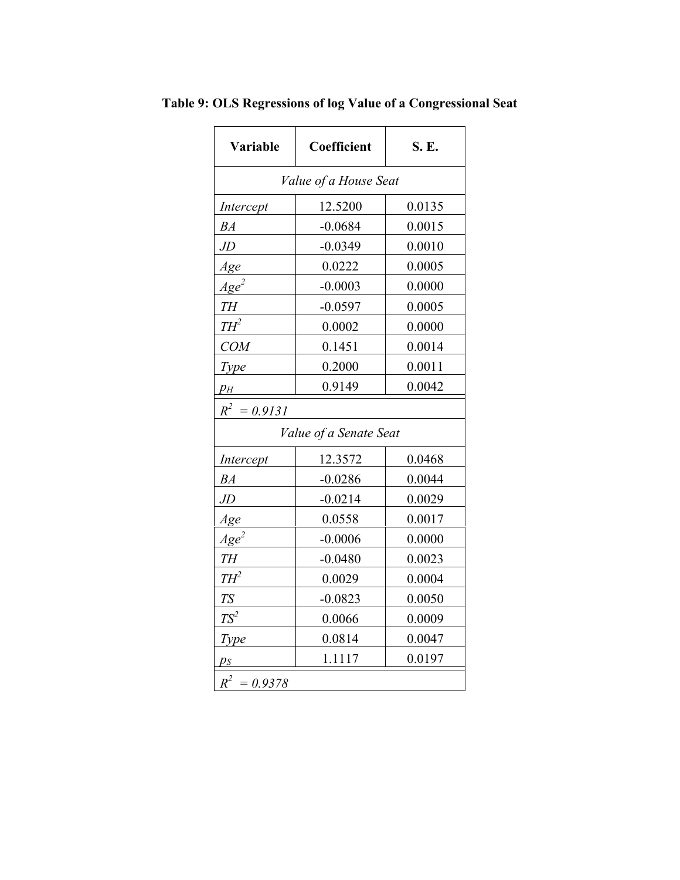**Table 9: OLS Regressions of log Value of a Congressional Seat**

| Variable | Coefficient | S. E. |
|---|---|---|
| *Value of a House Seat* | | |
| *Intercept* | 12.5200 | 0.0135 |
| *BA* | -0.0684 | 0.0015 |
| *JD* | -0.0349 | 0.0010 |
| *Age* | 0.0222 | 0.0005 |
| $Age^2$ | -0.0003 | 0.0000 |
| *TH* | -0.0597 | 0.0005 |
| $TH^2$ | 0.0002 | 0.0000 |
| *COM* | 0.1451 | 0.0014 |
| *Type* | 0.2000 | 0.0011 |
| $p_H$ | 0.9149 | 0.0042 |
| $R^2 = 0.9131$ | | |
| *Value of a Senate Seat* | | |
| *Intercept* | 12.3572 | 0.0468 |
| *BA* | -0.0286 | 0.0044 |
| *JD* | -0.0214 | 0.0029 |
| *Age* | 0.0558 | 0.0017 |
| $Age^2$ | -0.0006 | 0.0000 |
| *TH* | -0.0480 | 0.0023 |
| $TH^2$ | 0.0029 | 0.0004 |
| *TS* | -0.0823 | 0.0050 |
| $TS^2$ | 0.0066 | 0.0009 |
| *Type* | 0.0814 | 0.0047 |
| $p_S$ | 1.1117 | 0.0197 |
| $R^2 = 0.9378$ | | |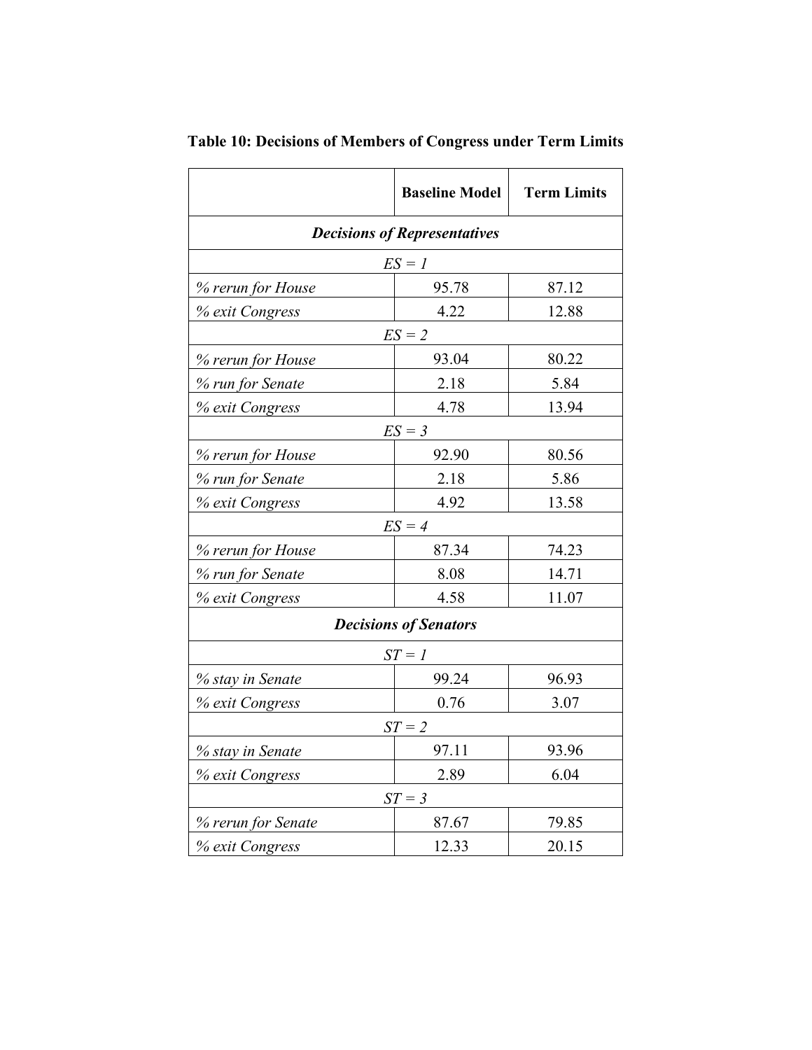**Table 10: Decisions of Members of Congress under Term Limits**

| | **Baseline Model** | **Term Limits** |
|---|---|---|
| ***Decisions of Representatives*** | | |
| *ES = 1* | | |
| *% rerun for House* | 95.78 | 87.12 |
| *% exit Congress* | 4.22 | 12.88 |
| *ES = 2* | | |
| *% rerun for House* | 93.04 | 80.22 |
| *% run for Senate* | 2.18 | 5.84 |
| *% exit Congress* | 4.78 | 13.94 |
| *ES = 3* | | |
| *% rerun for House* | 92.90 | 80.56 |
| *% run for Senate* | 2.18 | 5.86 |
| *% exit Congress* | 4.92 | 13.58 |
| *ES = 4* | | |
| *% rerun for House* | 87.34 | 74.23 |
| *% run for Senate* | 8.08 | 14.71 |
| *% exit Congress* | 4.58 | 11.07 |
| ***Decisions of Senators*** | | |
| *ST = 1* | | |
| *% stay in Senate* | 99.24 | 96.93 |
| *% exit Congress* | 0.76 | 3.07 |
| *ST = 2* | | |
| *% stay in Senate* | 97.11 | 93.96 |
| *% exit Congress* | 2.89 | 6.04 |
| *ST = 3* | | |
| *% rerun for Senate* | 87.67 | 79.85 |
| *% exit Congress* | 12.33 | 20.15 |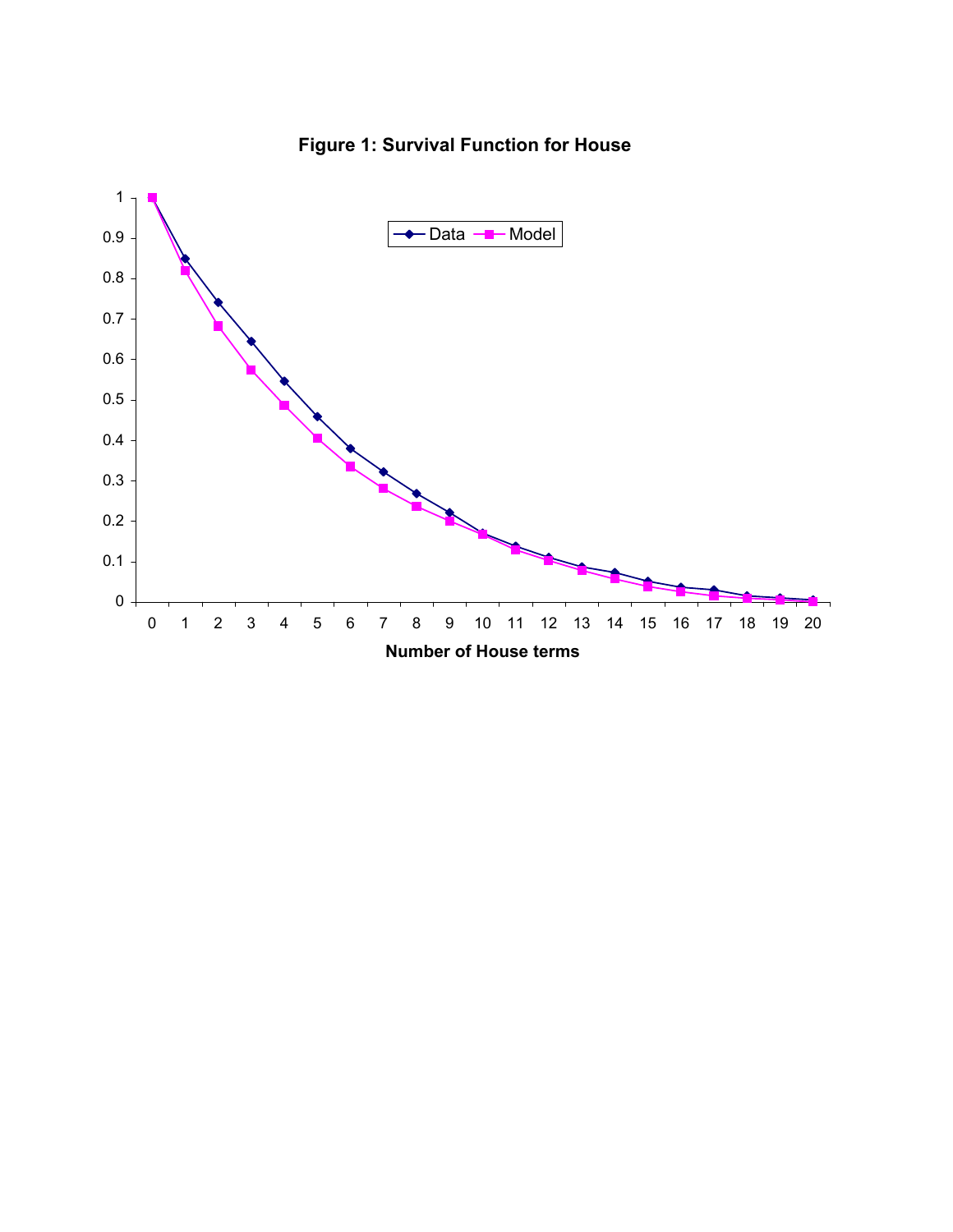**Figure 1: Survival Function for House**

Number of House terms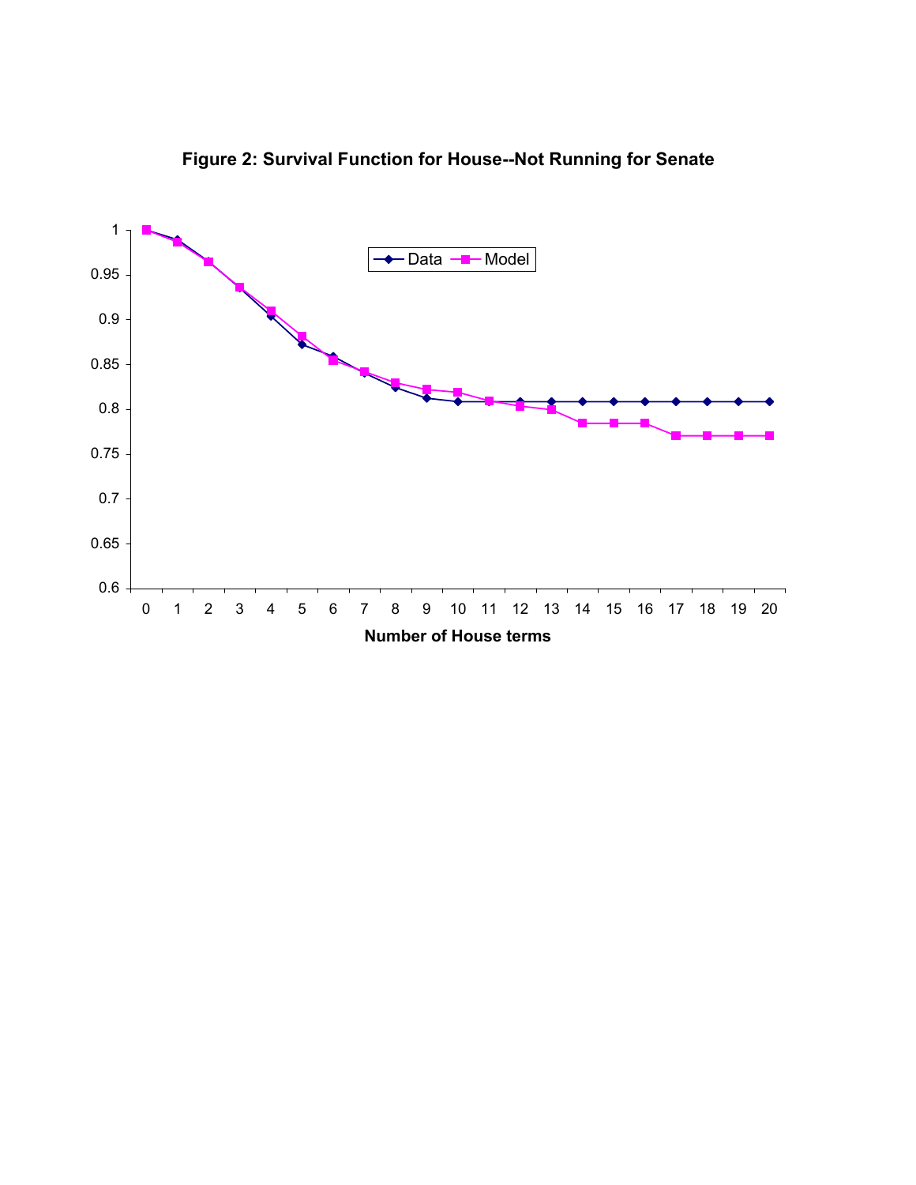**Figure 2: Survival Function for House--Not Running for Senate**

Number of House terms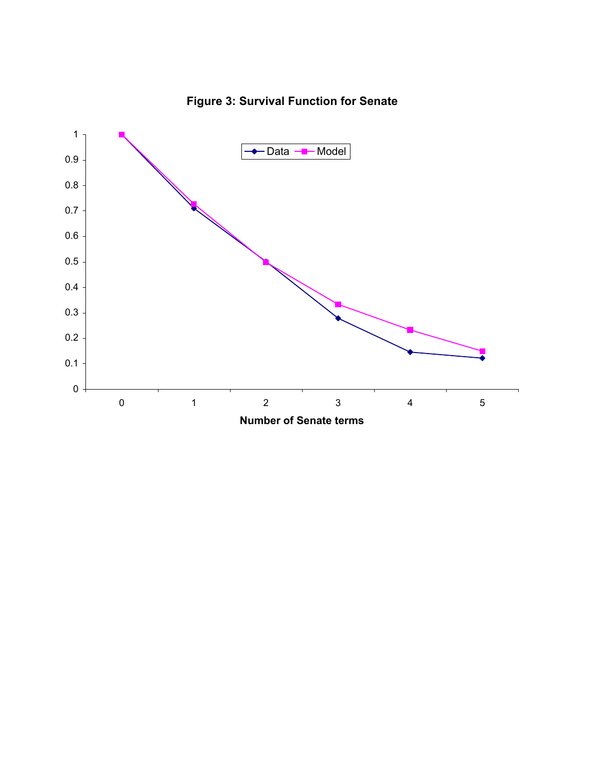**Figure 3: Survival Function for Senate**

Data
Model

1
0.9
0.8
0.7
0.6
0.5
0.4
0.3
0.2
0.1
0

0
1
2
3
4
5

Number of Senate terms